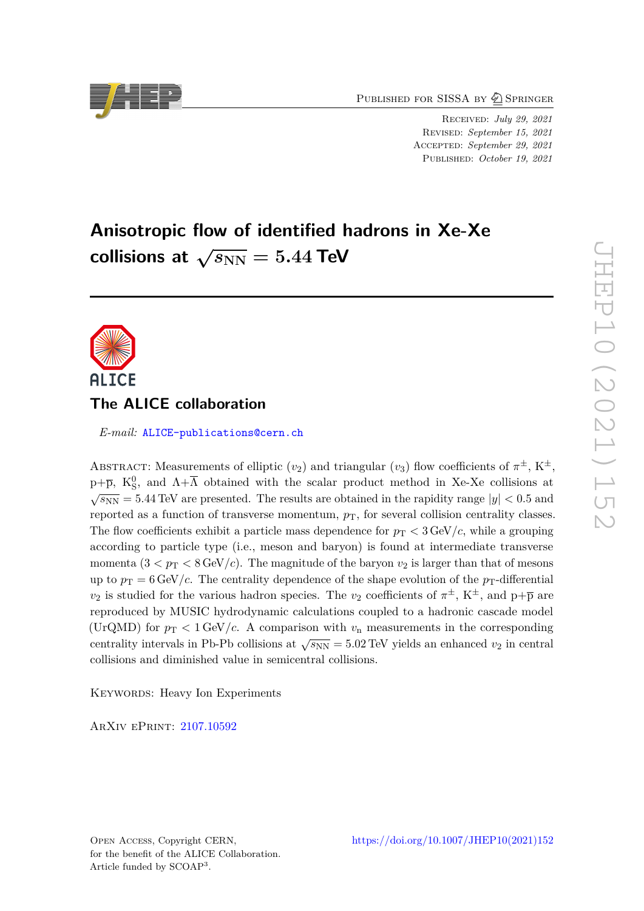Published for SISSA by Springer

Received: *July 29, 2021*
Revised: *September 15, 2021*
Accepted: *September 29, 2021*
Published: *October 19, 2021*

# Anisotropic flow of identified hadrons in Xe-Xe collisions at $\sqrt{s_{\rm NN}} = 5.44$ TeV

## The ALICE collaboration

*E-mail:* ALICE-publications@cern.ch

Abstract: Measurements of elliptic ($v_2$) and triangular ($v_3$) flow coefficients of $\pi^{\pm}$, $\mathrm{K}^{\pm}$, p+$\overline{\mathrm{p}}$, $\mathrm{K}^0_{\mathrm{S}}$, and $\Lambda+\overline{\Lambda}$ obtained with the scalar product method in Xe-Xe collisions at $\sqrt{s_{\rm NN}} = 5.44$ TeV are presented. The results are obtained in the rapidity range $|y| < 0.5$ and reported as a function of transverse momentum, $p_{\rm T}$, for several collision centrality classes. The flow coefficients exhibit a particle mass dependence for $p_{\rm T} < 3\,\mathrm{GeV}/c$, while a grouping according to particle type (i.e., meson and baryon) is found at intermediate transverse momenta ($3 < p_{\rm T} < 8\,\mathrm{GeV}/c$). The magnitude of the baryon $v_2$ is larger than that of mesons up to $p_{\rm T} = 6\,\mathrm{GeV}/c$. The centrality dependence of the shape evolution of the $p_{\rm T}$-differential $v_2$ is studied for the various hadron species. The $v_2$ coefficients of $\pi^{\pm}$, $\mathrm{K}^{\pm}$, and p+$\overline{\mathrm{p}}$ are reproduced by MUSIC hydrodynamic calculations coupled to a hadronic cascade model (UrQMD) for $p_{\rm T} < 1\,\mathrm{GeV}/c$. A comparison with $v_{\rm n}$ measurements in the corresponding centrality intervals in Pb-Pb collisions at $\sqrt{s_{\rm NN}} = 5.02$ TeV yields an enhanced $v_2$ in central collisions and diminished value in semicentral collisions.

Keywords: Heavy Ion Experiments

ArXiv ePrint: 2107.10592

Open Access, Copyright CERN,
for the benefit of the ALICE Collaboration.
Article funded by SCOAP[3].

https://doi.org/10.1007/JHEP10(2021)152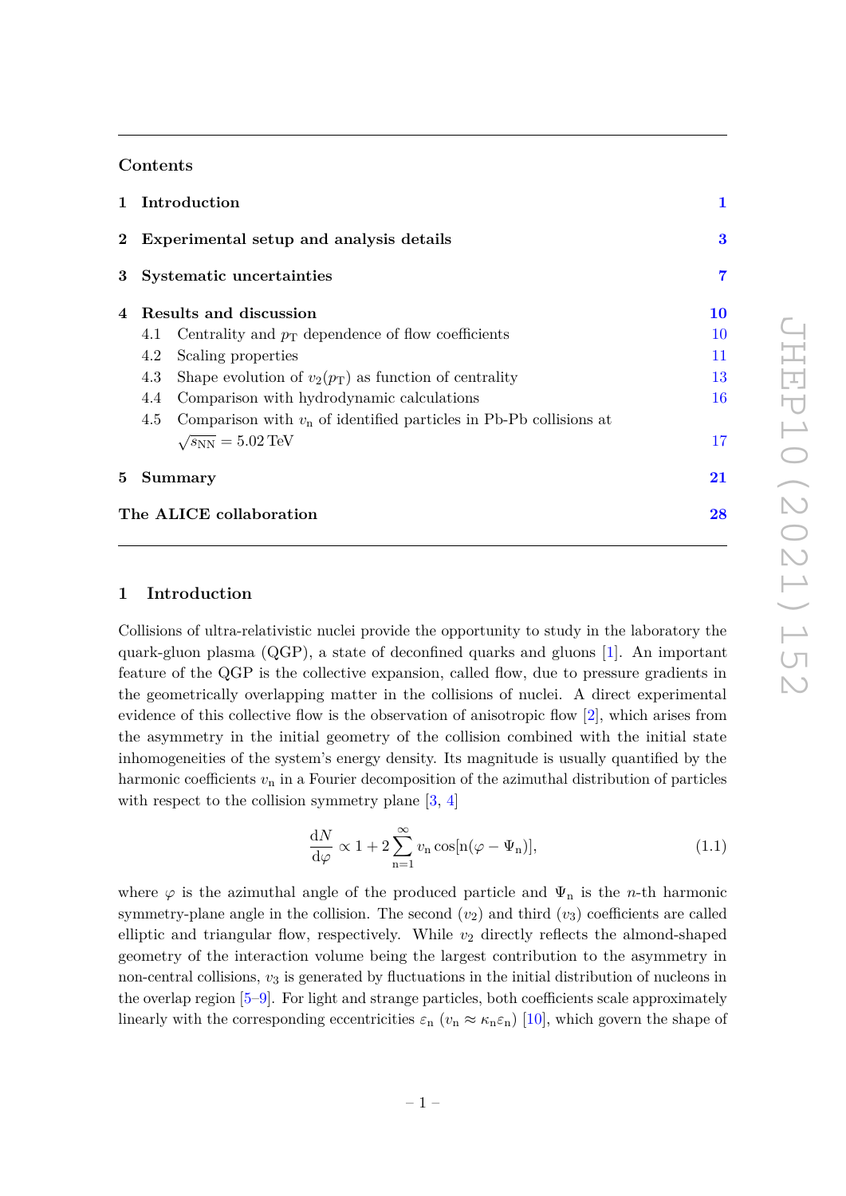## Contents

1 Introduction 1

2 Experimental setup and analysis details 3

3 Systematic uncertainties 7

4 Results and discussion 10
- 4.1 Centrality and $p_{\mathrm{T}}$ dependence of flow coefficients 10
- 4.2 Scaling properties 11
- 4.3 Shape evolution of $v_2(p_{\mathrm{T}})$ as function of centrality 13
- 4.4 Comparison with hydrodynamic calculations 16
- 4.5 Comparison with $v_{\mathrm{n}}$ of identified particles in Pb-Pb collisions at $\sqrt{s_{\mathrm{NN}}} = 5.02$ TeV 17

5 Summary 21

The ALICE collaboration 28

# 1 Introduction

Collisions of ultra-relativistic nuclei provide the opportunity to study in the laboratory the quark-gluon plasma (QGP), a state of deconfined quarks and gluons [1]. An important feature of the QGP is the collective expansion, called flow, due to pressure gradients in the geometrically overlapping matter in the collisions of nuclei. A direct experimental evidence of this collective flow is the observation of anisotropic flow [2], which arises from the asymmetry in the initial geometry of the collision combined with the initial state inhomogeneities of the system's energy density. Its magnitude is usually quantified by the harmonic coefficients $v_{\mathrm{n}}$ in a Fourier decomposition of the azimuthal distribution of particles with respect to the collision symmetry plane [3, 4]

$$\frac{\mathrm{d}N}{\mathrm{d}\varphi} \propto 1 + 2\sum_{\mathrm{n}=1}^{\infty} v_{\mathrm{n}} \cos[\mathrm{n}(\varphi - \Psi_{\mathrm{n}})], \tag{1.1}$$

where $\varphi$ is the azimuthal angle of the produced particle and $\Psi_{\mathrm{n}}$ is the $n$-th harmonic symmetry-plane angle in the collision. The second ($v_2$) and third ($v_3$) coefficients are called elliptic and triangular flow, respectively. While $v_2$ directly reflects the almond-shaped geometry of the interaction volume being the largest contribution to the asymmetry in non-central collisions, $v_3$ is generated by fluctuations in the initial distribution of nucleons in the overlap region [5–9]. For light and strange particles, both coefficients scale approximately linearly with the corresponding eccentricities $\varepsilon_{\mathrm{n}}$ ($v_{\mathrm{n}} \approx \kappa_{\mathrm{n}}\varepsilon_{\mathrm{n}}$) [10], which govern the shape of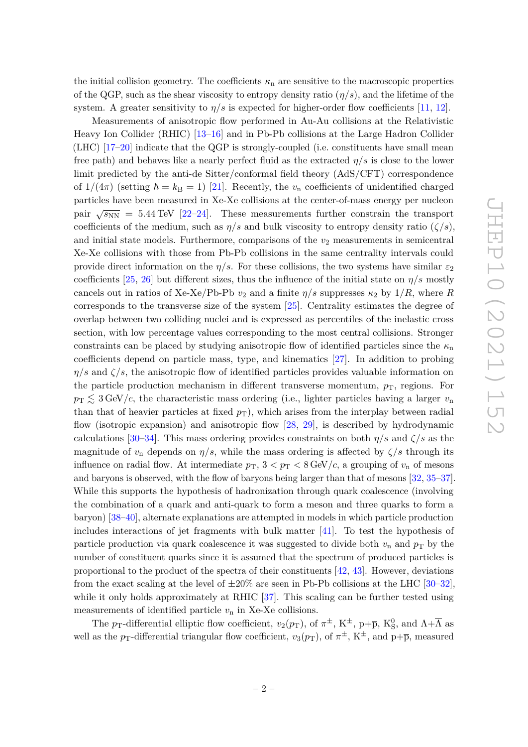the initial collision geometry. The coefficients $\kappa_n$ are sensitive to the macroscopic properties of the QGP, such as the shear viscosity to entropy density ratio ($\eta/s$), and the lifetime of the system. A greater sensitivity to $\eta/s$ is expected for higher-order flow coefficients [11, 12].

Measurements of anisotropic flow performed in Au-Au collisions at the Relativistic Heavy Ion Collider (RHIC) [13–16] and in Pb-Pb collisions at the Large Hadron Collider (LHC) [17–20] indicate that the QGP is strongly-coupled (i.e. constituents have small mean free path) and behaves like a nearly perfect fluid as the extracted $\eta/s$ is close to the lower limit predicted by the anti-de Sitter/conformal field theory (AdS/CFT) correspondence of $1/(4\pi)$ (setting $\hbar = k_B = 1$) [21]. Recently, the $v_n$ coefficients of unidentified charged particles have been measured in Xe-Xe collisions at the center-of-mass energy per nucleon pair $\sqrt{s_{NN}} = 5.44$ TeV [22–24]. These measurements further constrain the transport coefficients of the medium, such as $\eta/s$ and bulk viscosity to entropy density ratio ($\zeta/s$), and initial state models. Furthermore, comparisons of the $v_2$ measurements in semicentral Xe-Xe collisions with those from Pb-Pb collisions in the same centrality intervals could provide direct information on the $\eta/s$. For these collisions, the two systems have similar $\varepsilon_2$ coefficients [25, 26] but different sizes, thus the influence of the initial state on $\eta/s$ mostly cancels out in ratios of Xe-Xe/Pb-Pb $v_2$ and a finite $\eta/s$ suppresses $\kappa_2$ by $1/R$, where $R$ corresponds to the transverse size of the system [25]. Centrality estimates the degree of overlap between two colliding nuclei and is expressed as percentiles of the inelastic cross section, with low percentage values corresponding to the most central collisions. Stronger constraints can be placed by studying anisotropic flow of identified particles since the $\kappa_n$ coefficients depend on particle mass, type, and kinematics [27]. In addition to probing $\eta/s$ and $\zeta/s$, the anisotropic flow of identified particles provides valuable information on the particle production mechanism in different transverse momentum, $p_T$, regions. For $p_T \lesssim 3$ GeV/$c$, the characteristic mass ordering (i.e., lighter particles having a larger $v_n$ than that of heavier particles at fixed $p_T$), which arises from the interplay between radial flow (isotropic expansion) and anisotropic flow [28, 29], is described by hydrodynamic calculations [30–34]. This mass ordering provides constraints on both $\eta/s$ and $\zeta/s$ as the magnitude of $v_n$ depends on $\eta/s$, while the mass ordering is affected by $\zeta/s$ through its influence on radial flow. At intermediate $p_T$, $3 < p_T < 8$ GeV/$c$, a grouping of $v_n$ of mesons and baryons is observed, with the flow of baryons being larger than that of mesons [32, 35–37]. While this supports the hypothesis of hadronization through quark coalescence (involving the combination of a quark and anti-quark to form a meson and three quarks to form a baryon) [38–40], alternate explanations are attempted in models in which particle production includes interactions of jet fragments with bulk matter [41]. To test the hypothesis of particle production via quark coalescence it was suggested to divide both $v_n$ and $p_T$ by the number of constituent quarks since it is assumed that the spectrum of produced particles is proportional to the product of the spectra of their constituents [42, 43]. However, deviations from the exact scaling at the level of $\pm 20\%$ are seen in Pb-Pb collisions at the LHC [30–32], while it only holds approximately at RHIC [37]. This scaling can be further tested using measurements of identified particle $v_n$ in Xe-Xe collisions.

The $p_T$-differential elliptic flow coefficient, $v_2(p_T)$, of $\pi^{\pm}$, $K^{\pm}$, $p+\overline{p}$, $K^0_S$, and $\Lambda+\overline{\Lambda}$ as well as the $p_T$-differential triangular flow coefficient, $v_3(p_T)$, of $\pi^{\pm}$, $K^{\pm}$, and $p+\overline{p}$, measured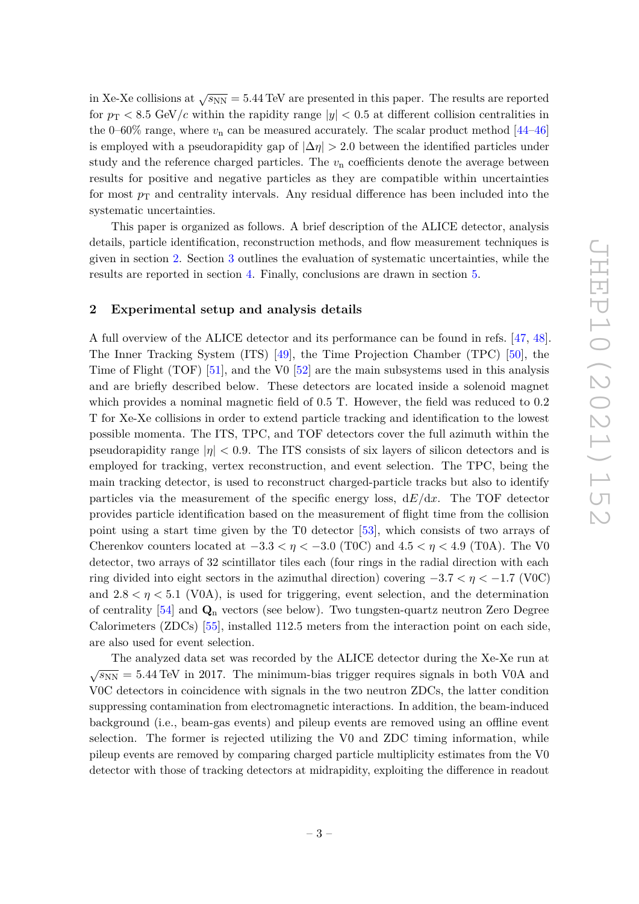in Xe-Xe collisions at $\sqrt{s_{\rm NN}} = 5.44$ TeV are presented in this paper. The results are reported for $p_{\rm T} < 8.5$ GeV/$c$ within the rapidity range $|y| < 0.5$ at different collision centralities in the 0–60% range, where $v_{\rm n}$ can be measured accurately. The scalar product method [44–46] is employed with a pseudorapidity gap of $|\Delta\eta| > 2.0$ between the identified particles under study and the reference charged particles. The $v_{\rm n}$ coefficients denote the average between results for positive and negative particles as they are compatible within uncertainties for most $p_{\rm T}$ and centrality intervals. Any residual difference has been included into the systematic uncertainties.

This paper is organized as follows. A brief description of the ALICE detector, analysis details, particle identification, reconstruction methods, and flow measurement techniques is given in section 2. Section 3 outlines the evaluation of systematic uncertainties, while the results are reported in section 4. Finally, conclusions are drawn in section 5.

## 2 Experimental setup and analysis details

A full overview of the ALICE detector and its performance can be found in refs. [47, 48]. The Inner Tracking System (ITS) [49], the Time Projection Chamber (TPC) [50], the Time of Flight (TOF) [51], and the V0 [52] are the main subsystems used in this analysis and are briefly described below. These detectors are located inside a solenoid magnet which provides a nominal magnetic field of 0.5 T. However, the field was reduced to 0.2 T for Xe-Xe collisions in order to extend particle tracking and identification to the lowest possible momenta. The ITS, TPC, and TOF detectors cover the full azimuth within the pseudorapidity range $|\eta| < 0.9$. The ITS consists of six layers of silicon detectors and is employed for tracking, vertex reconstruction, and event selection. The TPC, being the main tracking detector, is used to reconstruct charged-particle tracks but also to identify particles via the measurement of the specific energy loss, $\mathrm{d}E/\mathrm{d}x$. The TOF detector provides particle identification based on the measurement of flight time from the collision point using a start time given by the T0 detector [53], which consists of two arrays of Cherenkov counters located at $-3.3 < \eta < -3.0$ (T0C) and $4.5 < \eta < 4.9$ (T0A). The V0 detector, two arrays of 32 scintillator tiles each (four rings in the radial direction with each ring divided into eight sectors in the azimuthal direction) covering $-3.7 < \eta < -1.7$ (V0C) and $2.8 < \eta < 5.1$ (V0A), is used for triggering, event selection, and the determination of centrality [54] and $\mathbf{Q}_{\rm n}$ vectors (see below). Two tungsten-quartz neutron Zero Degree Calorimeters (ZDCs) [55], installed 112.5 meters from the interaction point on each side, are also used for event selection.

The analyzed data set was recorded by the ALICE detector during the Xe-Xe run at $\sqrt{s_{\rm NN}} = 5.44$ TeV in 2017. The minimum-bias trigger requires signals in both V0A and V0C detectors in coincidence with signals in the two neutron ZDCs, the latter condition suppressing contamination from electromagnetic interactions. In addition, the beam-induced background (i.e., beam-gas events) and pileup events are removed using an offline event selection. The former is rejected utilizing the V0 and ZDC timing information, while pileup events are removed by comparing charged particle multiplicity estimates from the V0 detector with those of tracking detectors at midrapidity, exploiting the difference in readout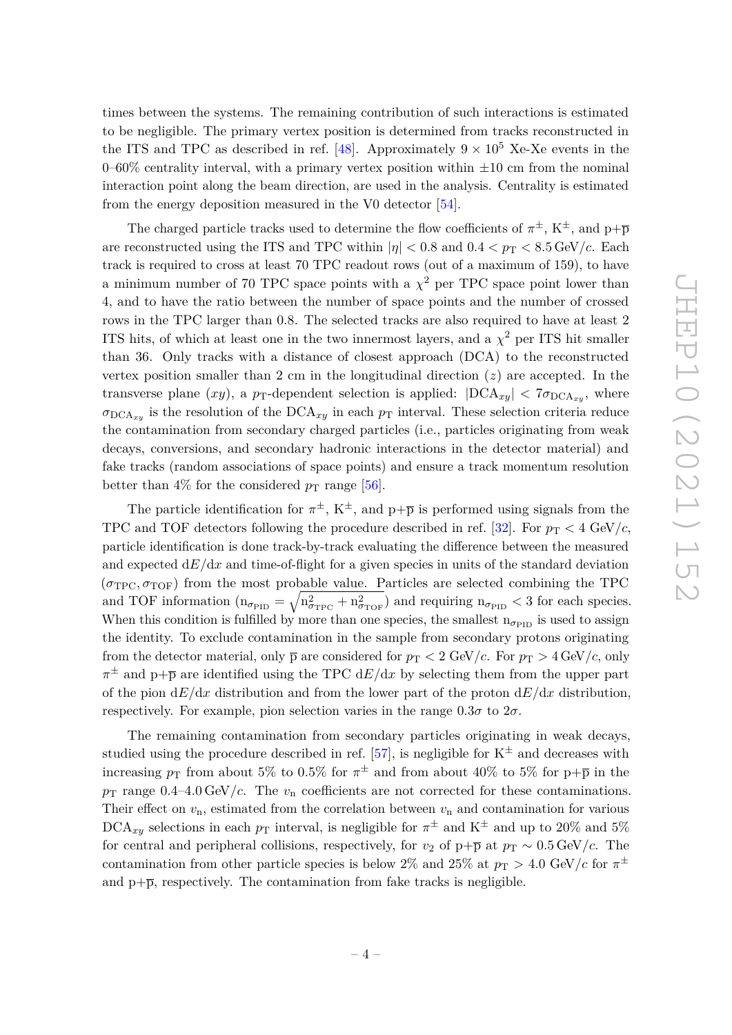times between the systems. The remaining contribution of such interactions is estimated to be negligible. The primary vertex position is determined from tracks reconstructed in the ITS and TPC as described in ref. [48]. Approximately $9 \times 10^5$ Xe-Xe events in the 0–60% centrality interval, with a primary vertex position within $\pm 10$ cm from the nominal interaction point along the beam direction, are used in the analysis. Centrality is estimated from the energy deposition measured in the V0 detector [54].

The charged particle tracks used to determine the flow coefficients of $\pi^{\pm}$, $\mathrm{K}^{\pm}$, and $\mathrm{p}+\overline{\mathrm{p}}$ are reconstructed using the ITS and TPC within $|\eta| < 0.8$ and $0.4 < p_{\mathrm{T}} < 8.5\,\mathrm{GeV}/c$. Each track is required to cross at least 70 TPC readout rows (out of a maximum of 159), to have a minimum number of 70 TPC space points with a $\chi^2$ per TPC space point lower than 4, and to have the ratio between the number of space points and the number of crossed rows in the TPC larger than 0.8. The selected tracks are also required to have at least 2 ITS hits, of which at least one in the two innermost layers, and a $\chi^2$ per ITS hit smaller than 36. Only tracks with a distance of closest approach (DCA) to the reconstructed vertex position smaller than 2 cm in the longitudinal direction ($z$) are accepted. In the transverse plane ($xy$), a $p_{\mathrm{T}}$-dependent selection is applied: $|\mathrm{DCA}_{xy}| < 7\sigma_{\mathrm{DCA}_{xy}}$, where $\sigma_{\mathrm{DCA}_{xy}}$ is the resolution of the $\mathrm{DCA}_{xy}$ in each $p_{\mathrm{T}}$ interval. These selection criteria reduce the contamination from secondary charged particles (i.e., particles originating from weak decays, conversions, and secondary hadronic interactions in the detector material) and fake tracks (random associations of space points) and ensure a track momentum resolution better than 4% for the considered $p_{\mathrm{T}}$ range [56].

The particle identification for $\pi^{\pm}$, $\mathrm{K}^{\pm}$, and $\mathrm{p}+\overline{\mathrm{p}}$ is performed using signals from the TPC and TOF detectors following the procedure described in ref. [32]. For $p_{\mathrm{T}} < 4$ GeV/$c$, particle identification is done track-by-track evaluating the difference between the measured and expected $\mathrm{d}E/\mathrm{d}x$ and time-of-flight for a given species in units of the standard deviation ($\sigma_{\mathrm{TPC}}, \sigma_{\mathrm{TOF}}$) from the most probable value. Particles are selected combining the TPC and TOF information ($\mathrm{n}_{\sigma_{\mathrm{PID}}} = \sqrt{\mathrm{n}^2_{\sigma_{\mathrm{TPC}}} + \mathrm{n}^2_{\sigma_{\mathrm{TOF}}}}$) and requiring $\mathrm{n}_{\sigma_{\mathrm{PID}}} < 3$ for each species. When this condition is fulfilled by more than one species, the smallest $\mathrm{n}_{\sigma_{\mathrm{PID}}}$ is used to assign the identity. To exclude contamination in the sample from secondary protons originating from the detector material, only $\overline{\mathrm{p}}$ are considered for $p_{\mathrm{T}} < 2$ GeV/$c$. For $p_{\mathrm{T}} > 4\,\mathrm{GeV}/c$, only $\pi^{\pm}$ and $\mathrm{p}+\overline{\mathrm{p}}$ are identified using the TPC $\mathrm{d}E/\mathrm{d}x$ by selecting them from the upper part of the pion $\mathrm{d}E/\mathrm{d}x$ distribution and from the lower part of the proton $\mathrm{d}E/\mathrm{d}x$ distribution, respectively. For example, pion selection varies in the range $0.3\sigma$ to $2\sigma$.

The remaining contamination from secondary particles originating in weak decays, studied using the procedure described in ref. [57], is negligible for $\mathrm{K}^{\pm}$ and decreases with increasing $p_{\mathrm{T}}$ from about 5% to 0.5% for $\pi^{\pm}$ and from about 40% to 5% for $\mathrm{p}+\overline{\mathrm{p}}$ in the $p_{\mathrm{T}}$ range 0.4–4.0 GeV/$c$. The $v_{\mathrm{n}}$ coefficients are not corrected for these contaminations. Their effect on $v_{\mathrm{n}}$, estimated from the correlation between $v_{\mathrm{n}}$ and contamination for various $\mathrm{DCA}_{xy}$ selections in each $p_{\mathrm{T}}$ interval, is negligible for $\pi^{\pm}$ and $\mathrm{K}^{\pm}$ and up to 20% and 5% for central and peripheral collisions, respectively, for $v_2$ of $\mathrm{p}+\overline{\mathrm{p}}$ at $p_{\mathrm{T}} \sim 0.5\,\mathrm{GeV}/c$. The contamination from other particle species is below 2% and 25% at $p_{\mathrm{T}} > 4.0$ GeV/$c$ for $\pi^{\pm}$ and $\mathrm{p}+\overline{\mathrm{p}}$, respectively. The contamination from fake tracks is negligible.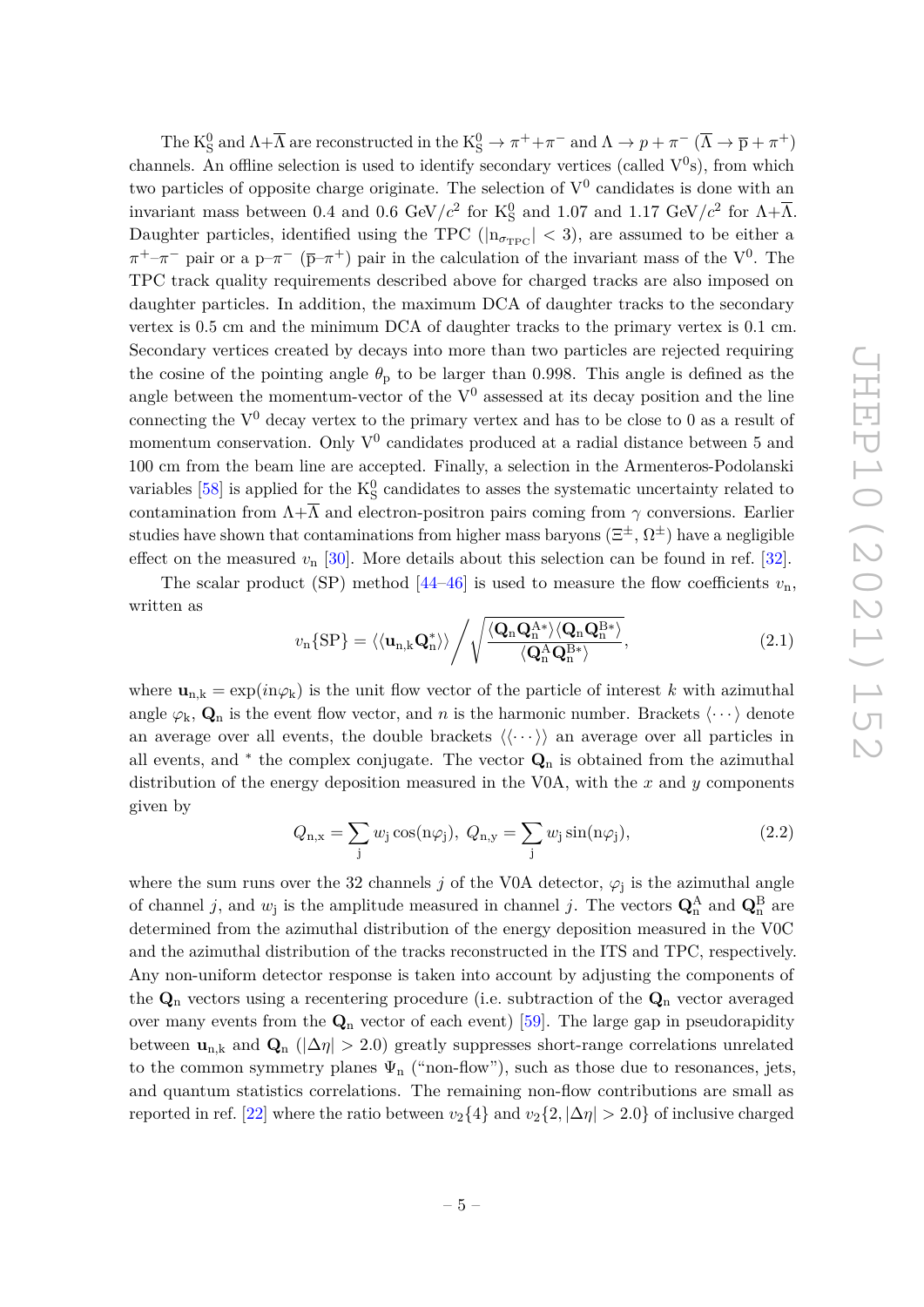The $\mathrm{K^0_S}$ and $\Lambda+\overline{\Lambda}$ are reconstructed in the $\mathrm{K^0_S} \rightarrow \pi^+ + \pi^-$ and $\Lambda \rightarrow p + \pi^-$ ($\overline{\Lambda} \rightarrow \overline{\mathrm{p}} + \pi^+$) channels. An offline selection is used to identify secondary vertices (called $\mathrm{V^0}$s), from which two particles of opposite charge originate. The selection of $\mathrm{V^0}$ candidates is done with an invariant mass between 0.4 and 0.6 GeV/$c^2$ for $\mathrm{K^0_S}$ and 1.07 and 1.17 GeV/$c^2$ for $\Lambda+\overline{\Lambda}$. Daughter particles, identified using the TPC ($|\mathrm{n}_{\sigma_{\mathrm{TPC}}}| < 3$), are assumed to be either a $\pi^+$–$\pi^-$ pair or a p–$\pi^-$ ($\overline{\mathrm{p}}$–$\pi^+$) pair in the calculation of the invariant mass of the $\mathrm{V^0}$. The TPC track quality requirements described above for charged tracks are also imposed on daughter particles. In addition, the maximum DCA of daughter tracks to the secondary vertex is 0.5 cm and the minimum DCA of daughter tracks to the primary vertex is 0.1 cm. Secondary vertices created by decays into more than two particles are rejected requiring the cosine of the pointing angle $\theta_{\mathrm{p}}$ to be larger than 0.998. This angle is defined as the angle between the momentum-vector of the $\mathrm{V^0}$ assessed at its decay position and the line connecting the $\mathrm{V^0}$ decay vertex to the primary vertex and has to be close to 0 as a result of momentum conservation. Only $\mathrm{V^0}$ candidates produced at a radial distance between 5 and 100 cm from the beam line are accepted. Finally, a selection in the Armenteros-Podolanski variables [58] is applied for the $\mathrm{K^0_S}$ candidates to asses the systematic uncertainty related to contamination from $\Lambda+\overline{\Lambda}$ and electron-positron pairs coming from $\gamma$ conversions. Earlier studies have shown that contaminations from higher mass baryons ($\Xi^{\pm}$, $\Omega^{\pm}$) have a negligible effect on the measured $v_{\mathrm{n}}$ [30]. More details about this selection can be found in ref. [32].

The scalar product (SP) method [44–46] is used to measure the flow coefficients $v_{\mathrm{n}}$, written as

$$v_{\mathrm{n}}\{\mathrm{SP}\} = \langle\langle \mathbf{u}_{\mathrm{n,k}} \mathbf{Q}^*_{\mathrm{n}} \rangle\rangle \bigg/ \sqrt{\frac{\langle \mathbf{Q}_{\mathrm{n}} \mathbf{Q}^{\mathrm{A}*}_{\mathrm{n}} \rangle \langle \mathbf{Q}_{\mathrm{n}} \mathbf{Q}^{\mathrm{B}*}_{\mathrm{n}} \rangle}{\langle \mathbf{Q}^{\mathrm{A}}_{\mathrm{n}} \mathbf{Q}^{\mathrm{B}*}_{\mathrm{n}} \rangle}}, \tag{2.1}$$

where $\mathbf{u}_{\mathrm{n,k}} = \exp(in\varphi_{\mathrm{k}})$ is the unit flow vector of the particle of interest $k$ with azimuthal angle $\varphi_{\mathrm{k}}$, $\mathbf{Q}_{\mathrm{n}}$ is the event flow vector, and $n$ is the harmonic number. Brackets $\langle \cdots \rangle$ denote an average over all events, the double brackets $\langle\langle \cdots \rangle\rangle$ an average over all particles in all events, and $^*$ the complex conjugate. The vector $\mathbf{Q}_{\mathrm{n}}$ is obtained from the azimuthal distribution of the energy deposition measured in the V0A, with the $x$ and $y$ components given by

$$Q_{\mathrm{n,x}} = \sum_{\mathrm{j}} w_{\mathrm{j}} \cos(\mathrm{n}\varphi_{\mathrm{j}}),\ Q_{\mathrm{n,y}} = \sum_{\mathrm{j}} w_{\mathrm{j}} \sin(\mathrm{n}\varphi_{\mathrm{j}}), \tag{2.2}$$

where the sum runs over the 32 channels $j$ of the V0A detector, $\varphi_{\mathrm{j}}$ is the azimuthal angle of channel $j$, and $w_{\mathrm{j}}$ is the amplitude measured in channel $j$. The vectors $\mathbf{Q}^{\mathrm{A}}_{\mathrm{n}}$ and $\mathbf{Q}^{\mathrm{B}}_{\mathrm{n}}$ are determined from the azimuthal distribution of the energy deposition measured in the V0C and the azimuthal distribution of the tracks reconstructed in the ITS and TPC, respectively. Any non-uniform detector response is taken into account by adjusting the components of the $\mathbf{Q}_{\mathrm{n}}$ vectors using a recentering procedure (i.e. subtraction of the $\mathbf{Q}_{\mathrm{n}}$ vector averaged over many events from the $\mathbf{Q}_{\mathrm{n}}$ vector of each event) [59]. The large gap in pseudorapidity between $\mathbf{u}_{\mathrm{n,k}}$ and $\mathbf{Q}_{\mathrm{n}}$ ($|\Delta\eta| > 2.0$) greatly suppresses short-range correlations unrelated to the common symmetry planes $\Psi_{\mathrm{n}}$ ("non-flow"), such as those due to resonances, jets, and quantum statistics correlations. The remaining non-flow contributions are small as reported in ref. [22] where the ratio between $v_2\{4\}$ and $v_2\{2, |\Delta\eta| > 2.0\}$ of inclusive charged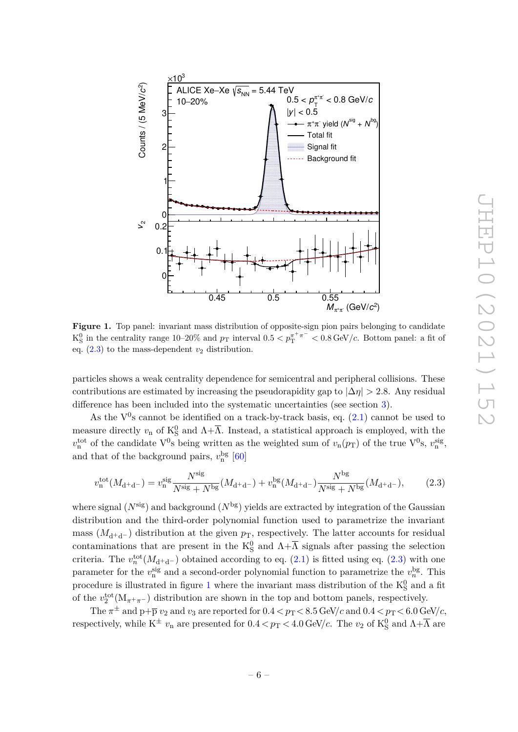**Figure 1.** Top panel: invariant mass distribution of opposite-sign pion pairs belonging to candidate $K^0_S$ in the centrality range 10–20% and $p_T$ interval $0.5 < p_T^{\pi^+\pi^-} < 0.8\,\text{GeV}/c$. Bottom panel: a fit of eq. (2.3) to the mass-dependent $v_2$ distribution.

particles shows a weak centrality dependence for semicentral and peripheral collisions. These contributions are estimated by increasing the pseudorapidity gap to $|\Delta\eta| > 2.8$. Any residual difference has been included into the systematic uncertainties (see section 3).

As the $V^0$s cannot be identified on a track-by-track basis, eq. (2.1) cannot be used to measure directly $v_n$ of $K^0_S$ and $\Lambda+\overline{\Lambda}$. Instead, a statistical approach is employed, with the $v_n^{\text{tot}}$ of the candidate $V^0$s being written as the weighted sum of $v_n(p_T)$ of the true $V^0$s, $v_n^{\text{sig}}$, and that of the background pairs, $v_n^{\text{bg}}$ [60]

$$v_n^{\text{tot}}(M_{d^+d^-}) = v_n^{\text{sig}} \frac{N^{\text{sig}}}{N^{\text{sig}} + N^{\text{bg}}}(M_{d^+d^-}) + v_n^{\text{bg}}(M_{d^+d^-}) \frac{N^{\text{bg}}}{N^{\text{sig}} + N^{\text{bg}}}(M_{d^+d^-}), \tag{2.3}$$

where signal ($N^{\text{sig}}$) and background ($N^{\text{bg}}$) yields are extracted by integration of the Gaussian distribution and the third-order polynomial function used to parametrize the invariant mass ($M_{d^+d^-}$) distribution at the given $p_T$, respectively. The latter accounts for residual contaminations that are present in the $K^0_S$ and $\Lambda+\overline{\Lambda}$ signals after passing the selection criteria. The $v_n^{\text{tot}}(M_{d^+d^-})$ obtained according to eq. (2.1) is fitted using eq. (2.3) with one parameter for the $v_n^{\text{sig}}$ and a second-order polynomial function to parametrize the $v_n^{\text{bg}}$. This procedure is illustrated in figure 1 where the invariant mass distribution of the $K^0_S$ and a fit of the $v_2^{\text{tot}}(M_{\pi^+\pi^-})$ distribution are shown in the top and bottom panels, respectively.

The $\pi^{\pm}$ and $p+\overline{p}$ $v_2$ and $v_3$ are reported for $0.4 < p_T < 8.5\,\text{GeV}/c$ and $0.4 < p_T < 6.0\,\text{GeV}/c$, respectively, while $K^{\pm}$ $v_n$ are presented for $0.4 < p_T < 4.0\,\text{GeV}/c$. The $v_2$ of $K^0_S$ and $\Lambda+\overline{\Lambda}$ are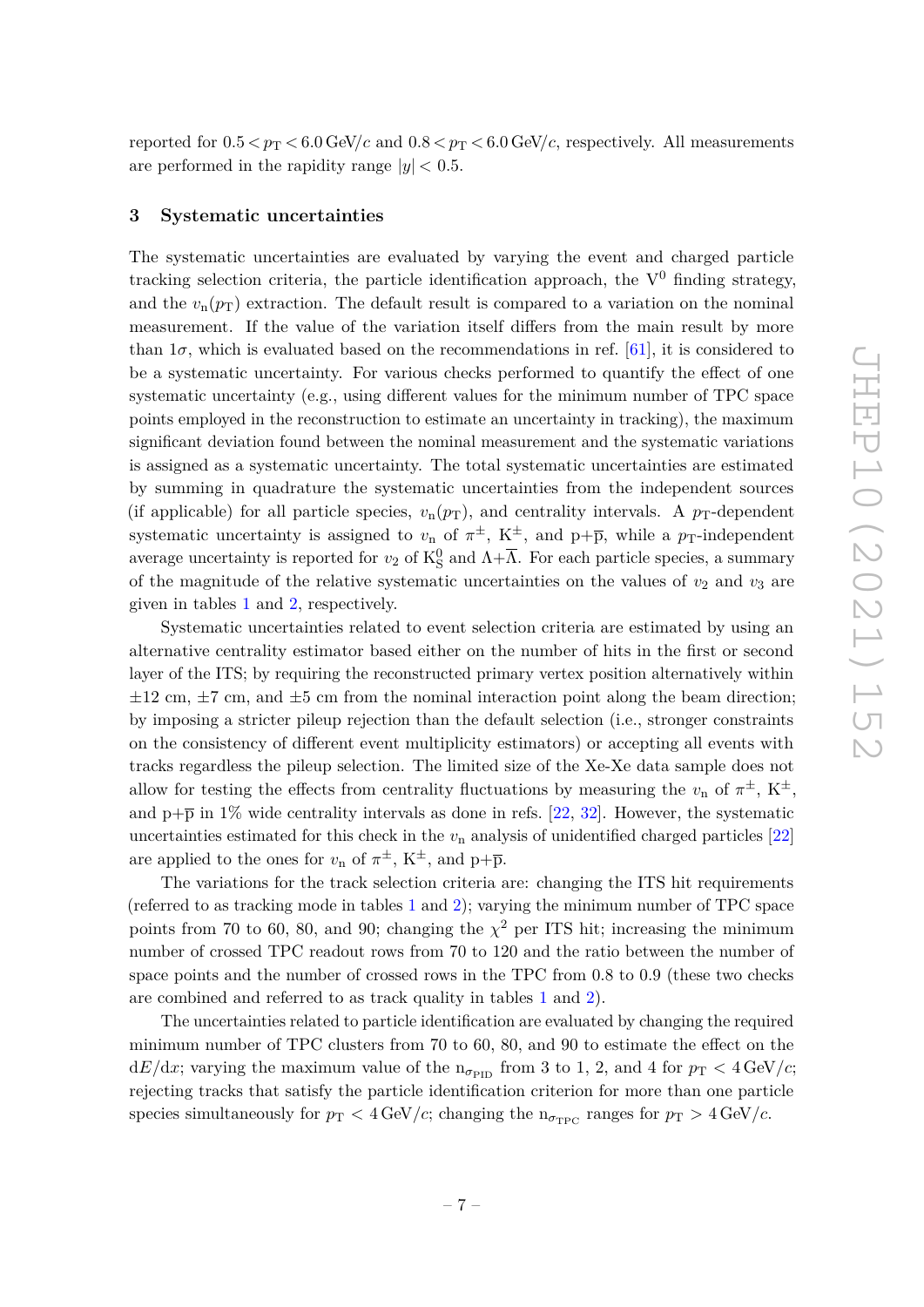reported for $0.5 < p_{\mathrm{T}} < 6.0\,\mathrm{GeV}/c$ and $0.8 < p_{\mathrm{T}} < 6.0\,\mathrm{GeV}/c$, respectively. All measurements are performed in the rapidity range $|y| < 0.5$.

## 3 Systematic uncertainties

The systematic uncertainties are evaluated by varying the event and charged particle tracking selection criteria, the particle identification approach, the $\mathrm{V}^0$ finding strategy, and the $v_{\mathrm{n}}(p_{\mathrm{T}})$ extraction. The default result is compared to a variation on the nominal measurement. If the value of the variation itself differs from the main result by more than $1\sigma$, which is evaluated based on the recommendations in ref. [61], it is considered to be a systematic uncertainty. For various checks performed to quantify the effect of one systematic uncertainty (e.g., using different values for the minimum number of TPC space points employed in the reconstruction to estimate an uncertainty in tracking), the maximum significant deviation found between the nominal measurement and the systematic variations is assigned as a systematic uncertainty. The total systematic uncertainties are estimated by summing in quadrature the systematic uncertainties from the independent sources (if applicable) for all particle species, $v_{\mathrm{n}}(p_{\mathrm{T}})$, and centrality intervals. A $p_{\mathrm{T}}$-dependent systematic uncertainty is assigned to $v_{\mathrm{n}}$ of $\pi^{\pm}$, $\mathrm{K}^{\pm}$, and $\mathrm{p}+\overline{\mathrm{p}}$, while a $p_{\mathrm{T}}$-independent average uncertainty is reported for $v_2$ of $\mathrm{K}^0_{\mathrm{S}}$ and $\Lambda+\overline{\Lambda}$. For each particle species, a summary of the magnitude of the relative systematic uncertainties on the values of $v_2$ and $v_3$ are given in tables 1 and 2, respectively.

Systematic uncertainties related to event selection criteria are estimated by using an alternative centrality estimator based either on the number of hits in the first or second layer of the ITS; by requiring the reconstructed primary vertex position alternatively within $\pm 12$ cm, $\pm 7$ cm, and $\pm 5$ cm from the nominal interaction point along the beam direction; by imposing a stricter pileup rejection than the default selection (i.e., stronger constraints on the consistency of different event multiplicity estimators) or accepting all events with tracks regardless the pileup selection. The limited size of the Xe-Xe data sample does not allow for testing the effects from centrality fluctuations by measuring the $v_{\mathrm{n}}$ of $\pi^{\pm}$, $\mathrm{K}^{\pm}$, and $\mathrm{p}+\overline{\mathrm{p}}$ in 1% wide centrality intervals as done in refs. [22, 32]. However, the systematic uncertainties estimated for this check in the $v_{\mathrm{n}}$ analysis of unidentified charged particles [22] are applied to the ones for $v_{\mathrm{n}}$ of $\pi^{\pm}$, $\mathrm{K}^{\pm}$, and $\mathrm{p}+\overline{\mathrm{p}}$.

The variations for the track selection criteria are: changing the ITS hit requirements (referred to as tracking mode in tables 1 and 2); varying the minimum number of TPC space points from 70 to 60, 80, and 90; changing the $\chi^2$ per ITS hit; increasing the minimum number of crossed TPC readout rows from 70 to 120 and the ratio between the number of space points and the number of crossed rows in the TPC from 0.8 to 0.9 (these two checks are combined and referred to as track quality in tables 1 and 2).

The uncertainties related to particle identification are evaluated by changing the required minimum number of TPC clusters from 70 to 60, 80, and 90 to estimate the effect on the $\mathrm{d}E/\mathrm{d}x$; varying the maximum value of the $\mathrm{n}_{\sigma_{\mathrm{PID}}}$ from 3 to 1, 2, and 4 for $p_{\mathrm{T}} < 4\,\mathrm{GeV}/c$; rejecting tracks that satisfy the particle identification criterion for more than one particle species simultaneously for $p_{\mathrm{T}} < 4\,\mathrm{GeV}/c$; changing the $\mathrm{n}_{\sigma_{\mathrm{TPC}}}$ ranges for $p_{\mathrm{T}} > 4\,\mathrm{GeV}/c$.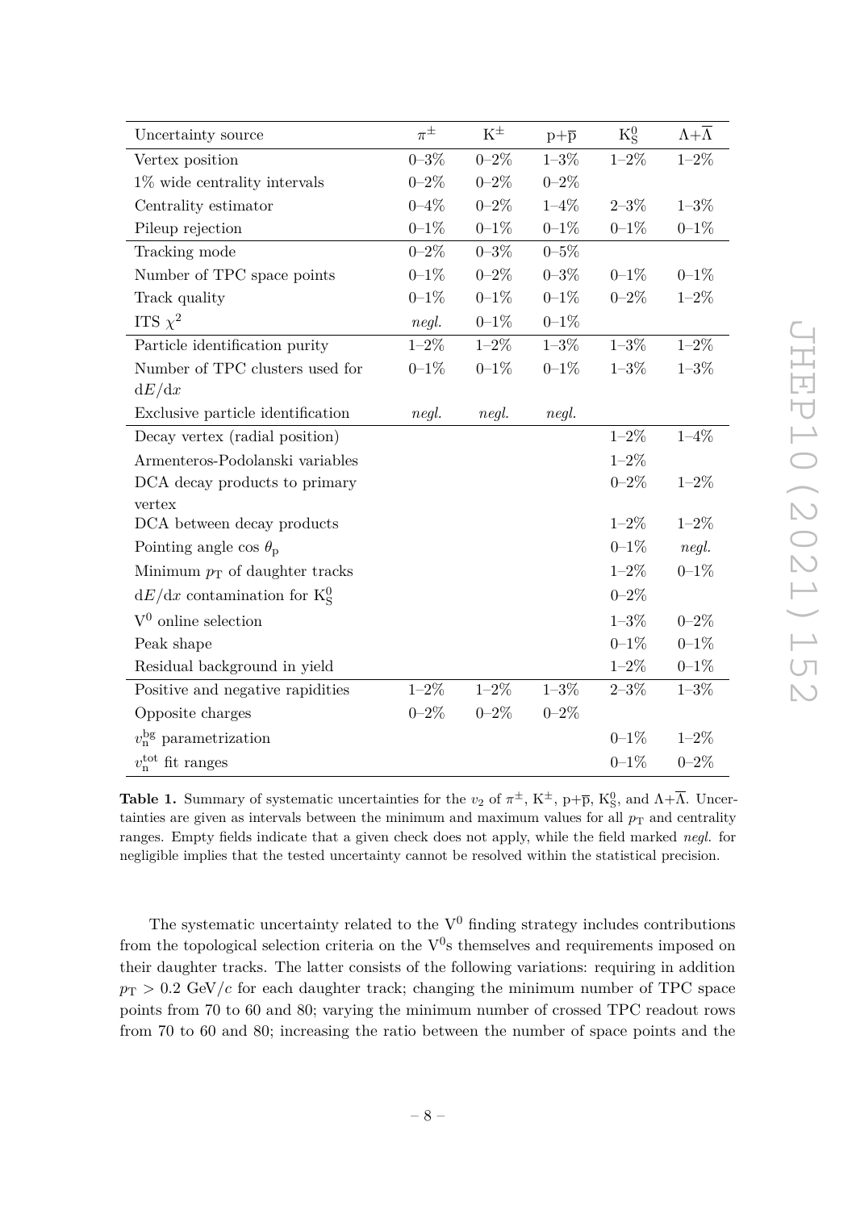| Uncertainty source | $\pi^{\pm}$ | $K^{\pm}$ | $p+\overline{p}$ | $K^0_S$ | $\Lambda+\overline{\Lambda}$ |
|---|---|---|---|---|---|
| Vertex position | 0–3% | 0–2% | 1–3% | 1–2% | 1–2% |
| 1% wide centrality intervals | 0–2% | 0–2% | 0–2% | | |
| Centrality estimator | 0–4% | 0–2% | 1–4% | 2–3% | 1–3% |
| Pileup rejection | 0–1% | 0–1% | 0–1% | 0–1% | 0–1% |
| Tracking mode | 0–2% | 0–3% | 0–5% | | |
| Number of TPC space points | 0–1% | 0–2% | 0–3% | 0–1% | 0–1% |
| Track quality | 0–1% | 0–1% | 0–1% | 0–2% | 1–2% |
| ITS $\chi^2$ | *negl.* | 0–1% | 0–1% | | |
| Particle identification purity | 1–2% | 1–2% | 1–3% | 1–3% | 1–2% |
| Number of TPC clusters used for $\mathrm{d}E/\mathrm{d}x$ | 0–1% | 0–1% | 0–1% | 1–3% | 1–3% |
| Exclusive particle identification | *negl.* | *negl.* | *negl.* | | |
| Decay vertex (radial position) | | | | 1–2% | 1–4% |
| Armenteros-Podolanski variables | | | | 1–2% | |
| DCA decay products to primary vertex | | | | 0–2% | 1–2% |
| DCA between decay products | | | | 1–2% | 1–2% |
| Pointing angle cos $\theta_{\mathrm{p}}$ | | | | 0–1% | *negl.* |
| Minimum $p_{\mathrm{T}}$ of daughter tracks | | | | 1–2% | 0–1% |
| $\mathrm{d}E/\mathrm{d}x$ contamination for $K^0_S$ | | | | 0–2% | |
| $V^0$ online selection | | | | 1–3% | 0–2% |
| Peak shape | | | | 0–1% | 0–1% |
| Residual background in yield | | | | 1–2% | 0–1% |
| Positive and negative rapidities | 1–2% | 1–2% | 1–3% | 2–3% | 1–3% |
| Opposite charges | 0–2% | 0–2% | 0–2% | | |
| $v_{\mathrm{n}}^{\mathrm{bg}}$ parametrization | | | | 0–1% | 1–2% |
| $v_{\mathrm{n}}^{\mathrm{tot}}$ fit ranges | | | | 0–1% | 0–2% |

**Table 1.** Summary of systematic uncertainties for the $v_2$ of $\pi^{\pm}$, $K^{\pm}$, $p+\overline{p}$, $K^0_S$, and $\Lambda+\overline{\Lambda}$. Uncertainties are given as intervals between the minimum and maximum values for all $p_{\mathrm{T}}$ and centrality ranges. Empty fields indicate that a given check does not apply, while the field marked *negl.* for negligible implies that the tested uncertainty cannot be resolved within the statistical precision.

The systematic uncertainty related to the $V^0$ finding strategy includes contributions from the topological selection criteria on the $V^0$s themselves and requirements imposed on their daughter tracks. The latter consists of the following variations: requiring in addition $p_{\mathrm{T}} > 0.2$ GeV/$c$ for each daughter track; changing the minimum number of TPC space points from 70 to 60 and 80; varying the minimum number of crossed TPC readout rows from 70 to 60 and 80; increasing the ratio between the number of space points and the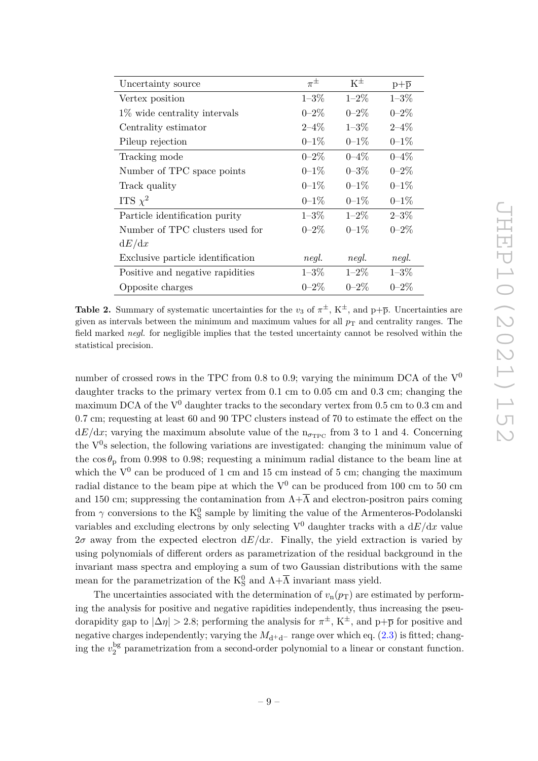| Uncertainty source | $\pi^{\pm}$ | $K^{\pm}$ | $p+\overline{p}$ |
|---|---|---|---|
| Vertex position | 1–3% | 1–2% | 1–3% |
| 1% wide centrality intervals | 0–2% | 0–2% | 0–2% |
| Centrality estimator | 2–4% | 1–3% | 2–4% |
| Pileup rejection | 0–1% | 0–1% | 0–1% |
| Tracking mode | 0–2% | 0–4% | 0–4% |
| Number of TPC space points | 0–1% | 0–3% | 0–2% |
| Track quality | 0–1% | 0–1% | 0–1% |
| ITS $\chi^2$ | 0–1% | 0–1% | 0–1% |
| Particle identification purity | 1–3% | 1–2% | 2–3% |
| Number of TPC clusters used for $\mathrm{d}E/\mathrm{d}x$ | 0–2% | 0–1% | 0–2% |
| Exclusive particle identification | *negl.* | *negl.* | *negl.* |
| Positive and negative rapidities | 1–3% | 1–2% | 1–3% |
| Opposite charges | 0–2% | 0–2% | 0–2% |

**Table 2.** Summary of systematic uncertainties for the $v_3$ of $\pi^{\pm}$, $K^{\pm}$, and $p+\overline{p}$. Uncertainties are given as intervals between the minimum and maximum values for all $p_T$ and centrality ranges. The field marked *negl.* for negligible implies that the tested uncertainty cannot be resolved within the statistical precision.

number of crossed rows in the TPC from 0.8 to 0.9; varying the minimum DCA of the $V^0$ daughter tracks to the primary vertex from 0.1 cm to 0.05 cm and 0.3 cm; changing the maximum DCA of the $V^0$ daughter tracks to the secondary vertex from 0.5 cm to 0.3 cm and 0.7 cm; requesting at least 60 and 90 TPC clusters instead of 70 to estimate the effect on the $\mathrm{d}E/\mathrm{d}x$; varying the maximum absolute value of the $n_{\sigma_{\mathrm{TPC}}}$ from 3 to 1 and 4. Concerning the $V^0$s selection, the following variations are investigated: changing the minimum value of the $\cos\theta_{\mathrm{p}}$ from 0.998 to 0.98; requesting a minimum radial distance to the beam line at which the $V^0$ can be produced of 1 cm and 15 cm instead of 5 cm; changing the maximum radial distance to the beam pipe at which the $V^0$ can be produced from 100 cm to 50 cm and 150 cm; suppressing the contamination from $\Lambda+\overline{\Lambda}$ and electron-positron pairs coming from $\gamma$ conversions to the $K^0_S$ sample by limiting the value of the Armenteros-Podolanski variables and excluding electrons by only selecting $V^0$ daughter tracks with a $\mathrm{d}E/\mathrm{d}x$ value $2\sigma$ away from the expected electron $\mathrm{d}E/\mathrm{d}x$. Finally, the yield extraction is varied by using polynomials of different orders as parametrization of the residual background in the invariant mass spectra and employing a sum of two Gaussian distributions with the same mean for the parametrization of the $K^0_S$ and $\Lambda+\overline{\Lambda}$ invariant mass yield.

The uncertainties associated with the determination of $v_n(p_T)$ are estimated by performing the analysis for positive and negative rapidities independently, thus increasing the pseudorapidity gap to $|\Delta\eta| > 2.8$; performing the analysis for $\pi^{\pm}$, $K^{\pm}$, and $p+\overline{p}$ for positive and negative charges independently; varying the $M_{d^+d^-}$ range over which eq. (2.3) is fitted; changing the $v_2^{\mathrm{bg}}$ parametrization from a second-order polynomial to a linear or constant function.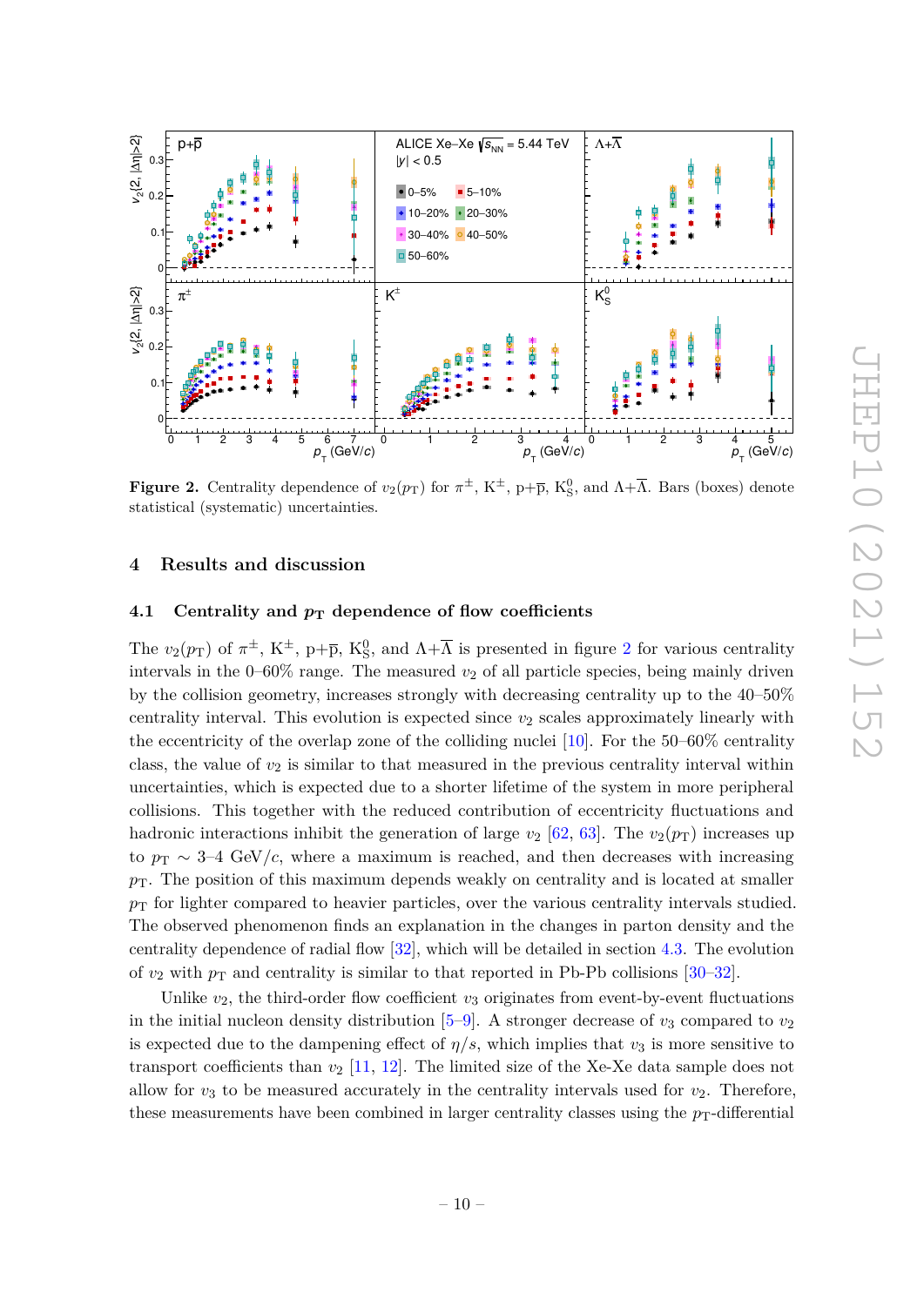**Figure 2.** Centrality dependence of $v_2(p_T)$ for $\pi^\pm$, $K^\pm$, $p+\overline{p}$, $K^0_S$, and $\Lambda+\overline{\Lambda}$. Bars (boxes) denote statistical (systematic) uncertainties.

## 4 Results and discussion

### 4.1 Centrality and $p_T$ dependence of flow coefficients

The $v_2(p_T)$ of $\pi^\pm$, $K^\pm$, $p+\overline{p}$, $K^0_S$, and $\Lambda+\overline{\Lambda}$ is presented in figure 2 for various centrality intervals in the 0–60% range. The measured $v_2$ of all particle species, being mainly driven by the collision geometry, increases strongly with decreasing centrality up to the 40–50% centrality interval. This evolution is expected since $v_2$ scales approximately linearly with the eccentricity of the overlap zone of the colliding nuclei [10]. For the 50–60% centrality class, the value of $v_2$ is similar to that measured in the previous centrality interval within uncertainties, which is expected due to a shorter lifetime of the system in more peripheral collisions. This together with the reduced contribution of eccentricity fluctuations and hadronic interactions inhibit the generation of large $v_2$ [62, 63]. The $v_2(p_T)$ increases up to $p_T \sim$ 3–4 GeV/$c$, where a maximum is reached, and then decreases with increasing $p_T$. The position of this maximum depends weakly on centrality and is located at smaller $p_T$ for lighter compared to heavier particles, over the various centrality intervals studied. The observed phenomenon finds an explanation in the changes in parton density and the centrality dependence of radial flow [32], which will be detailed in section 4.3. The evolution of $v_2$ with $p_T$ and centrality is similar to that reported in Pb-Pb collisions [30–32].

Unlike $v_2$, the third-order flow coefficient $v_3$ originates from event-by-event fluctuations in the initial nucleon density distribution [5–9]. A stronger decrease of $v_3$ compared to $v_2$ is expected due to the dampening effect of $\eta/s$, which implies that $v_3$ is more sensitive to transport coefficients than $v_2$ [11, 12]. The limited size of the Xe-Xe data sample does not allow for $v_3$ to be measured accurately in the centrality intervals used for $v_2$. Therefore, these measurements have been combined in larger centrality classes using the $p_T$-differential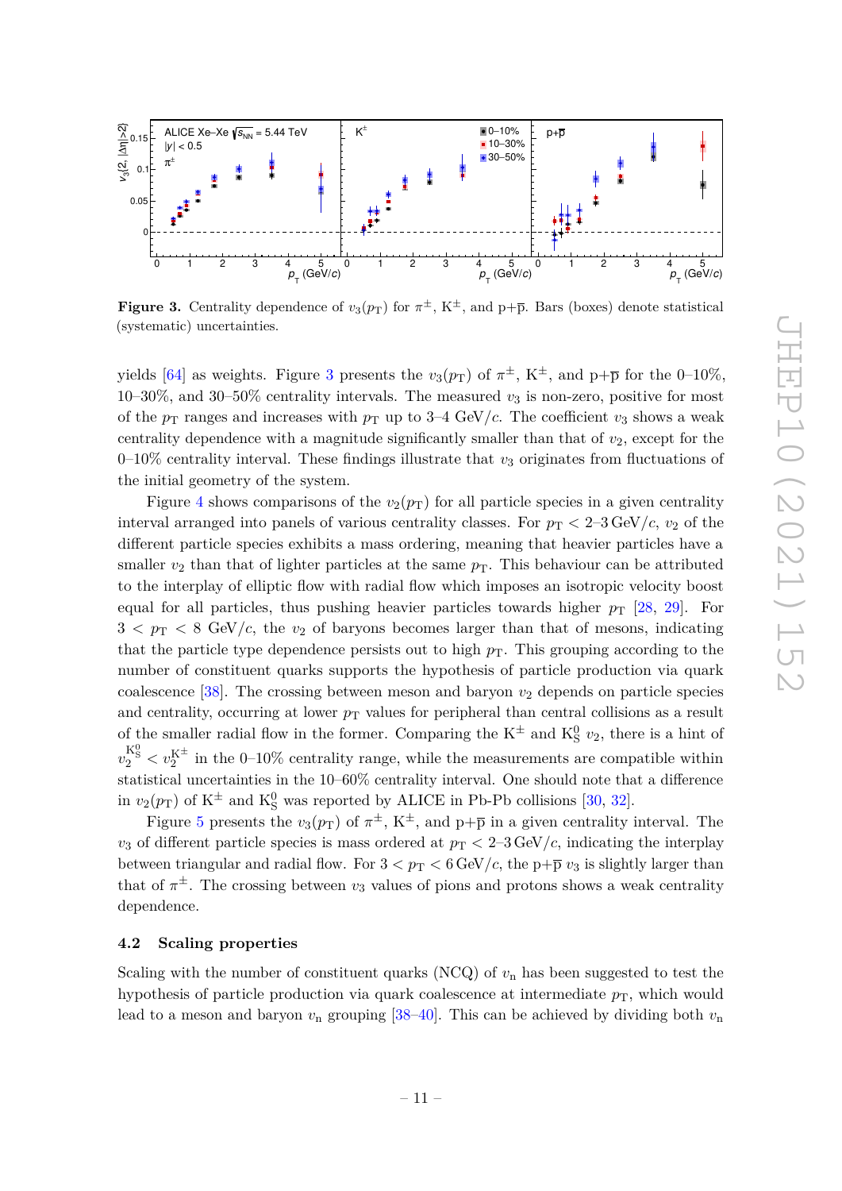**Figure 3.** Centrality dependence of $v_3(p_T)$ for $\pi^{\pm}$, $K^{\pm}$, and $p+\overline{p}$. Bars (boxes) denote statistical (systematic) uncertainties.

yields [64] as weights. Figure 3 presents the $v_3(p_T)$ of $\pi^{\pm}$, $K^{\pm}$, and $p+\overline{p}$ for the 0–10%, 10–30%, and 30–50% centrality intervals. The measured $v_3$ is non-zero, positive for most of the $p_T$ ranges and increases with $p_T$ up to 3–4 GeV/$c$. The coefficient $v_3$ shows a weak centrality dependence with a magnitude significantly smaller than that of $v_2$, except for the 0–10% centrality interval. These findings illustrate that $v_3$ originates from fluctuations of the initial geometry of the system.

Figure 4 shows comparisons of the $v_2(p_T)$ for all particle species in a given centrality interval arranged into panels of various centrality classes. For $p_T < 2$–$3\,\mathrm{GeV}/c$, $v_2$ of the different particle species exhibits a mass ordering, meaning that heavier particles have a smaller $v_2$ than that of lighter particles at the same $p_T$. This behaviour can be attributed to the interplay of elliptic flow with radial flow which imposes an isotropic velocity boost equal for all particles, thus pushing heavier particles towards higher $p_T$ [28, 29]. For $3 < p_T < 8$ GeV/$c$, the $v_2$ of baryons becomes larger than that of mesons, indicating that the particle type dependence persists out to high $p_T$. This grouping according to the number of constituent quarks supports the hypothesis of particle production via quark coalescence [38]. The crossing between meson and baryon $v_2$ depends on particle species and centrality, occurring at lower $p_T$ values for peripheral than central collisions as a result of the smaller radial flow in the former. Comparing the $K^{\pm}$ and $K^0_S$ $v_2$, there is a hint of $v_2^{K^0_S} < v_2^{K^{\pm}}$ in the 0–10% centrality range, while the measurements are compatible within statistical uncertainties in the 10–60% centrality interval. One should note that a difference in $v_2(p_T)$ of $K^{\pm}$ and $K^0_S$ was reported by ALICE in Pb-Pb collisions [30, 32].

Figure 5 presents the $v_3(p_T)$ of $\pi^{\pm}$, $K^{\pm}$, and $p+\overline{p}$ in a given centrality interval. The $v_3$ of different particle species is mass ordered at $p_T < 2$–$3\,\mathrm{GeV}/c$, indicating the interplay between triangular and radial flow. For $3 < p_T < 6\,\mathrm{GeV}/c$, the $p+\overline{p}$ $v_3$ is slightly larger than that of $\pi^{\pm}$. The crossing between $v_3$ values of pions and protons shows a weak centrality dependence.

### 4.2 Scaling properties

Scaling with the number of constituent quarks (NCQ) of $v_n$ has been suggested to test the hypothesis of particle production via quark coalescence at intermediate $p_T$, which would lead to a meson and baryon $v_n$ grouping [38–40]. This can be achieved by dividing both $v_n$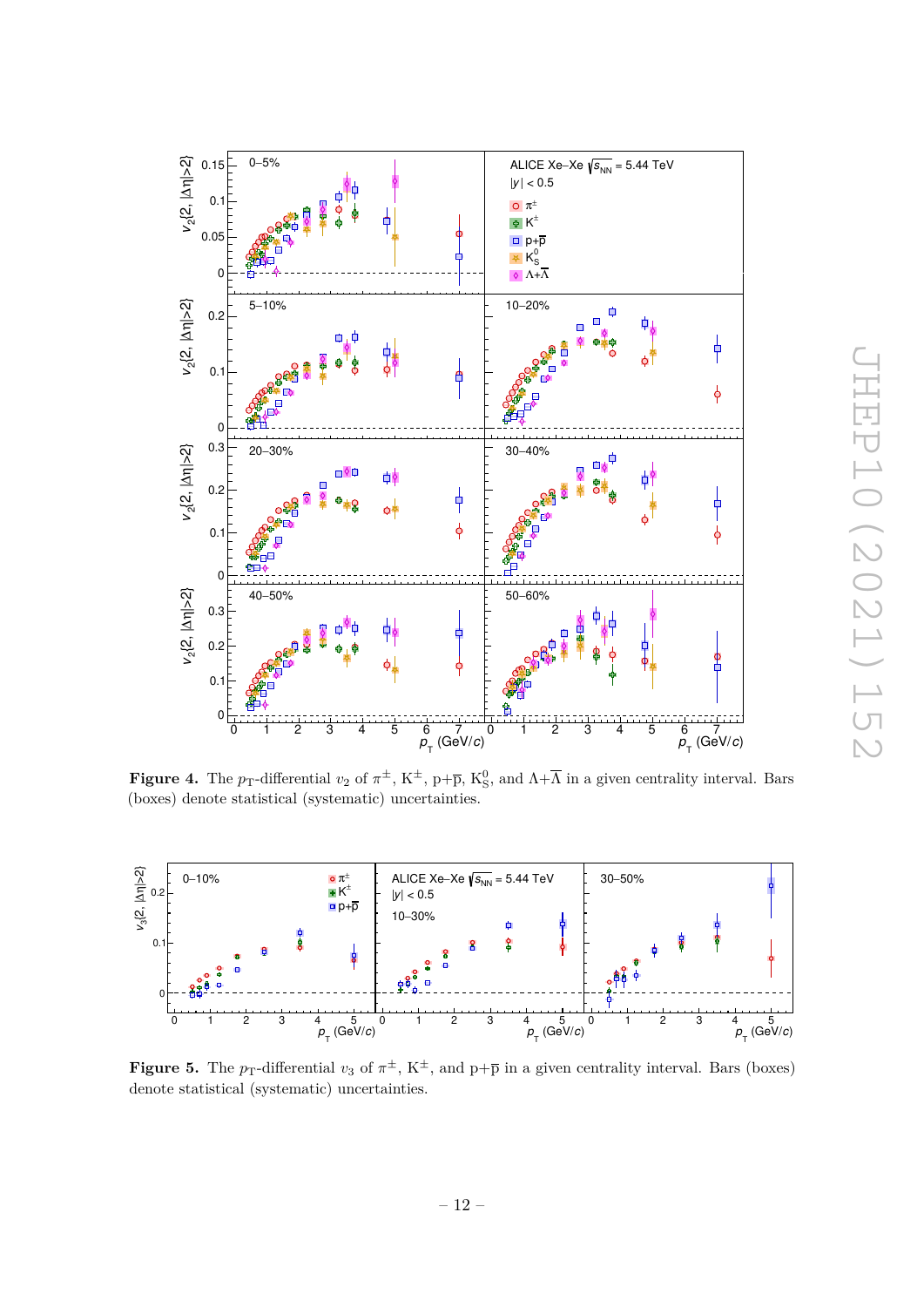**Figure 4.** The $p_T$-differential $v_2$ of $\pi^{\pm}$, $K^{\pm}$, $p+\overline{p}$, $K^0_S$, and $\Lambda+\overline{\Lambda}$ in a given centrality interval. Bars (boxes) denote statistical (systematic) uncertainties.

**Figure 5.** The $p_T$-differential $v_3$ of $\pi^{\pm}$, $K^{\pm}$, and $p+\overline{p}$ in a given centrality interval. Bars (boxes) denote statistical (systematic) uncertainties.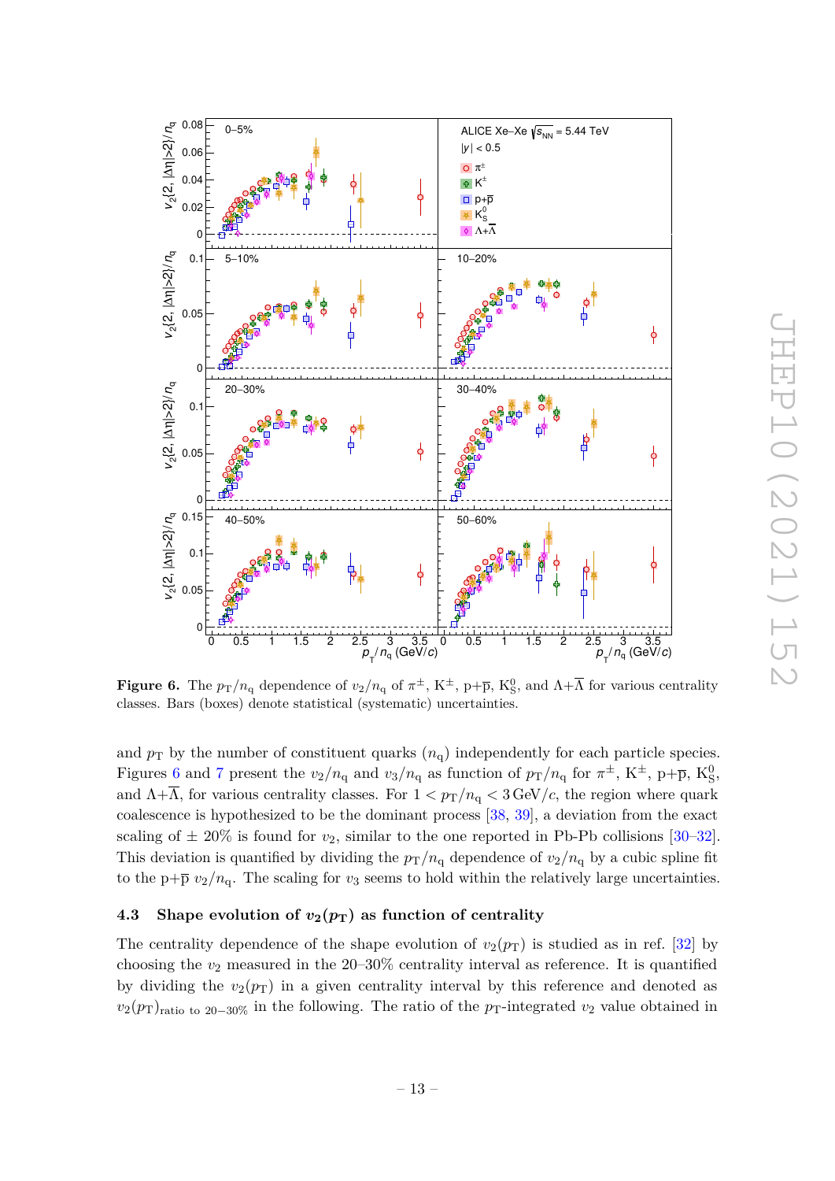**Figure 6.** The $p_T/n_q$ dependence of $v_2/n_q$ of $\pi^{\pm}$, $K^{\pm}$, $p+\overline{p}$, $K^0_S$, and $\Lambda+\overline{\Lambda}$ for various centrality classes. Bars (boxes) denote statistical (systematic) uncertainties.

and $p_T$ by the number of constituent quarks ($n_q$) independently for each particle species. Figures 6 and 7 present the $v_2/n_q$ and $v_3/n_q$ as function of $p_T/n_q$ for $\pi^{\pm}$, $K^{\pm}$, $p+\overline{p}$, $K^0_S$, and $\Lambda+\overline{\Lambda}$, for various centrality classes. For $1 < p_T/n_q < 3\,\text{GeV}/c$, the region where quark coalescence is hypothesized to be the dominant process [38, 39], a deviation from the exact scaling of $\pm$ 20% is found for $v_2$, similar to the one reported in Pb-Pb collisions [30–32]. This deviation is quantified by dividing the $p_T/n_q$ dependence of $v_2/n_q$ by a cubic spline fit to the $p+\overline{p}$ $v_2/n_q$. The scaling for $v_3$ seems to hold within the relatively large uncertainties.

### 4.3 Shape evolution of $v_2(p_T)$ as function of centrality

The centrality dependence of the shape evolution of $v_2(p_T)$ is studied as in ref. [32] by choosing the $v_2$ measured in the 20–30% centrality interval as reference. It is quantified by dividing the $v_2(p_T)$ in a given centrality interval by this reference and denoted as $v_2(p_T)_{\text{ratio to 20–30\%}}$ in the following. The ratio of the $p_T$-integrated $v_2$ value obtained in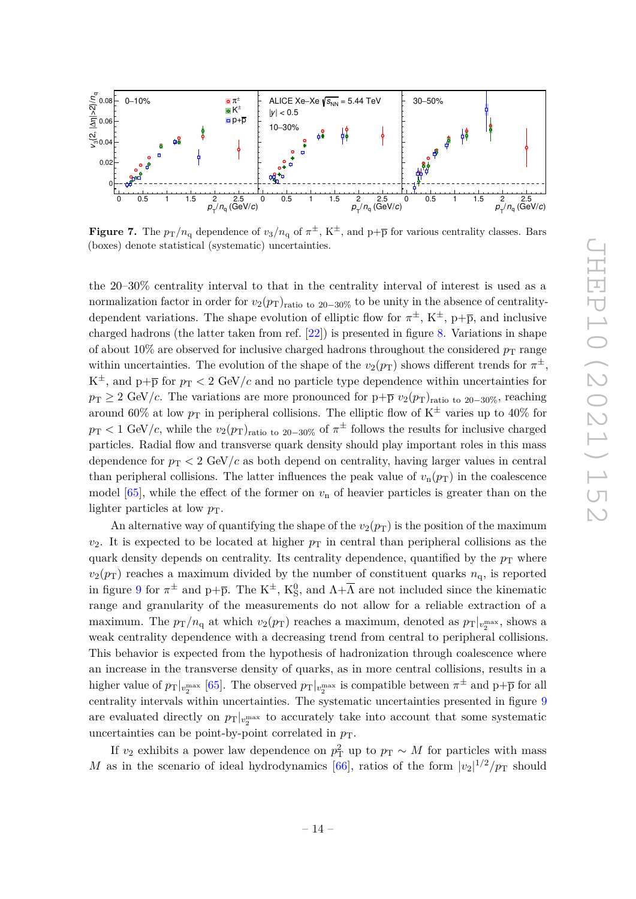**Figure 7.** The $p_T/n_q$ dependence of $v_3/n_q$ of $\pi^{\pm}$, $K^{\pm}$, and $p+\overline{p}$ for various centrality classes. Bars (boxes) denote statistical (systematic) uncertainties.

the 20–30% centrality interval to that in the centrality interval of interest is used as a normalization factor in order for $v_2(p_T)_{\text{ratio to 20–30\%}}$ to be unity in the absence of centrality-dependent variations. The shape evolution of elliptic flow for $\pi^{\pm}$, $K^{\pm}$, $p+\overline{p}$, and inclusive charged hadrons (the latter taken from ref. [22]) is presented in figure 8. Variations in shape of about 10% are observed for inclusive charged hadrons throughout the considered $p_T$ range within uncertainties. The evolution of the shape of the $v_2(p_T)$ shows different trends for $\pi^{\pm}$, $K^{\pm}$, and $p+\overline{p}$ for $p_T < 2$ GeV/$c$ and no particle type dependence within uncertainties for $p_T \geq 2$ GeV/$c$. The variations are more pronounced for $p+\overline{p}$ $v_2(p_T)_{\text{ratio to 20–30\%}}$, reaching around 60% at low $p_T$ in peripheral collisions. The elliptic flow of $K^{\pm}$ varies up to 40% for $p_T < 1$ GeV/$c$, while the $v_2(p_T)_{\text{ratio to 20–30\%}}$ of $\pi^{\pm}$ follows the results for inclusive charged particles. Radial flow and transverse quark density should play important roles in this mass dependence for $p_T < 2$ GeV/$c$ as both depend on centrality, having larger values in central than peripheral collisions. The latter influences the peak value of $v_n(p_T)$ in the coalescence model [65], while the effect of the former on $v_n$ of heavier particles is greater than on the lighter particles at low $p_T$.

An alternative way of quantifying the shape of the $v_2(p_T)$ is the position of the maximum $v_2$. It is expected to be located at higher $p_T$ in central than peripheral collisions as the quark density depends on centrality. Its centrality dependence, quantified by the $p_T$ where $v_2(p_T)$ reaches a maximum divided by the number of constituent quarks $n_q$, is reported in figure 9 for $\pi^{\pm}$ and $p+\overline{p}$. The $K^{\pm}$, $K^0_S$, and $\Lambda+\overline{\Lambda}$ are not included since the kinematic range and granularity of the measurements do not allow for a reliable extraction of a maximum. The $p_T/n_q$ at which $v_2(p_T)$ reaches a maximum, denoted as $p_T|_{v_2^{\max}}$, shows a weak centrality dependence with a decreasing trend from central to peripheral collisions. This behavior is expected from the hypothesis of hadronization through coalescence where an increase in the transverse density of quarks, as in more central collisions, results in a higher value of $p_T|_{v_2^{\max}}$ [65]. The observed $p_T|_{v_2^{\max}}$ is compatible between $\pi^{\pm}$ and $p+\overline{p}$ for all centrality intervals within uncertainties. The systematic uncertainties presented in figure 9 are evaluated directly on $p_T|_{v_2^{\max}}$ to accurately take into account that some systematic uncertainties can be point-by-point correlated in $p_T$.

If $v_2$ exhibits a power law dependence on $p_T^2$ up to $p_T \sim M$ for particles with mass $M$ as in the scenario of ideal hydrodynamics [66], ratios of the form $|v_2|^{1/2}/p_T$ should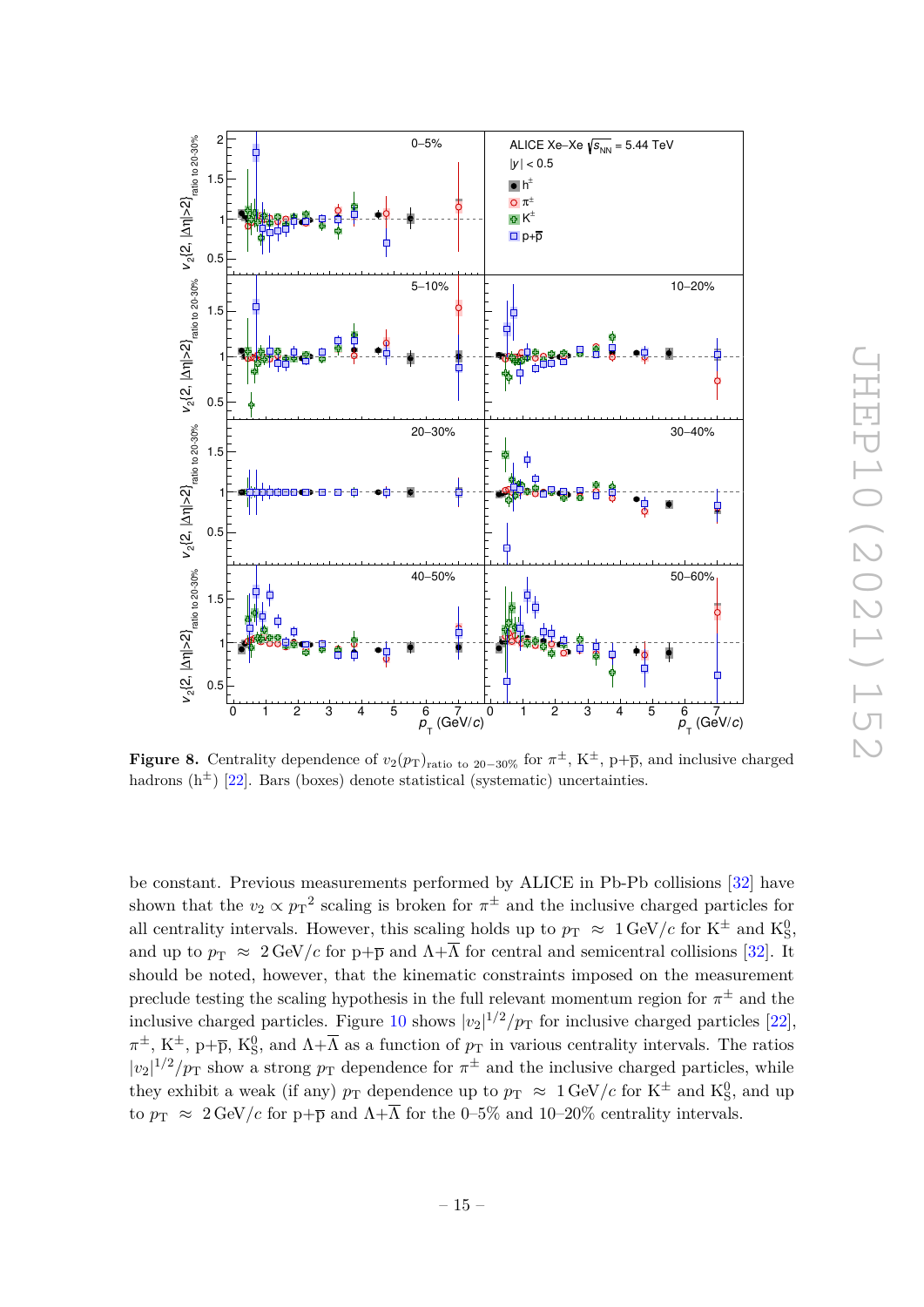**Figure 8.** Centrality dependence of $v_2(p_{\mathrm{T}})_{\text{ratio to 20–30\%}}$ for $\pi^{\pm}$, $\mathrm{K}^{\pm}$, $\mathrm{p}+\overline{\mathrm{p}}$, and inclusive charged hadrons ($\mathrm{h}^{\pm}$) [22]. Bars (boxes) denote statistical (systematic) uncertainties.

be constant. Previous measurements performed by ALICE in Pb-Pb collisions [32] have shown that the $v_2 \propto {p_{\mathrm{T}}}^2$ scaling is broken for $\pi^{\pm}$ and the inclusive charged particles for all centrality intervals. However, this scaling holds up to $p_{\mathrm{T}} \approx 1\,\mathrm{GeV}/c$ for $\mathrm{K}^{\pm}$ and $\mathrm{K}^0_{\mathrm{S}}$, and up to $p_{\mathrm{T}} \approx 2\,\mathrm{GeV}/c$ for $\mathrm{p}+\overline{\mathrm{p}}$ and $\Lambda+\overline{\Lambda}$ for central and semicentral collisions [32]. It should be noted, however, that the kinematic constraints imposed on the measurement preclude testing the scaling hypothesis in the full relevant momentum region for $\pi^{\pm}$ and the inclusive charged particles. Figure 10 shows $|v_2|^{1/2}/p_{\mathrm{T}}$ for inclusive charged particles [22], $\pi^{\pm}$, $\mathrm{K}^{\pm}$, $\mathrm{p}+\overline{\mathrm{p}}$, $\mathrm{K}^0_{\mathrm{S}}$, and $\Lambda+\overline{\Lambda}$ as a function of $p_{\mathrm{T}}$ in various centrality intervals. The ratios $|v_2|^{1/2}/p_{\mathrm{T}}$ show a strong $p_{\mathrm{T}}$ dependence for $\pi^{\pm}$ and the inclusive charged particles, while they exhibit a weak (if any) $p_{\mathrm{T}}$ dependence up to $p_{\mathrm{T}} \approx 1\,\mathrm{GeV}/c$ for $\mathrm{K}^{\pm}$ and $\mathrm{K}^0_{\mathrm{S}}$, and up to $p_{\mathrm{T}} \approx 2\,\mathrm{GeV}/c$ for $\mathrm{p}+\overline{\mathrm{p}}$ and $\Lambda+\overline{\Lambda}$ for the 0–5% and 10–20% centrality intervals.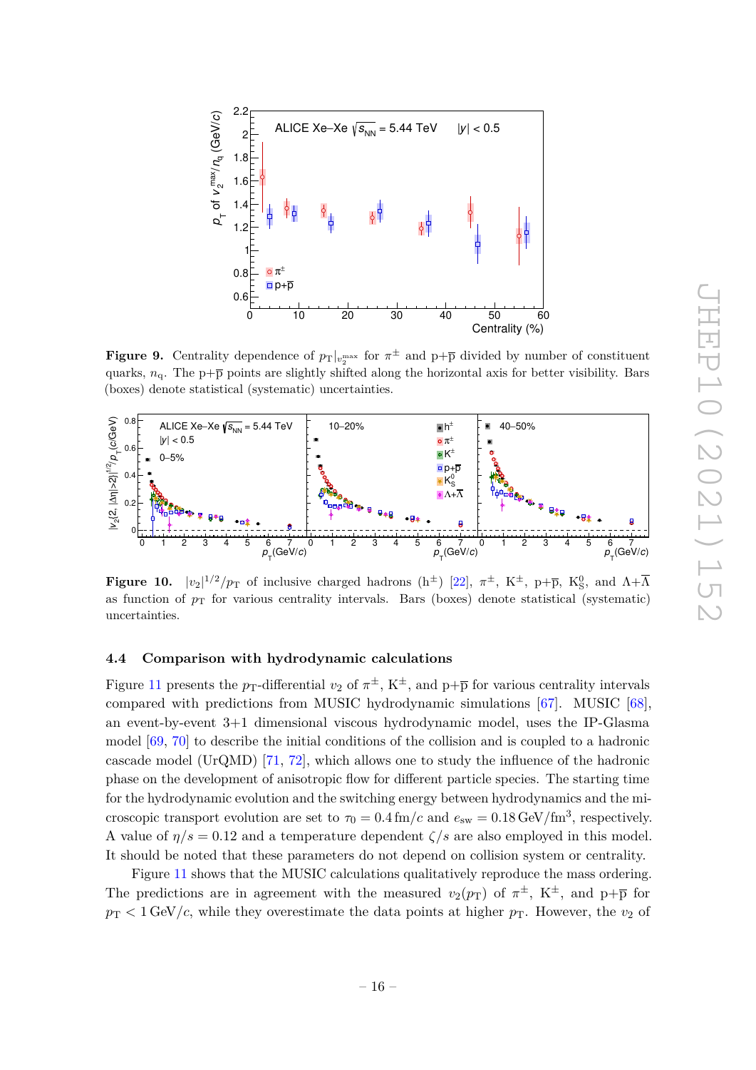**Figure 9.** Centrality dependence of $p_{\mathrm{T}}|_{v_2^{\max}}$ for $\pi^{\pm}$ and $\mathrm{p}+\overline{\mathrm{p}}$ divided by number of constituent quarks, $n_{\mathrm{q}}$. The $\mathrm{p}+\overline{\mathrm{p}}$ points are slightly shifted along the horizontal axis for better visibility. Bars (boxes) denote statistical (systematic) uncertainties.

**Figure 10.** $|v_2|^{1/2}/p_{\mathrm{T}}$ of inclusive charged hadrons ($\mathrm{h}^{\pm}$) [22], $\pi^{\pm}$, $\mathrm{K}^{\pm}$, $\mathrm{p}+\overline{\mathrm{p}}$, $\mathrm{K}^0_{\mathrm{S}}$, and $\Lambda+\overline{\Lambda}$ as function of $p_{\mathrm{T}}$ for various centrality intervals. Bars (boxes) denote statistical (systematic) uncertainties.

### 4.4 Comparison with hydrodynamic calculations

Figure 11 presents the $p_{\mathrm{T}}$-differential $v_2$ of $\pi^{\pm}$, $\mathrm{K}^{\pm}$, and $\mathrm{p}+\overline{\mathrm{p}}$ for various centrality intervals compared with predictions from MUSIC hydrodynamic simulations [67]. MUSIC [68], an event-by-event 3+1 dimensional viscous hydrodynamic model, uses the IP-Glasma model [69, 70] to describe the initial conditions of the collision and is coupled to a hadronic cascade model (UrQMD) [71, 72], which allows one to study the influence of the hadronic phase on the development of anisotropic flow for different particle species. The starting time for the hydrodynamic evolution and the switching energy between hydrodynamics and the microscopic transport evolution are set to $\tau_0 = 0.4\,\mathrm{fm}/c$ and $e_{\mathrm{sw}} = 0.18\,\mathrm{GeV/fm^3}$, respectively. A value of $\eta/s = 0.12$ and a temperature dependent $\zeta/s$ are also employed in this model. It should be noted that these parameters do not depend on collision system or centrality.

Figure 11 shows that the MUSIC calculations qualitatively reproduce the mass ordering. The predictions are in agreement with the measured $v_2(p_{\mathrm{T}})$ of $\pi^{\pm}$, $\mathrm{K}^{\pm}$, and $\mathrm{p}+\overline{\mathrm{p}}$ for $p_{\mathrm{T}} < 1\,\mathrm{GeV}/c$, while they overestimate the data points at higher $p_{\mathrm{T}}$. However, the $v_2$ of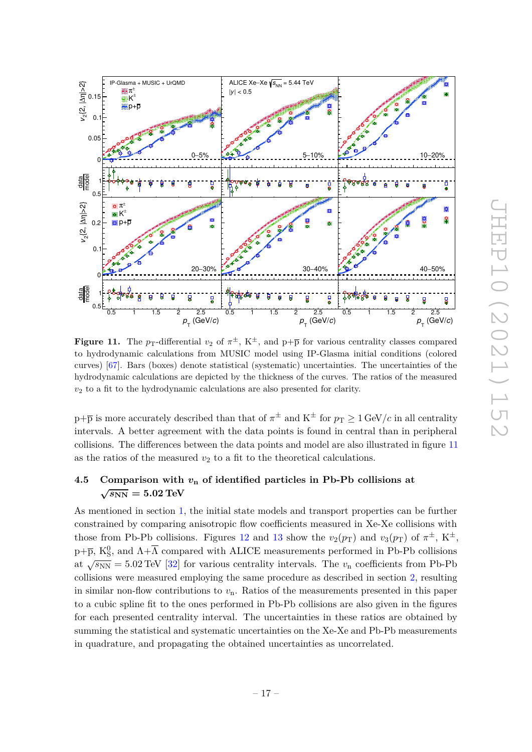**Figure 11.** The $p_T$-differential $v_2$ of $\pi^{\pm}$, $K^{\pm}$, and $p+\overline{p}$ for various centrality classes compared to hydrodynamic calculations from MUSIC model using IP-Glasma initial conditions (colored curves) [67]. Bars (boxes) denote statistical (systematic) uncertainties. The uncertainties of the hydrodynamic calculations are depicted by the thickness of the curves. The ratios of the measured $v_2$ to a fit to the hydrodynamic calculations are also presented for clarity.

$p+\overline{p}$ is more accurately described than that of $\pi^{\pm}$ and $K^{\pm}$ for $p_T \geq 1\,\text{GeV}/c$ in all centrality intervals. A better agreement with the data points is found in central than in peripheral collisions. The differences between the data points and model are also illustrated in figure 11 as the ratios of the measured $v_2$ to a fit to the theoretical calculations.

### 4.5 Comparison with $v_n$ of identified particles in Pb-Pb collisions at $\sqrt{s_{NN}} = 5.02$ TeV

As mentioned in section 1, the initial state models and transport properties can be further constrained by comparing anisotropic flow coefficients measured in Xe-Xe collisions with those from Pb-Pb collisions. Figures 12 and 13 show the $v_2(p_T)$ and $v_3(p_T)$ of $\pi^{\pm}$, $K^{\pm}$, $p+\overline{p}$, $K^0_S$, and $\Lambda+\overline{\Lambda}$ compared with ALICE measurements performed in Pb-Pb collisions at $\sqrt{s_{NN}} = 5.02$ TeV [32] for various centrality intervals. The $v_n$ coefficients from Pb-Pb collisions were measured employing the same procedure as described in section 2, resulting in similar non-flow contributions to $v_n$. Ratios of the measurements presented in this paper to a cubic spline fit to the ones performed in Pb-Pb collisions are also given in the figures for each presented centrality interval. The uncertainties in these ratios are obtained by summing the statistical and systematic uncertainties on the Xe-Xe and Pb-Pb measurements in quadrature, and propagating the obtained uncertainties as uncorrelated.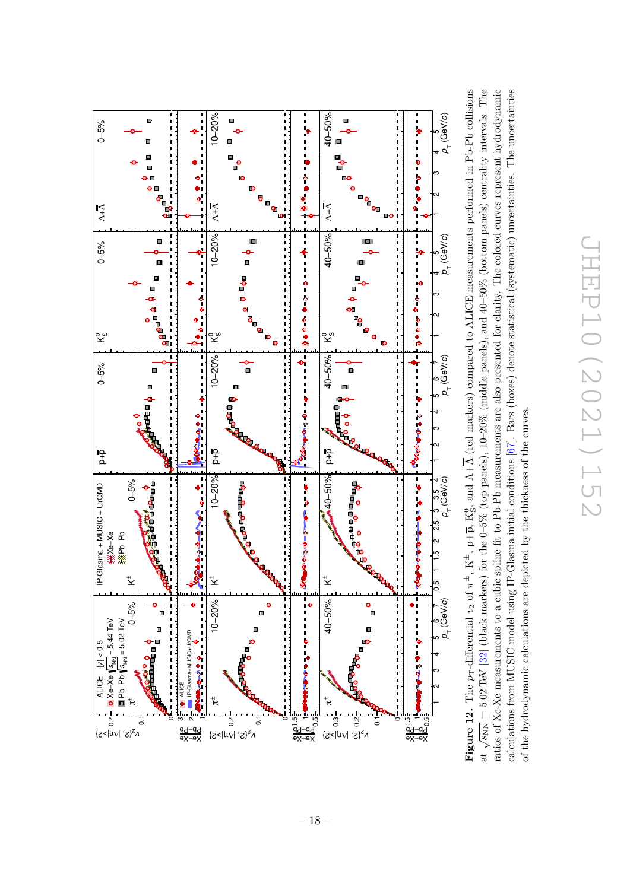**Figure 12.** The $p_T$-differential $v_2$ of $\pi^{\pm}$, $K^{\pm}$, $p+\overline{p}$, $K^0_S$, and $\Lambda+\overline{\Lambda}$ (red markers) compared to ALICE measurements performed in Pb-Pb collisions at $\sqrt{s_{NN}} = 5.02$ TeV [32] (black markers) for the 0–5% (top panels), 10–20% (middle panels), and 40–50% (bottom panels) centrality intervals. The ratios of Xe-Xe measurements to a cubic spline fit to Pb-Pb measurements are also presented for clarity. The colored curves represent hydrodynamic calculations from MUSIC model using IP-Glasma initial conditions [67]. Bars (boxes) denote statistical (systematic) uncertainties. The uncertainties of the hydrodynamic calculations are depicted by the thickness of the curves.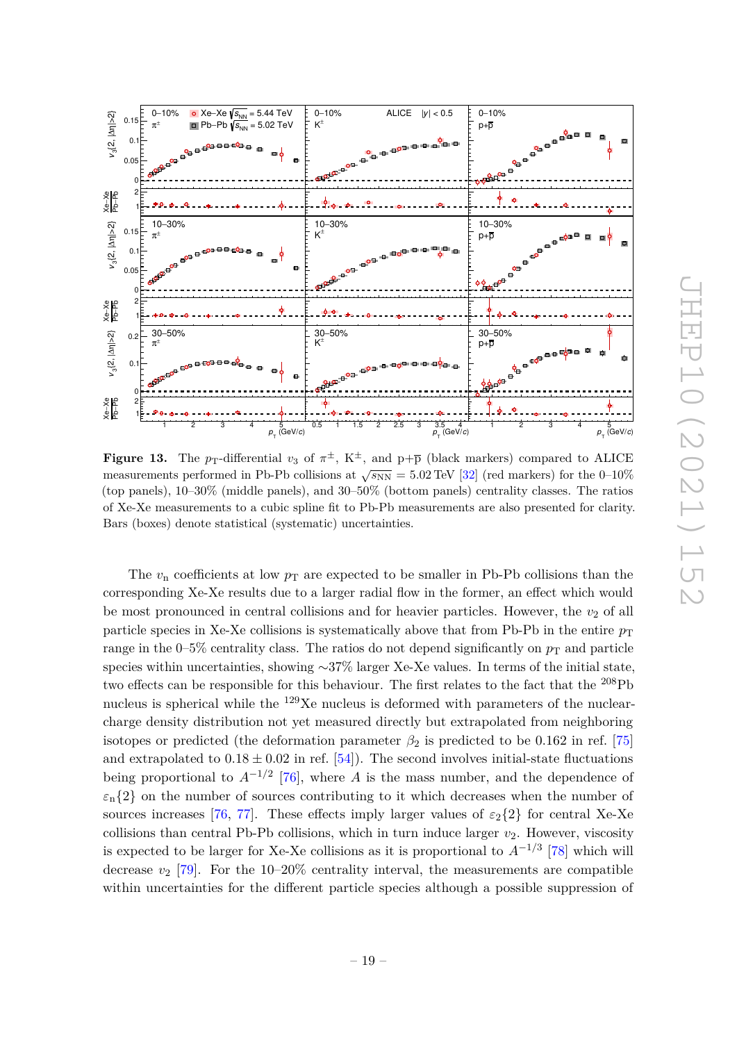**Figure 13.** The $p_{\mathrm{T}}$-differential $v_3$ of $\pi^{\pm}$, $\mathrm{K}^{\pm}$, and $\mathrm{p}+\overline{\mathrm{p}}$ (black markers) compared to ALICE measurements performed in Pb-Pb collisions at $\sqrt{s_{\mathrm{NN}}} = 5.02$ TeV [32] (red markers) for the 0–10% (top panels), 10–30% (middle panels), and 30–50% (bottom panels) centrality classes. The ratios of Xe-Xe measurements to a cubic spline fit to Pb-Pb measurements are also presented for clarity. Bars (boxes) denote statistical (systematic) uncertainties.

The $v_{\mathrm{n}}$ coefficients at low $p_{\mathrm{T}}$ are expected to be smaller in Pb-Pb collisions than the corresponding Xe-Xe results due to a larger radial flow in the former, an effect which would be most pronounced in central collisions and for heavier particles. However, the $v_2$ of all particle species in Xe-Xe collisions is systematically above that from Pb-Pb in the entire $p_{\mathrm{T}}$ range in the 0–5% centrality class. The ratios do not depend significantly on $p_{\mathrm{T}}$ and particle species within uncertainties, showing ~37% larger Xe-Xe values. In terms of the initial state, two effects can be responsible for this behaviour. The first relates to the fact that the $^{208}$Pb nucleus is spherical while the $^{129}$Xe nucleus is deformed with parameters of the nuclear-charge density distribution not yet measured directly but extrapolated from neighboring isotopes or predicted (the deformation parameter $\beta_2$ is predicted to be 0.162 in ref. [75] and extrapolated to $0.18 \pm 0.02$ in ref. [54]). The second involves initial-state fluctuations being proportional to $A^{-1/2}$ [76], where $A$ is the mass number, and the dependence of $\varepsilon_{\mathrm{n}}\{2\}$ on the number of sources contributing to it which decreases when the number of sources increases [76, 77]. These effects imply larger values of $\varepsilon_2\{2\}$ for central Xe-Xe collisions than central Pb-Pb collisions, which in turn induce larger $v_2$. However, viscosity is expected to be larger for Xe-Xe collisions as it is proportional to $A^{-1/3}$ [78] which will decrease $v_2$ [79]. For the 10–20% centrality interval, the measurements are compatible within uncertainties for the different particle species although a possible suppression of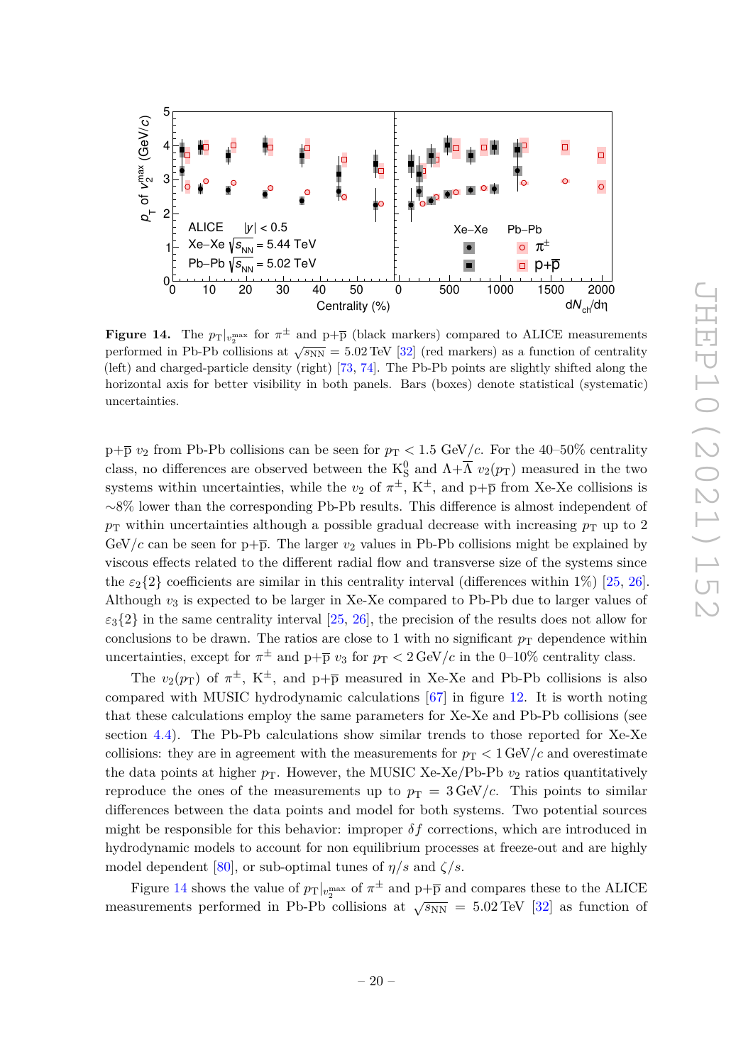**Figure 14.** The $p_{\mathrm{T}}|_{v_2^{\max}}$ for $\pi^{\pm}$ and p+$\overline{\mathrm{p}}$ (black markers) compared to ALICE measurements performed in Pb-Pb collisions at $\sqrt{s_{\mathrm{NN}}} = 5.02\,\mathrm{TeV}$ [32] (red markers) as a function of centrality (left) and charged-particle density (right) [73, 74]. The Pb-Pb points are slightly shifted along the horizontal axis for better visibility in both panels. Bars (boxes) denote statistical (systematic) uncertainties.

p+$\overline{\mathrm{p}}$ $v_2$ from Pb-Pb collisions can be seen for $p_{\mathrm{T}} < 1.5$ GeV/$c$. For the 40–50% centrality class, no differences are observed between the $\mathrm{K}^0_{\mathrm{S}}$ and $\Lambda$+$\overline{\Lambda}$ $v_2(p_{\mathrm{T}})$ measured in the two systems within uncertainties, while the $v_2$ of $\pi^{\pm}$, $\mathrm{K}^{\pm}$, and p+$\overline{\mathrm{p}}$ from Xe-Xe collisions is $\sim$8% lower than the corresponding Pb-Pb results. This difference is almost independent of $p_{\mathrm{T}}$ within uncertainties although a possible gradual decrease with increasing $p_{\mathrm{T}}$ up to 2 GeV/$c$ can be seen for p+$\overline{\mathrm{p}}$. The larger $v_2$ values in Pb-Pb collisions might be explained by viscous effects related to the different radial flow and transverse size of the systems since the $\varepsilon_2\{2\}$ coefficients are similar in this centrality interval (differences within 1%) [25, 26]. Although $v_3$ is expected to be larger in Xe-Xe compared to Pb-Pb due to larger values of $\varepsilon_3\{2\}$ in the same centrality interval [25, 26], the precision of the results does not allow for conclusions to be drawn. The ratios are close to 1 with no significant $p_{\mathrm{T}}$ dependence within uncertainties, except for $\pi^{\pm}$ and p+$\overline{\mathrm{p}}$ $v_3$ for $p_{\mathrm{T}} < 2\,\mathrm{GeV}/c$ in the 0–10% centrality class.

The $v_2(p_{\mathrm{T}})$ of $\pi^{\pm}$, $\mathrm{K}^{\pm}$, and p+$\overline{\mathrm{p}}$ measured in Xe-Xe and Pb-Pb collisions is also compared with MUSIC hydrodynamic calculations [67] in figure 12. It is worth noting that these calculations employ the same parameters for Xe-Xe and Pb-Pb collisions (see section 4.4). The Pb-Pb calculations show similar trends to those reported for Xe-Xe collisions: they are in agreement with the measurements for $p_{\mathrm{T}} < 1\,\mathrm{GeV}/c$ and overestimate the data points at higher $p_{\mathrm{T}}$. However, the MUSIC Xe-Xe/Pb-Pb $v_2$ ratios quantitatively reproduce the ones of the measurements up to $p_{\mathrm{T}} = 3\,\mathrm{GeV}/c$. This points to similar differences between the data points and model for both systems. Two potential sources might be responsible for this behavior: improper $\delta f$ corrections, which are introduced in hydrodynamic models to account for non equilibrium processes at freeze-out and are highly model dependent [80], or sub-optimal tunes of $\eta/s$ and $\zeta/s$.

Figure 14 shows the value of $p_{\mathrm{T}}|_{v_2^{\max}}$ of $\pi^{\pm}$ and p+$\overline{\mathrm{p}}$ and compares these to the ALICE measurements performed in Pb-Pb collisions at $\sqrt{s_{\mathrm{NN}}} = 5.02\,\mathrm{TeV}$ [32] as function of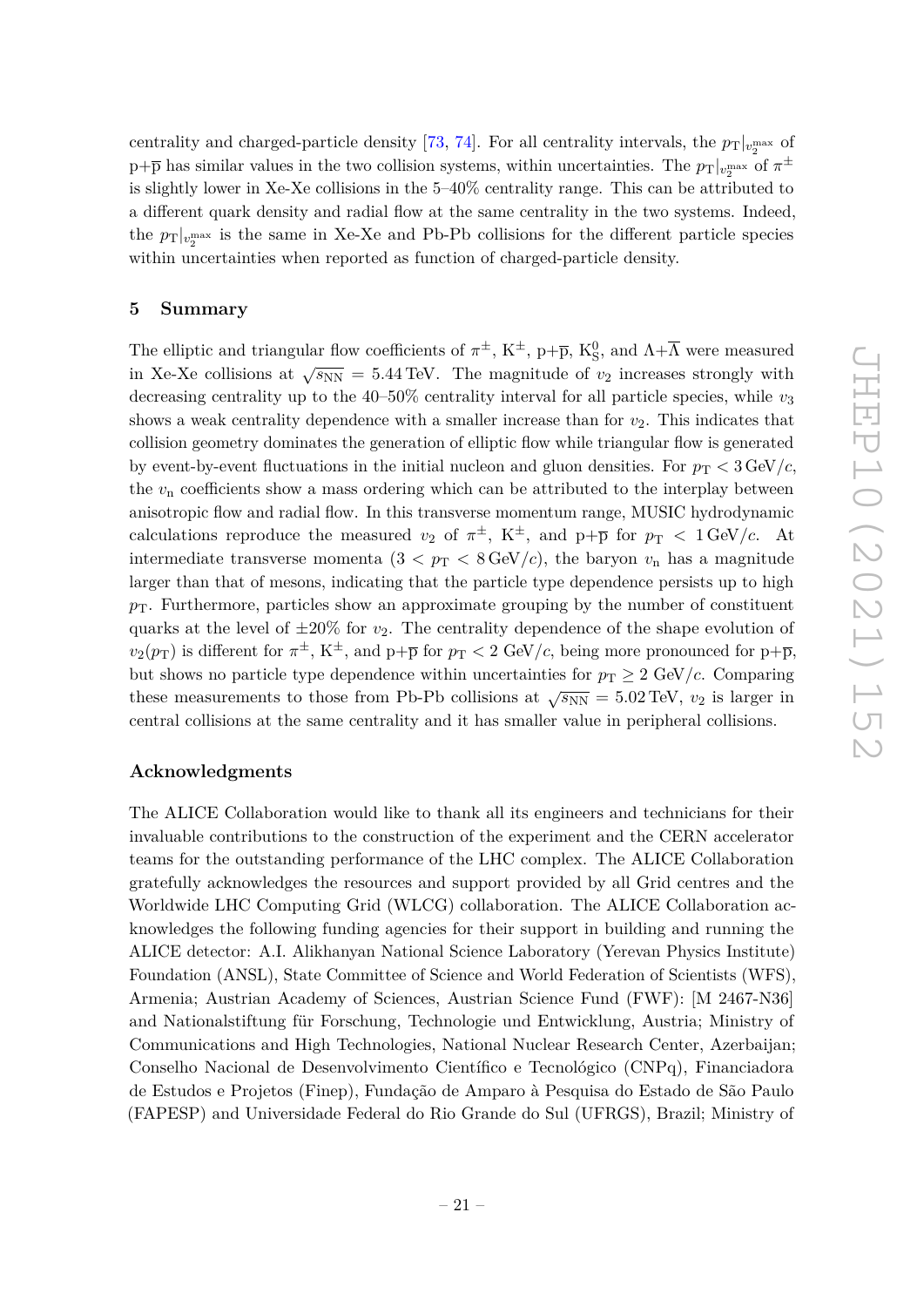centrality and charged-particle density [73, 74]. For all centrality intervals, the $p_{\rm T}|_{v_2^{\rm max}}$ of p+$\overline{\rm p}$ has similar values in the two collision systems, within uncertainties. The $p_{\rm T}|_{v_2^{\rm max}}$ of $\pi^{\pm}$ is slightly lower in Xe-Xe collisions in the 5–40% centrality range. This can be attributed to a different quark density and radial flow at the same centrality in the two systems. Indeed, the $p_{\rm T}|_{v_2^{\rm max}}$ is the same in Xe-Xe and Pb-Pb collisions for the different particle species within uncertainties when reported as function of charged-particle density.

## 5 Summary

The elliptic and triangular flow coefficients of $\pi^{\pm}$, $\rm K^{\pm}$, p+$\overline{\rm p}$, $\rm K^0_S$, and $\Lambda+\overline{\Lambda}$ were measured in Xe-Xe collisions at $\sqrt{s_{\rm NN}} = 5.44\,\rm TeV$. The magnitude of $v_2$ increases strongly with decreasing centrality up to the 40–50% centrality interval for all particle species, while $v_3$ shows a weak centrality dependence with a smaller increase than for $v_2$. This indicates that collision geometry dominates the generation of elliptic flow while triangular flow is generated by event-by-event fluctuations in the initial nucleon and gluon densities. For $p_{\rm T} < 3\,\rm GeV/\it c$, the $v_{\rm n}$ coefficients show a mass ordering which can be attributed to the interplay between anisotropic flow and radial flow. In this transverse momentum range, MUSIC hydrodynamic calculations reproduce the measured $v_2$ of $\pi^{\pm}$, $\rm K^{\pm}$, and p+$\overline{\rm p}$ for $p_{\rm T} < 1\,\rm GeV/\it c$. At intermediate transverse momenta ($3 < p_{\rm T} < 8\,\rm GeV/\it c$), the baryon $v_{\rm n}$ has a magnitude larger than that of mesons, indicating that the particle type dependence persists up to high $p_{\rm T}$. Furthermore, particles show an approximate grouping by the number of constituent quarks at the level of $\pm 20\%$ for $v_2$. The centrality dependence of the shape evolution of $v_2(p_{\rm T})$ is different for $\pi^{\pm}$, $\rm K^{\pm}$, and p+$\overline{\rm p}$ for $p_{\rm T} < 2$ GeV/$c$, being more pronounced for p+$\overline{\rm p}$, but shows no particle type dependence within uncertainties for $p_{\rm T} \geq 2$ GeV/$c$. Comparing these measurements to those from Pb-Pb collisions at $\sqrt{s_{\rm NN}} = 5.02\,\rm TeV$, $v_2$ is larger in central collisions at the same centrality and it has smaller value in peripheral collisions.

## Acknowledgments

The ALICE Collaboration would like to thank all its engineers and technicians for their invaluable contributions to the construction of the experiment and the CERN accelerator teams for the outstanding performance of the LHC complex. The ALICE Collaboration gratefully acknowledges the resources and support provided by all Grid centres and the Worldwide LHC Computing Grid (WLCG) collaboration. The ALICE Collaboration acknowledges the following funding agencies for their support in building and running the ALICE detector: A.I. Alikhanyan National Science Laboratory (Yerevan Physics Institute) Foundation (ANSL), State Committee of Science and World Federation of Scientists (WFS), Armenia; Austrian Academy of Sciences, Austrian Science Fund (FWF): [M 2467-N36] and Nationalstiftung für Forschung, Technologie und Entwicklung, Austria; Ministry of Communications and High Technologies, National Nuclear Research Center, Azerbaijan; Conselho Nacional de Desenvolvimento Científico e Tecnológico (CNPq), Financiadora de Estudos e Projetos (Finep), Fundação de Amparo à Pesquisa do Estado de São Paulo (FAPESP) and Universidade Federal do Rio Grande do Sul (UFRGS), Brazil; Ministry of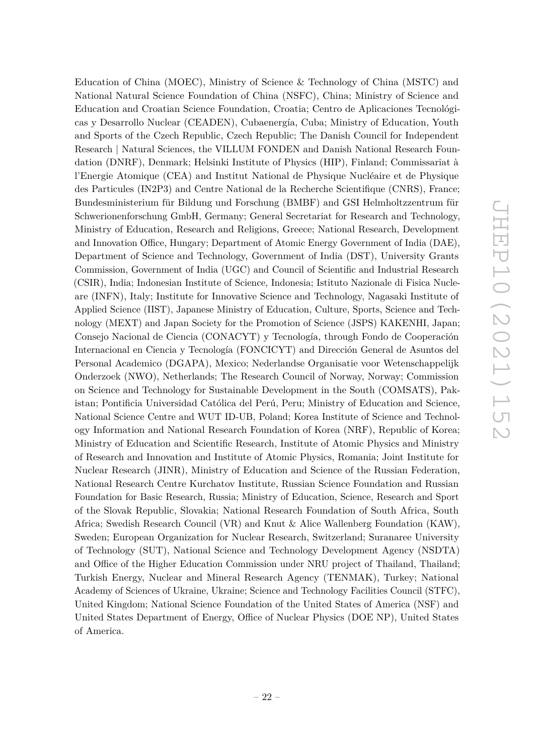Education of China (MOEC), Ministry of Science & Technology of China (MSTC) and National Natural Science Foundation of China (NSFC), China; Ministry of Science and Education and Croatian Science Foundation, Croatia; Centro de Aplicaciones Tecnológicas y Desarrollo Nuclear (CEADEN), Cubaenergía, Cuba; Ministry of Education, Youth and Sports of the Czech Republic, Czech Republic; The Danish Council for Independent Research | Natural Sciences, the VILLUM FONDEN and Danish National Research Foundation (DNRF), Denmark; Helsinki Institute of Physics (HIP), Finland; Commissariat à l'Energie Atomique (CEA) and Institut National de Physique Nucléaire et de Physique des Particules (IN2P3) and Centre National de la Recherche Scientifique (CNRS), France; Bundesministerium für Bildung und Forschung (BMBF) and GSI Helmholtzzentrum für Schwerionenforschung GmbH, Germany; General Secretariat for Research and Technology, Ministry of Education, Research and Religions, Greece; National Research, Development and Innovation Office, Hungary; Department of Atomic Energy Government of India (DAE), Department of Science and Technology, Government of India (DST), University Grants Commission, Government of India (UGC) and Council of Scientific and Industrial Research (CSIR), India; Indonesian Institute of Science, Indonesia; Istituto Nazionale di Fisica Nucleare (INFN), Italy; Institute for Innovative Science and Technology, Nagasaki Institute of Applied Science (IIST), Japanese Ministry of Education, Culture, Sports, Science and Technology (MEXT) and Japan Society for the Promotion of Science (JSPS) KAKENHI, Japan; Consejo Nacional de Ciencia (CONACYT) y Tecnología, through Fondo de Cooperación Internacional en Ciencia y Tecnología (FONCICYT) and Dirección General de Asuntos del Personal Academico (DGAPA), Mexico; Nederlandse Organisatie voor Wetenschappelijk Onderzoek (NWO), Netherlands; The Research Council of Norway, Norway; Commission on Science and Technology for Sustainable Development in the South (COMSATS), Pakistan; Pontificia Universidad Católica del Perú, Peru; Ministry of Education and Science, National Science Centre and WUT ID-UB, Poland; Korea Institute of Science and Technology Information and National Research Foundation of Korea (NRF), Republic of Korea; Ministry of Education and Scientific Research, Institute of Atomic Physics and Ministry of Research and Innovation and Institute of Atomic Physics, Romania; Joint Institute for Nuclear Research (JINR), Ministry of Education and Science of the Russian Federation, National Research Centre Kurchatov Institute, Russian Science Foundation and Russian Foundation for Basic Research, Russia; Ministry of Education, Science, Research and Sport of the Slovak Republic, Slovakia; National Research Foundation of South Africa, South Africa; Swedish Research Council (VR) and Knut & Alice Wallenberg Foundation (KAW), Sweden; European Organization for Nuclear Research, Switzerland; Suranaree University of Technology (SUT), National Science and Technology Development Agency (NSDTA) and Office of the Higher Education Commission under NRU project of Thailand, Thailand; Turkish Energy, Nuclear and Mineral Research Agency (TENMAK), Turkey; National Academy of Sciences of Ukraine, Ukraine; Science and Technology Facilities Council (STFC), United Kingdom; National Science Foundation of the United States of America (NSF) and United States Department of Energy, Office of Nuclear Physics (DOE NP), United States of America.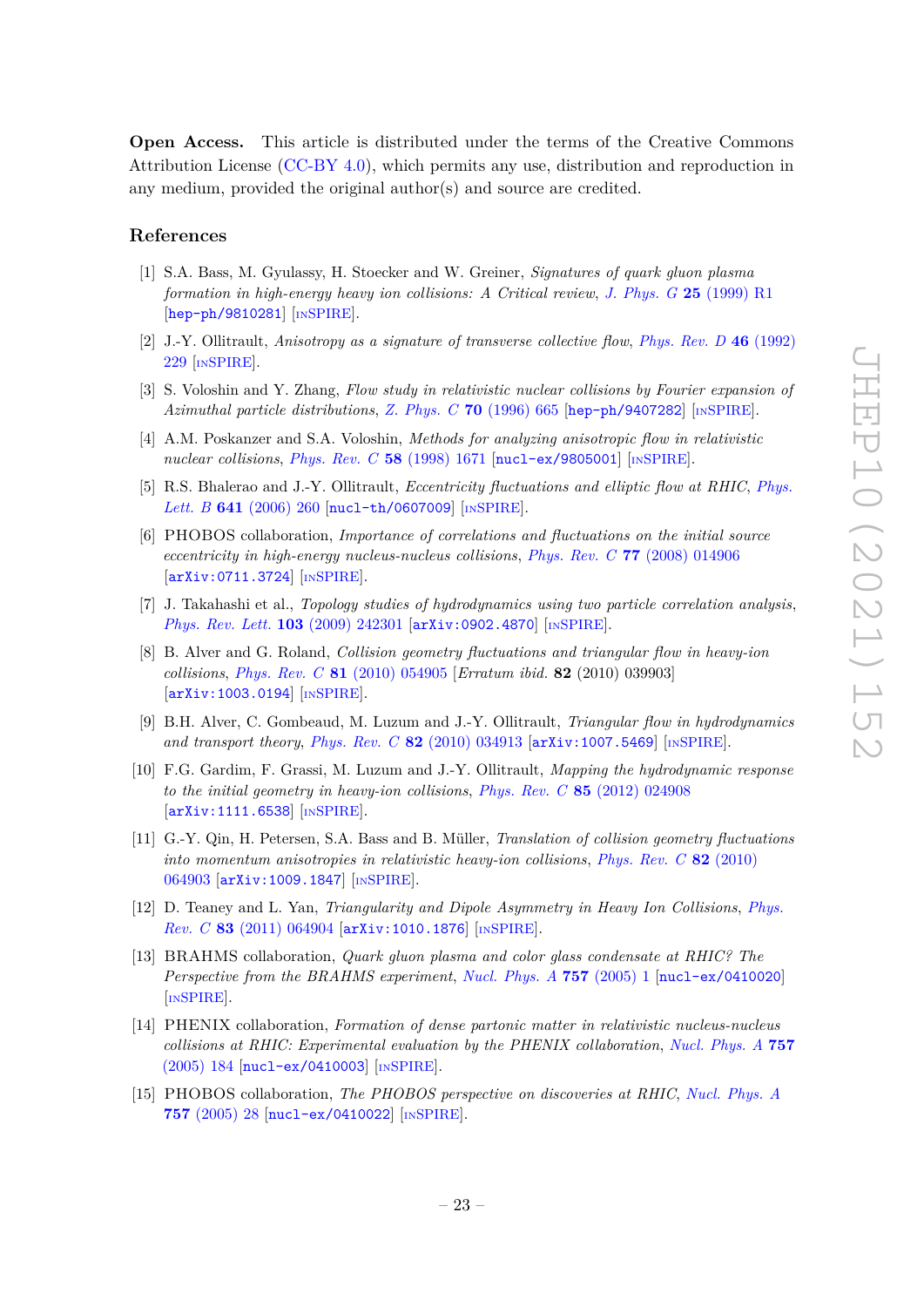**Open Access.** This article is distributed under the terms of the Creative Commons Attribution License (CC-BY 4.0), which permits any use, distribution and reproduction in any medium, provided the original author(s) and source are credited.

## References

[1] S.A. Bass, M. Gyulassy, H. Stoecker and W. Greiner, *Signatures of quark gluon plasma formation in high-energy heavy ion collisions: A Critical review*, *J. Phys. G* **25** (1999) R1 [hep-ph/9810281] [INSPIRE].

[2] J.-Y. Ollitrault, *Anisotropy as a signature of transverse collective flow*, *Phys. Rev. D* **46** (1992) 229 [INSPIRE].

[3] S. Voloshin and Y. Zhang, *Flow study in relativistic nuclear collisions by Fourier expansion of Azimuthal particle distributions*, *Z. Phys. C* **70** (1996) 665 [hep-ph/9407282] [INSPIRE].

[4] A.M. Poskanzer and S.A. Voloshin, *Methods for analyzing anisotropic flow in relativistic nuclear collisions*, *Phys. Rev. C* **58** (1998) 1671 [nucl-ex/9805001] [INSPIRE].

[5] R.S. Bhalerao and J.-Y. Ollitrault, *Eccentricity fluctuations and elliptic flow at RHIC*, *Phys. Lett. B* **641** (2006) 260 [nucl-th/0607009] [INSPIRE].

[6] PHOBOS collaboration, *Importance of correlations and fluctuations on the initial source eccentricity in high-energy nucleus-nucleus collisions*, *Phys. Rev. C* **77** (2008) 014906 [arXiv:0711.3724] [INSPIRE].

[7] J. Takahashi et al., *Topology studies of hydrodynamics using two particle correlation analysis*, *Phys. Rev. Lett.* **103** (2009) 242301 [arXiv:0902.4870] [INSPIRE].

[8] B. Alver and G. Roland, *Collision geometry fluctuations and triangular flow in heavy-ion collisions*, *Phys. Rev. C* **81** (2010) 054905 [*Erratum ibid.* **82** (2010) 039903] [arXiv:1003.0194] [INSPIRE].

[9] B.H. Alver, C. Gombeaud, M. Luzum and J.-Y. Ollitrault, *Triangular flow in hydrodynamics and transport theory*, *Phys. Rev. C* **82** (2010) 034913 [arXiv:1007.5469] [INSPIRE].

[10] F.G. Gardim, F. Grassi, M. Luzum and J.-Y. Ollitrault, *Mapping the hydrodynamic response to the initial geometry in heavy-ion collisions*, *Phys. Rev. C* **85** (2012) 024908 [arXiv:1111.6538] [INSPIRE].

[11] G.-Y. Qin, H. Petersen, S.A. Bass and B. Müller, *Translation of collision geometry fluctuations into momentum anisotropies in relativistic heavy-ion collisions*, *Phys. Rev. C* **82** (2010) 064903 [arXiv:1009.1847] [INSPIRE].

[12] D. Teaney and L. Yan, *Triangularity and Dipole Asymmetry in Heavy Ion Collisions*, *Phys. Rev. C* **83** (2011) 064904 [arXiv:1010.1876] [INSPIRE].

[13] BRAHMS collaboration, *Quark gluon plasma and color glass condensate at RHIC? The Perspective from the BRAHMS experiment*, *Nucl. Phys. A* **757** (2005) 1 [nucl-ex/0410020] [INSPIRE].

[14] PHENIX collaboration, *Formation of dense partonic matter in relativistic nucleus-nucleus collisions at RHIC: Experimental evaluation by the PHENIX collaboration*, *Nucl. Phys. A* **757** (2005) 184 [nucl-ex/0410003] [INSPIRE].

[15] PHOBOS collaboration, *The PHOBOS perspective on discoveries at RHIC*, *Nucl. Phys. A* **757** (2005) 28 [nucl-ex/0410022] [INSPIRE].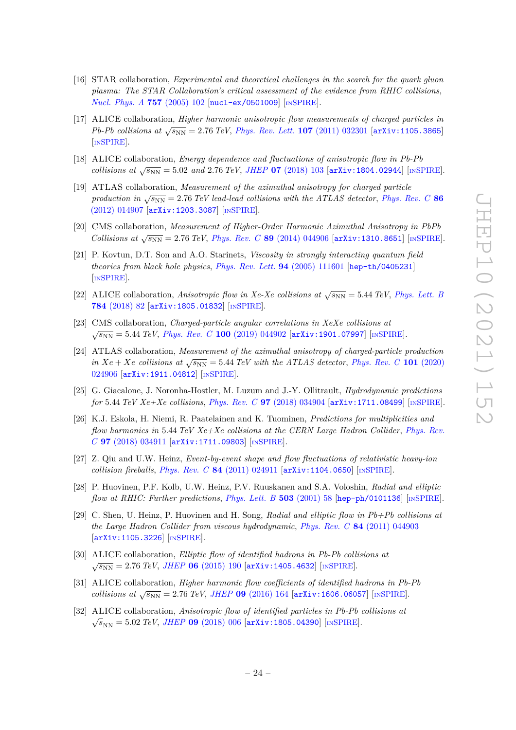[16] STAR collaboration, *Experimental and theoretical challenges in the search for the quark gluon plasma: The STAR Collaboration's critical assessment of the evidence from RHIC collisions*, Nucl. Phys. A **757** (2005) 102 [nucl-ex/0501009] [INSPIRE].

[17] ALICE collaboration, *Higher harmonic anisotropic flow measurements of charged particles in Pb-Pb collisions at $\sqrt{s_{\rm NN}} = 2.76$ TeV*, Phys. Rev. Lett. **107** (2011) 032301 [arXiv:1105.3865] [INSPIRE].

[18] ALICE collaboration, *Energy dependence and fluctuations of anisotropic flow in Pb-Pb collisions at $\sqrt{s_{\rm NN}} = 5.02$ and 2.76 TeV*, JHEP **07** (2018) 103 [arXiv:1804.02944] [INSPIRE].

[19] ATLAS collaboration, *Measurement of the azimuthal anisotropy for charged particle production in $\sqrt{s_{\rm NN}} = 2.76$ TeV lead-lead collisions with the ATLAS detector*, Phys. Rev. C **86** (2012) 014907 [arXiv:1203.3087] [INSPIRE].

[20] CMS collaboration, *Measurement of Higher-Order Harmonic Azimuthal Anisotropy in PbPb Collisions at $\sqrt{s_{\rm NN}} = 2.76$ TeV*, Phys. Rev. C **89** (2014) 044906 [arXiv:1310.8651] [INSPIRE].

[21] P. Kovtun, D.T. Son and A.O. Starinets, *Viscosity in strongly interacting quantum field theories from black hole physics*, Phys. Rev. Lett. **94** (2005) 111601 [hep-th/0405231] [INSPIRE].

[22] ALICE collaboration, *Anisotropic flow in Xe-Xe collisions at $\sqrt{s_{\rm NN}} = 5.44$ TeV*, Phys. Lett. B **784** (2018) 82 [arXiv:1805.01832] [INSPIRE].

[23] CMS collaboration, *Charged-particle angular correlations in XeXe collisions at $\sqrt{s_{\rm NN}} = 5.44$ TeV*, Phys. Rev. C **100** (2019) 044902 [arXiv:1901.07997] [INSPIRE].

[24] ATLAS collaboration, *Measurement of the azimuthal anisotropy of charged-particle production in Xe + Xe collisions at $\sqrt{s_{\rm NN}} = 5.44$ TeV with the ATLAS detector*, Phys. Rev. C **101** (2020) 024906 [arXiv:1911.04812] [INSPIRE].

[25] G. Giacalone, J. Noronha-Hostler, M. Luzum and J.-Y. Ollitrault, *Hydrodynamic predictions for 5.44 TeV Xe+Xe collisions*, Phys. Rev. C **97** (2018) 034904 [arXiv:1711.08499] [INSPIRE].

[26] K.J. Eskola, H. Niemi, R. Paatelainen and K. Tuominen, *Predictions for multiplicities and flow harmonics in 5.44 TeV Xe+Xe collisions at the CERN Large Hadron Collider*, Phys. Rev. C **97** (2018) 034911 [arXiv:1711.09803] [INSPIRE].

[27] Z. Qiu and U.W. Heinz, *Event-by-event shape and flow fluctuations of relativistic heavy-ion collision fireballs*, Phys. Rev. C **84** (2011) 024911 [arXiv:1104.0650] [INSPIRE].

[28] P. Huovinen, P.F. Kolb, U.W. Heinz, P.V. Ruuskanen and S.A. Voloshin, *Radial and elliptic flow at RHIC: Further predictions*, Phys. Lett. B **503** (2001) 58 [hep-ph/0101136] [INSPIRE].

[29] C. Shen, U. Heinz, P. Huovinen and H. Song, *Radial and elliptic flow in Pb+Pb collisions at the Large Hadron Collider from viscous hydrodynamic*, Phys. Rev. C **84** (2011) 044903 [arXiv:1105.3226] [INSPIRE].

[30] ALICE collaboration, *Elliptic flow of identified hadrons in Pb-Pb collisions at $\sqrt{s_{\rm NN}} = 2.76$ TeV*, JHEP **06** (2015) 190 [arXiv:1405.4632] [INSPIRE].

[31] ALICE collaboration, *Higher harmonic flow coefficients of identified hadrons in Pb-Pb collisions at $\sqrt{s_{\rm NN}} = 2.76$ TeV*, JHEP **09** (2016) 164 [arXiv:1606.06057] [INSPIRE].

[32] ALICE collaboration, *Anisotropic flow of identified particles in Pb-Pb collisions at $\sqrt{s}_{\rm NN} = 5.02$ TeV*, JHEP **09** (2018) 006 [arXiv:1805.04390] [INSPIRE].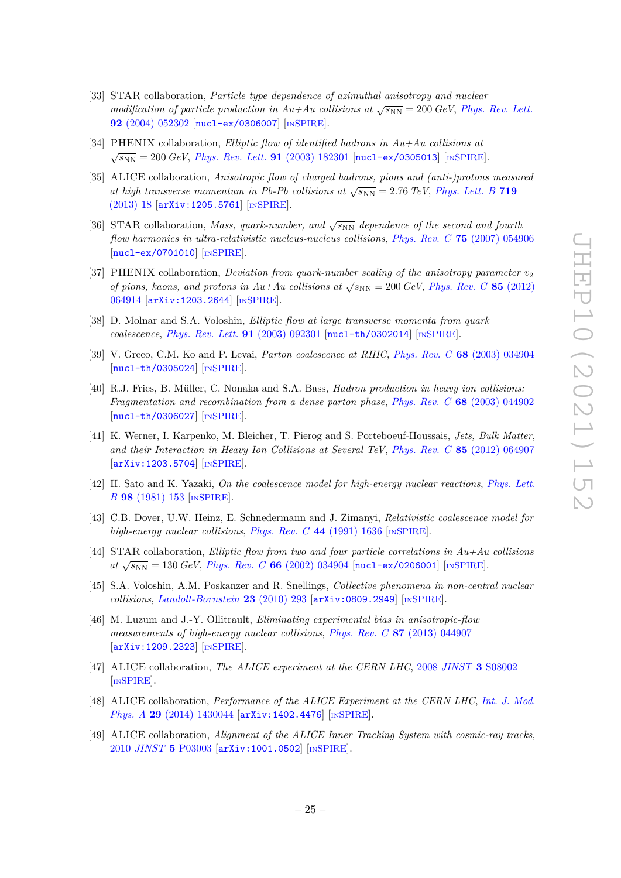[33] STAR collaboration, *Particle type dependence of azimuthal anisotropy and nuclear modification of particle production in Au+Au collisions at $\sqrt{s_{\rm NN}} = 200$ GeV*, *Phys. Rev. Lett.* **92** (2004) 052302 [nucl-ex/0306007] [INSPIRE].

[34] PHENIX collaboration, *Elliptic flow of identified hadrons in Au+Au collisions at $\sqrt{s_{\rm NN}} = 200$ GeV*, *Phys. Rev. Lett.* **91** (2003) 182301 [nucl-ex/0305013] [INSPIRE].

[35] ALICE collaboration, *Anisotropic flow of charged hadrons, pions and (anti-)protons measured at high transverse momentum in Pb-Pb collisions at $\sqrt{s_{\rm NN}} = 2.76$ TeV*, *Phys. Lett. B* **719** (2013) 18 [arXiv:1205.5761] [INSPIRE].

[36] STAR collaboration, *Mass, quark-number, and $\sqrt{s_{\rm NN}}$ dependence of the second and fourth flow harmonics in ultra-relativistic nucleus-nucleus collisions*, *Phys. Rev. C* **75** (2007) 054906 [nucl-ex/0701010] [INSPIRE].

[37] PHENIX collaboration, *Deviation from quark-number scaling of the anisotropy parameter $v_2$ of pions, kaons, and protons in Au+Au collisions at $\sqrt{s_{\rm NN}} = 200$ GeV*, *Phys. Rev. C* **85** (2012) 064914 [arXiv:1203.2644] [INSPIRE].

[38] D. Molnar and S.A. Voloshin, *Elliptic flow at large transverse momenta from quark coalescence*, *Phys. Rev. Lett.* **91** (2003) 092301 [nucl-th/0302014] [INSPIRE].

[39] V. Greco, C.M. Ko and P. Levai, *Parton coalescence at RHIC*, *Phys. Rev. C* **68** (2003) 034904 [nucl-th/0305024] [INSPIRE].

[40] R.J. Fries, B. Müller, C. Nonaka and S.A. Bass, *Hadron production in heavy ion collisions: Fragmentation and recombination from a dense parton phase*, *Phys. Rev. C* **68** (2003) 044902 [nucl-th/0306027] [INSPIRE].

[41] K. Werner, I. Karpenko, M. Bleicher, T. Pierog and S. Porteboeuf-Houssais, *Jets, Bulk Matter, and their Interaction in Heavy Ion Collisions at Several TeV*, *Phys. Rev. C* **85** (2012) 064907 [arXiv:1203.5704] [INSPIRE].

[42] H. Sato and K. Yazaki, *On the coalescence model for high-energy nuclear reactions*, *Phys. Lett. B* **98** (1981) 153 [INSPIRE].

[43] C.B. Dover, U.W. Heinz, E. Schnedermann and J. Zimanyi, *Relativistic coalescence model for high-energy nuclear collisions*, *Phys. Rev. C* **44** (1991) 1636 [INSPIRE].

[44] STAR collaboration, *Elliptic flow from two and four particle correlations in Au+Au collisions at $\sqrt{s_{\rm NN}} = 130$ GeV*, *Phys. Rev. C* **66** (2002) 034904 [nucl-ex/0206001] [INSPIRE].

[45] S.A. Voloshin, A.M. Poskanzer and R. Snellings, *Collective phenomena in non-central nuclear collisions*, *Landolt-Bornstein* **23** (2010) 293 [arXiv:0809.2949] [INSPIRE].

[46] M. Luzum and J.-Y. Ollitrault, *Eliminating experimental bias in anisotropic-flow measurements of high-energy nuclear collisions*, *Phys. Rev. C* **87** (2013) 044907 [arXiv:1209.2323] [INSPIRE].

[47] ALICE collaboration, *The ALICE experiment at the CERN LHC*, 2008 *JINST* **3** S08002 [INSPIRE].

[48] ALICE collaboration, *Performance of the ALICE Experiment at the CERN LHC*, *Int. J. Mod. Phys. A* **29** (2014) 1430044 [arXiv:1402.4476] [INSPIRE].

[49] ALICE collaboration, *Alignment of the ALICE Inner Tracking System with cosmic-ray tracks*, 2010 *JINST* **5** P03003 [arXiv:1001.0502] [INSPIRE].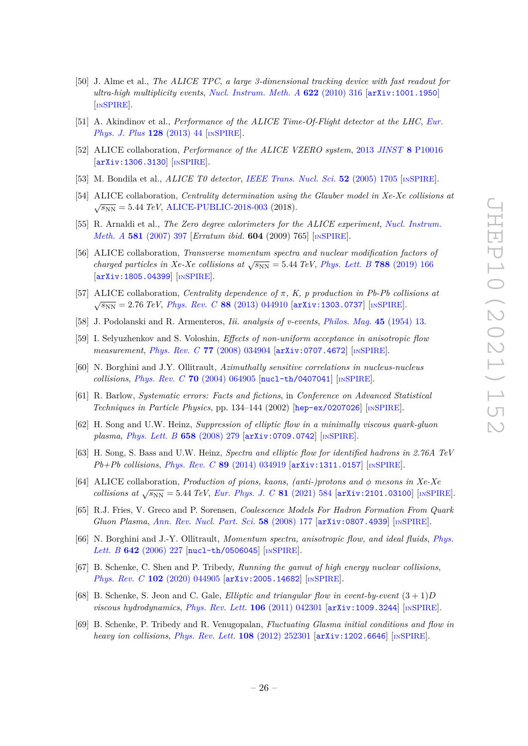[50] J. Alme et al., *The ALICE TPC, a large 3-dimensional tracking device with fast readout for ultra-high multiplicity events*, *Nucl. Instrum. Meth. A* **622** (2010) 316 [arXiv:1001.1950] [INSPIRE].

[51] A. Akindinov et al., *Performance of the ALICE Time-Of-Flight detector at the LHC*, *Eur. Phys. J. Plus* **128** (2013) 44 [INSPIRE].

[52] ALICE collaboration, *Performance of the ALICE VZERO system*, 2013 *JINST* **8** P10016 [arXiv:1306.3130] [INSPIRE].

[53] M. Bondila et al., *ALICE T0 detector*, *IEEE Trans. Nucl. Sci.* **52** (2005) 1705 [INSPIRE].

[54] ALICE collaboration, *Centrality determination using the Glauber model in Xe-Xe collisions at* $\sqrt{s_{\rm NN}} = 5.44$ *TeV*, ALICE-PUBLIC-2018-003 (2018).

[55] R. Arnaldi et al., *The Zero degree calorimeters for the ALICE experiment*, *Nucl. Instrum. Meth. A* **581** (2007) 397 [*Erratum ibid.* **604** (2009) 765] [INSPIRE].

[56] ALICE collaboration, *Transverse momentum spectra and nuclear modification factors of charged particles in Xe-Xe collisions at* $\sqrt{s_{\rm NN}} = 5.44$ *TeV*, *Phys. Lett. B* **788** (2019) 166 [arXiv:1805.04399] [INSPIRE].

[57] ALICE collaboration, *Centrality dependence of* $\pi$*, K, p production in Pb-Pb collisions at* $\sqrt{s_{\rm NN}} = 2.76$ *TeV*, *Phys. Rev. C* **88** (2013) 044910 [arXiv:1303.0737] [INSPIRE].

[58] J. Podolanski and R. Armenteros, *Iii. analysis of v-events*, *Philos. Mag.* **45** (1954) 13.

[59] I. Selyuzhenkov and S. Voloshin, *Effects of non-uniform acceptance in anisotropic flow measurement*, *Phys. Rev. C* **77** (2008) 034904 [arXiv:0707.4672] [INSPIRE].

[60] N. Borghini and J.Y. Ollitrault, *Azimuthally sensitive correlations in nucleus-nucleus collisions*, *Phys. Rev. C* **70** (2004) 064905 [nucl-th/0407041] [INSPIRE].

[61] R. Barlow, *Systematic errors: Facts and fictions*, in *Conference on Advanced Statistical Techniques in Particle Physics*, pp. 134–144 (2002) [hep-ex/0207026] [INSPIRE].

[62] H. Song and U.W. Heinz, *Suppression of elliptic flow in a minimally viscous quark-gluon plasma*, *Phys. Lett. B* **658** (2008) 279 [arXiv:0709.0742] [INSPIRE].

[63] H. Song, S. Bass and U.W. Heinz, *Spectra and elliptic flow for identified hadrons in 2.76A TeV Pb+Pb collisions*, *Phys. Rev. C* **89** (2014) 034919 [arXiv:1311.0157] [INSPIRE].

[64] ALICE collaboration, *Production of pions, kaons, (anti-)protons and* $\phi$ *mesons in Xe-Xe collisions at* $\sqrt{s_{\rm NN}} = 5.44$ *TeV*, *Eur. Phys. J. C* **81** (2021) 584 [arXiv:2101.03100] [INSPIRE].

[65] R.J. Fries, V. Greco and P. Sorensen, *Coalescence Models For Hadron Formation From Quark Gluon Plasma*, *Ann. Rev. Nucl. Part. Sci.* **58** (2008) 177 [arXiv:0807.4939] [INSPIRE].

[66] N. Borghini and J.-Y. Ollitrault, *Momentum spectra, anisotropic flow, and ideal fluids*, *Phys. Lett. B* **642** (2006) 227 [nucl-th/0506045] [INSPIRE].

[67] B. Schenke, C. Shen and P. Tribedy, *Running the gamut of high energy nuclear collisions*, *Phys. Rev. C* **102** (2020) 044905 [arXiv:2005.14682] [INSPIRE].

[68] B. Schenke, S. Jeon and C. Gale, *Elliptic and triangular flow in event-by-event* $(3+1)D$ *viscous hydrodynamics*, *Phys. Rev. Lett.* **106** (2011) 042301 [arXiv:1009.3244] [INSPIRE].

[69] B. Schenke, P. Tribedy and R. Venugopalan, *Fluctuating Glasma initial conditions and flow in heavy ion collisions*, *Phys. Rev. Lett.* **108** (2012) 252301 [arXiv:1202.6646] [INSPIRE].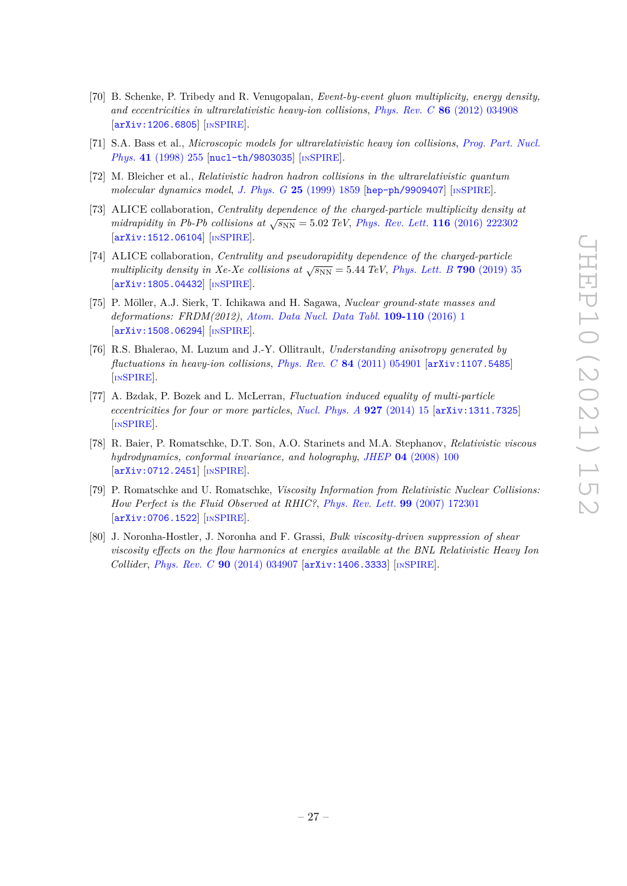[70] B. Schenke, P. Tribedy and R. Venugopalan, *Event-by-event gluon multiplicity, energy density, and eccentricities in ultrarelativistic heavy-ion collisions*, *Phys. Rev. C* **86** (2012) 034908 [arXiv:1206.6805] [INSPIRE].

[71] S.A. Bass et al., *Microscopic models for ultrarelativistic heavy ion collisions*, *Prog. Part. Nucl. Phys.* **41** (1998) 255 [nucl-th/9803035] [INSPIRE].

[72] M. Bleicher et al., *Relativistic hadron hadron collisions in the ultrarelativistic quantum molecular dynamics model*, *J. Phys. G* **25** (1999) 1859 [hep-ph/9909407] [INSPIRE].

[73] ALICE collaboration, *Centrality dependence of the charged-particle multiplicity density at midrapidity in Pb-Pb collisions at $\sqrt{s_{\mathrm{NN}}} = 5.02$ TeV*, *Phys. Rev. Lett.* **116** (2016) 222302 [arXiv:1512.06104] [INSPIRE].

[74] ALICE collaboration, *Centrality and pseudorapidity dependence of the charged-particle multiplicity density in Xe-Xe collisions at $\sqrt{s_{\mathrm{NN}}} = 5.44$ TeV*, *Phys. Lett. B* **790** (2019) 35 [arXiv:1805.04432] [INSPIRE].

[75] P. Möller, A.J. Sierk, T. Ichikawa and H. Sagawa, *Nuclear ground-state masses and deformations: FRDM(2012)*, *Atom. Data Nucl. Data Tabl.* **109-110** (2016) 1 [arXiv:1508.06294] [INSPIRE].

[76] R.S. Bhalerao, M. Luzum and J.-Y. Ollitrault, *Understanding anisotropy generated by fluctuations in heavy-ion collisions*, *Phys. Rev. C* **84** (2011) 054901 [arXiv:1107.5485] [INSPIRE].

[77] A. Bzdak, P. Bozek and L. McLerran, *Fluctuation induced equality of multi-particle eccentricities for four or more particles*, *Nucl. Phys. A* **927** (2014) 15 [arXiv:1311.7325] [INSPIRE].

[78] R. Baier, P. Romatschke, D.T. Son, A.O. Starinets and M.A. Stephanov, *Relativistic viscous hydrodynamics, conformal invariance, and holography*, *JHEP* **04** (2008) 100 [arXiv:0712.2451] [INSPIRE].

[79] P. Romatschke and U. Romatschke, *Viscosity Information from Relativistic Nuclear Collisions: How Perfect is the Fluid Observed at RHIC?*, *Phys. Rev. Lett.* **99** (2007) 172301 [arXiv:0706.1522] [INSPIRE].

[80] J. Noronha-Hostler, J. Noronha and F. Grassi, *Bulk viscosity-driven suppression of shear viscosity effects on the flow harmonics at energies available at the BNL Relativistic Heavy Ion Collider*, *Phys. Rev. C* **90** (2014) 034907 [arXiv:1406.3333] [INSPIRE].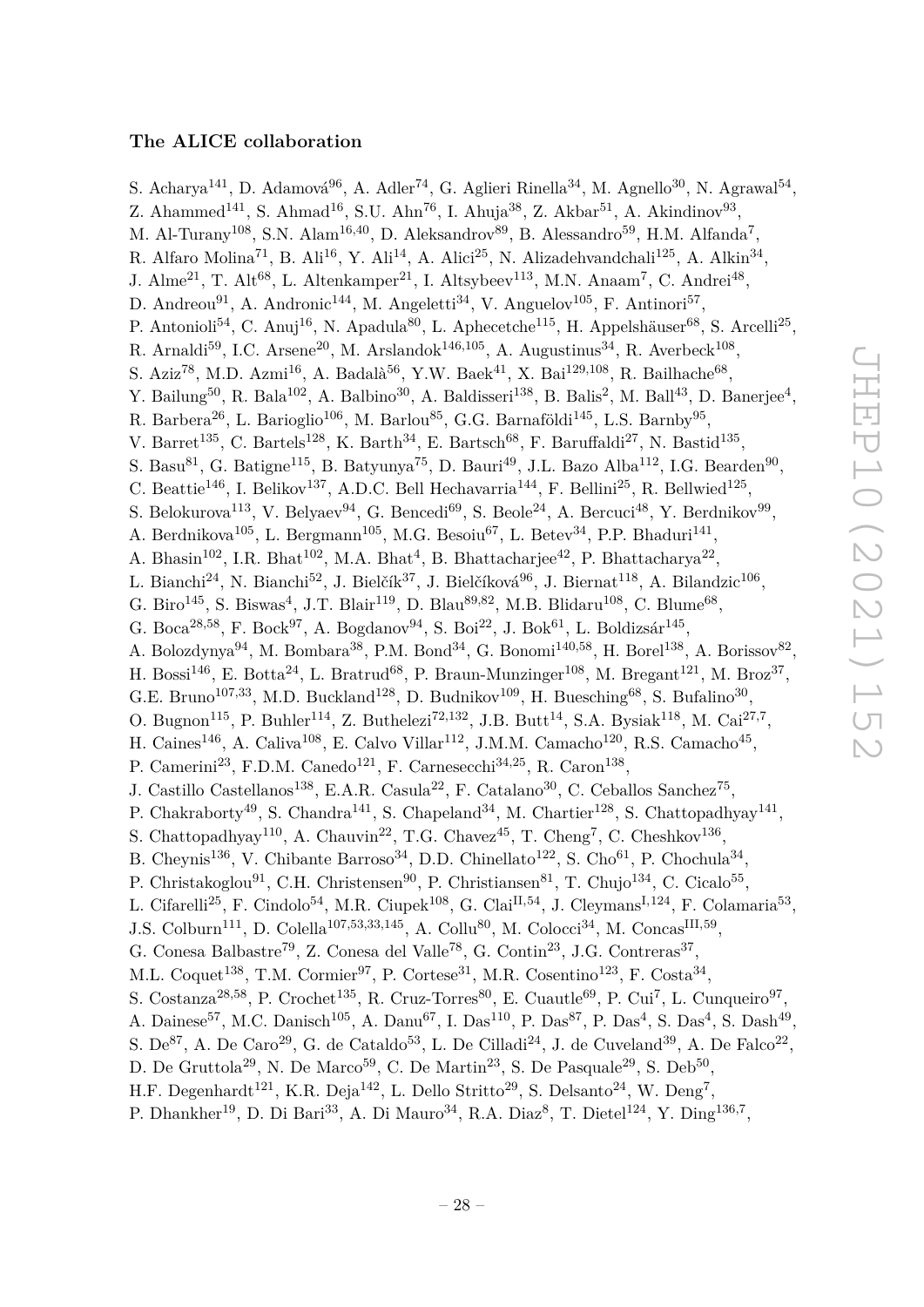## The ALICE collaboration

S. Acharya[141], D. Adamová[96], A. Adler[74], G. Aglieri Rinella[34], M. Agnello[30], N. Agrawal[54], Z. Ahammed[141], S. Ahmad[16], S.U. Ahn[76], I. Ahuja[38], Z. Akbar[51], A. Akindinov[93], M. Al-Turany[108], S.N. Alam[16,40], D. Aleksandrov[89], B. Alessandro[59], H.M. Alfanda[7], R. Alfaro Molina[71], B. Ali[16], Y. Ali[14], A. Alici[25], N. Alizadehvandchali[125], A. Alkin[34], J. Alme[21], T. Alt[68], L. Altenkamper[21], I. Altsybeev[113], M.N. Anaam[7], C. Andrei[48], D. Andreou[91], A. Andronic[144], M. Angeletti[34], V. Anguelov[105], F. Antinori[57], P. Antonioli[54], C. Anuj[16], N. Apadula[80], L. Aphecetche[115], H. Appelshäuser[68], S. Arcelli[25], R. Arnaldi[59], I.C. Arsene[20], M. Arslandok[146,105], A. Augustinus[34], R. Averbeck[108], S. Aziz[78], M.D. Azmi[16], A. Badalà[56], Y.W. Baek[41], X. Bai[129,108], R. Bailhache[68], Y. Bailung[50], R. Bala[102], A. Balbino[30], A. Baldisseri[138], B. Balis[2], M. Ball[43], D. Banerjee[4], R. Barbera[26], L. Barioglio[106], M. Barlou[85], G.G. Barnaföldi[145], L.S. Barnby[95], V. Barret[135], C. Bartels[128], K. Barth[34], E. Bartsch[68], F. Baruffaldi[27], N. Bastid[135], S. Basu[81], G. Batigne[115], B. Batyunya[75], D. Bauri[49], J.L. Bazo Alba[112], I.G. Bearden[90], C. Beattie[146], I. Belikov[137], A.D.C. Bell Hechavarria[144], F. Bellini[25], R. Bellwied[125], S. Belokurova[113], V. Belyaev[94], G. Bencedi[69], S. Beole[24], A. Bercuci[48], Y. Berdnikov[99], A. Berdnikova[105], L. Bergmann[105], M.G. Besoiu[67], L. Betev[34], P.P. Bhaduri[141], A. Bhasin[102], I.R. Bhat[102], M.A. Bhat[4], B. Bhattacharjee[42], P. Bhattacharya[22], L. Bianchi[24], N. Bianchi[52], J. Bielčík[37], J. Bielčíková[96], J. Biernat[118], A. Bilandzic[106], G. Biro[145], S. Biswas[4], J.T. Blair[119], D. Blau[89,82], M.B. Blidaru[108], C. Blume[68], G. Boca[28,58], F. Bock[97], A. Bogdanov[94], S. Boi[22], J. Bok[61], L. Boldizsár[145], A. Bolozdynya[94], M. Bombara[38], P.M. Bond[34], G. Bonomi[140,58], H. Borel[138], A. Borissov[82], H. Bossi[146], E. Botta[24], L. Bratrud[68], P. Braun-Munzinger[108], M. Bregant[121], M. Broz[37], G.E. Bruno[107,33], M.D. Buckland[128], D. Budnikov[109], H. Buesching[68], S. Bufalino[30], O. Bugnon[115], P. Buhler[114], Z. Buthelezi[72,132], J.B. Butt[14], S.A. Bysiak[118], M. Cai[27,7], H. Caines[146], A. Caliva[108], E. Calvo Villar[112], J.M.M. Camacho[120], R.S. Camacho[45], P. Camerini[23], F.D.M. Canedo[121], F. Carnesecchi[34,25], R. Caron[138], J. Castillo Castellanos[138], E.A.R. Casula[22], F. Catalano[30], C. Ceballos Sanchez[75], P. Chakraborty[49], S. Chandra[141], S. Chapeland[34], M. Chartier[128], S. Chattopadhyay[141], S. Chattopadhyay[110], A. Chauvin[22], T.G. Chavez[45], T. Cheng[7], C. Cheshkov[136], B. Cheynis[136], V. Chibante Barroso[34], D.D. Chinellato[122], S. Cho[61], P. Chochula[34], P. Christakoglou[91], C.H. Christensen[90], P. Christiansen[81], T. Chujo[134], C. Cicalo[55], L. Cifarelli[25], F. Cindolo[54], M.R. Ciupek[108], G. Clai[II,54], J. Cleymans[I,124], F. Colamaria[53], J.S. Colburn[111], D. Colella[107,53,33,145], A. Collu[80], M. Colocci[34], M. Concas[III,59], G. Conesa Balbastre[79], Z. Conesa del Valle[78], G. Contin[23], J.G. Contreras[37], M.L. Coquet[138], T.M. Cormier[97], P. Cortese[31], M.R. Cosentino[123], F. Costa[34], S. Costanza[28,58], P. Crochet[135], R. Cruz-Torres[80], E. Cuautle[69], P. Cui[7], L. Cunqueiro[97], A. Dainese[57], M.C. Danisch[105], A. Danu[67], I. Das[110], P. Das[87], P. Das[4], S. Das[4], S. Dash[49], S. De[87], A. De Caro[29], G. de Cataldo[53], L. De Cilladi[24], J. de Cuveland[39], A. De Falco[22], D. De Gruttola[29], N. De Marco[59], C. De Martin[23], S. De Pasquale[29], S. Deb[50], H.F. Degenhardt[121], K.R. Deja[142], L. Dello Stritto[29], S. Delsanto[24], W. Deng[7], P. Dhankher[19], D. Di Bari[33], A. Di Mauro[34], R.A. Diaz[8], T. Dietel[124], Y. Ding[136,7],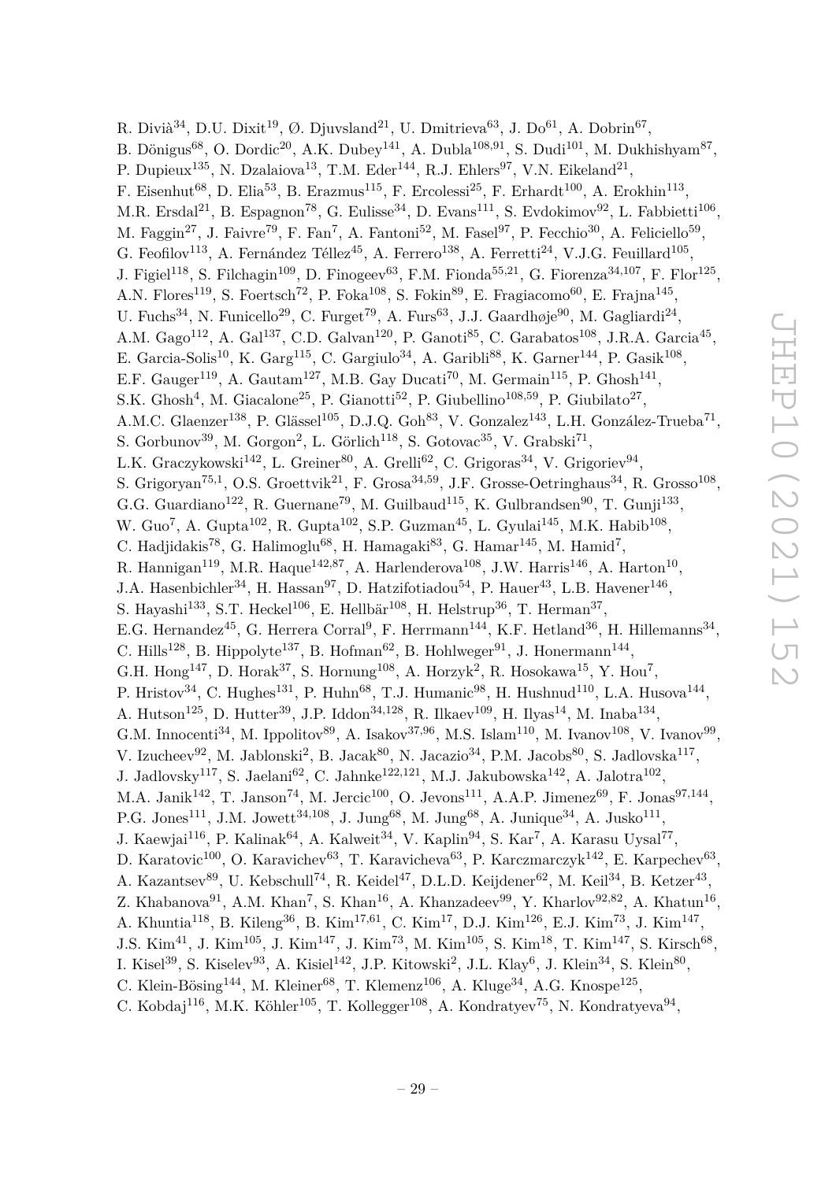R. Divià[34], D.U. Dixit[19], Ø. Djuvsland[21], U. Dmitrieva[63], J. Do[61], A. Dobrin[67], B. Dönigus[68], O. Dordic[20], A.K. Dubey[141], A. Dubla[108,91], S. Dudi[101], M. Dukhishyam[87], P. Dupieux[135], N. Dzalaiova[13], T.M. Eder[144], R.J. Ehlers[97], V.N. Eikeland[21], F. Eisenhut[68], D. Elia[53], B. Erazmus[115], F. Ercolessi[25], F. Erhardt[100], A. Erokhin[113], M.R. Ersdal[21], B. Espagnon[78], G. Eulisse[34], D. Evans[111], S. Evdokimov[92], L. Fabbietti[106], M. Faggin[27], J. Faivre[79], F. Fan[7], A. Fantoni[52], M. Fasel[97], P. Fecchio[30], A. Feliciello[59], G. Feofilov[113], A. Fernández Téllez[45], A. Ferrero[138], A. Ferretti[24], V.J.G. Feuillard[105], J. Figiel[118], S. Filchagin[109], D. Finogeev[63], F.M. Fionda[55,21], G. Fiorenza[34,107], F. Flor[125], A.N. Flores[119], S. Foertsch[72], P. Foka[108], S. Fokin[89], E. Fragiacomo[60], E. Frajna[145], U. Fuchs[34], N. Funicello[29], C. Furget[79], A. Furs[63], J.J. Gaardhøje[90], M. Gagliardi[24], A.M. Gago[112], A. Gal[137], C.D. Galvan[120], P. Ganoti[85], C. Garabatos[108], J.R.A. Garcia[45], E. Garcia-Solis[10], K. Garg[115], C. Gargiulo[34], A. Garibli[88], K. Garner[144], P. Gasik[108], E.F. Gauger[119], A. Gautam[127], M.B. Gay Ducati[70], M. Germain[115], P. Ghosh[141], S.K. Ghosh[4], M. Giacalone[25], P. Gianotti[52], P. Giubellino[108,59], P. Giubilato[27], A.M.C. Glaenzer[138], P. Glässel[105], D.J.Q. Goh[83], V. Gonzalez[143], L.H. González-Trueba[71], S. Gorbunov[39], M. Gorgon[2], L. Görlich[118], S. Gotovac[35], V. Grabski[71], L.K. Graczykowski[142], L. Greiner[80], A. Grelli[62], C. Grigoras[34], V. Grigoriev[94], S. Grigoryan[75,1], O.S. Groettvik[21], F. Grosa[34,59], J.F. Grosse-Oetringhaus[34], R. Grosso[108], G.G. Guardiano[122], R. Guernane[79], M. Guilbaud[115], K. Gulbrandsen[90], T. Gunji[133], W. Guo[7], A. Gupta[102], R. Gupta[102], S.P. Guzman[45], L. Gyulai[145], M.K. Habib[108], C. Hadjidakis[78], G. Halimoglu[68], H. Hamagaki[83], G. Hamar[145], M. Hamid[7], R. Hannigan[119], M.R. Haque[142,87], A. Harlenderova[108], J.W. Harris[146], A. Harton[10], J.A. Hasenbichler[34], H. Hassan[97], D. Hatzifotiadou[54], P. Hauer[43], L.B. Havener[146], S. Hayashi[133], S.T. Heckel[106], E. Hellbär[108], H. Helstrup[36], T. Herman[37], E.G. Hernandez[45], G. Herrera Corral[9], F. Herrmann[144], K.F. Hetland[36], H. Hillemanns[34], C. Hills[128], B. Hippolyte[137], B. Hofman[62], B. Hohlweger[91], J. Honermann[144], G.H. Hong[147], D. Horak[37], S. Hornung[108], A. Horzyk[2], R. Hosokawa[15], Y. Hou[7], P. Hristov[34], C. Hughes[131], P. Huhn[68], T.J. Humanic[98], H. Hushnud[110], L.A. Husova[144], A. Hutson[125], D. Hutter[39], J.P. Iddon[34,128], R. Ilkaev[109], H. Ilyas[14], M. Inaba[134], G.M. Innocenti[34], M. Ippolitov[89], A. Isakov[37,96], M.S. Islam[110], M. Ivanov[108], V. Ivanov[99], V. Izucheev[92], M. Jablonski[2], B. Jacak[80], N. Jacazio[34], P.M. Jacobs[80], S. Jadlovska[117], J. Jadlovsky[117], S. Jaelani[62], C. Jahnke[122,121], M.J. Jakubowska[142], A. Jalotra[102], M.A. Janik[142], T. Janson[74], M. Jercic[100], O. Jevons[111], A.A.P. Jimenez[69], F. Jonas[97,144], P.G. Jones[111], J.M. Jowett[34,108], J. Jung[68], M. Jung[68], A. Junique[34], A. Jusko[111], J. Kaewjai[116], P. Kalinak[64], A. Kalweit[34], V. Kaplin[94], S. Kar[7], A. Karasu Uysal[77], D. Karatovic[100], O. Karavichev[63], T. Karavicheva[63], P. Karczmarczyk[142], E. Karpechev[63], A. Kazantsev[89], U. Kebschull[74], R. Keidel[47], D.L.D. Keijdener[62], M. Keil[34], B. Ketzer[43], Z. Khabanova[91], A.M. Khan[7], S. Khan[16], A. Khanzadeev[99], Y. Kharlov[92,82], A. Khatun[16], A. Khuntia[118], B. Kileng[36], B. Kim[17,61], C. Kim[17], D.J. Kim[126], E.J. Kim[73], J. Kim[147], J.S. Kim[41], J. Kim[105], J. Kim[147], J. Kim[73], M. Kim[105], S. Kim[18], T. Kim[147], S. Kirsch[68], I. Kisel[39], S. Kiselev[93], A. Kisiel[142], J.P. Kitowski[2], J.L. Klay[6], J. Klein[34], S. Klein[80], C. Klein-Bösing[144], M. Kleiner[68], T. Klemenz[106], A. Kluge[34], A.G. Knospe[125], C. Kobdaj[116], M.K. Köhler[105], T. Kollegger[108], A. Kondratyev[75], N. Kondratyeva[94],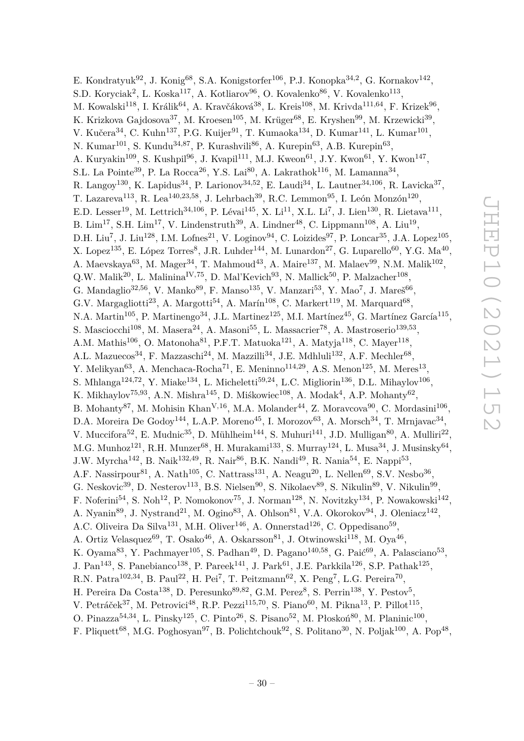E. Kondratyuk[92], J. Konig[68], S.A. Konigstorfer[106], P.J. Konopka[34,2], G. Kornakov[142], S.D. Koryciak[2], L. Koska[117], A. Kotliarov[96], O. Kovalenko[86], V. Kovalenko[113], M. Kowalski[118], I. Králik[64], A. Kravčáková[38], L. Kreis[108], M. Krivda[111,64], F. Krizek[96], K. Krizkova Gajdosova[37], M. Kroesen[105], M. Krüger[68], E. Kryshen[99], M. Krzewicki[39], V. Kučera[34], C. Kuhn[137], P.G. Kuijer[91], T. Kumaoka[134], D. Kumar[141], L. Kumar[101], N. Kumar[101], S. Kundu[34,87], P. Kurashvili[86], A. Kurepin[63], A.B. Kurepin[63], A. Kuryakin[109], S. Kushpil[96], J. Kvapil[111], M.J. Kweon[61], J.Y. Kwon[61], Y. Kwon[147], S.L. La Pointe[39], P. La Rocca[26], Y.S. Lai[80], A. Lakrathok[116], M. Lamanna[34], R. Langoy[130], K. Lapidus[34], P. Larionov[34,52], E. Laudi[34], L. Lautner[34,106], R. Lavicka[37], T. Lazareva[113], R. Lea[140,23,58], J. Lehrbach[39], R.C. Lemmon[95], I. León Monzón[120], E.D. Lesser[19], M. Lettrich[34,106], P. Lévai[145], X. Li[11], X.L. Li[7], J. Lien[130], R. Lietava[111], B. Lim[17], S.H. Lim[17], V. Lindenstruth[39], A. Lindner[48], C. Lippmann[108], A. Liu[19], D.H. Liu[7], J. Liu[128], I.M. Lofnes[21], V. Loginov[94], C. Loizides[97], P. Loncar[35], J.A. Lopez[105], X. Lopez[135], E. López Torres[8], J.R. Luhder[144], M. Lunardon[27], G. Luparello[60], Y.G. Ma[40], A. Maevskaya[63], M. Mager[34], T. Mahmoud[43], A. Maire[137], M. Malaev[99], N.M. Malik[102], Q.W. Malik[20], L. Malinina[IV,75], D. Mal'Kevich[93], N. Mallick[50], P. Malzacher[108], G. Mandaglio[32,56], V. Manko[89], F. Manso[135], V. Manzari[53], Y. Mao[7], J. Mareš[66], G.V. Margagliotti[23], A. Margotti[54], A. Marín[108], C. Markert[119], M. Marquard[68], N.A. Martin[105], P. Martinengo[34], J.L. Martinez[125], M.I. Martínez[45], G. Martínez García[115], S. Masciocchi[108], M. Masera[24], A. Masoni[55], L. Massacrier[78], A. Mastroserio[139,53], A.M. Mathis[106], O. Matonoha[81], P.F.T. Matuoka[121], A. Matyja[118], C. Mayer[118], A.L. Mazuecos[34], F. Mazzaschi[24], M. Mazzilli[34], J.E. Mdhluli[132], A.F. Mechler[68], Y. Melikyan[63], A. Menchaca-Rocha[71], E. Meninno[114,29], A.S. Menon[125], M. Meres[13], S. Mhlanga[124,72], Y. Miake[134], L. Micheletti[59,24], L.C. Migliorin[136], D.L. Mihaylov[106], K. Mikhaylov[75,93], A.N. Mishra[145], D. Miśkowiec[108], A. Modak[4], A.P. Mohanty[62], B. Mohanty[87], M. Mohisin Khan[V,16], M.A. Molander[44], Z. Moravcova[90], C. Mordasini[106], D.A. Moreira De Godoy[144], L.A.P. Moreno[45], I. Morozov[63], A. Morsch[34], T. Mrnjavac[34], V. Muccifora[52], E. Mudnic[35], D. Mühlheim[144], S. Muhuri[141], J.D. Mulligan[80], A. Mulliri[22], M.G. Munhoz[121], R.H. Munzer[68], H. Murakami[133], S. Murray[124], L. Musa[34], J. Musinsky[64], J.W. Myrcha[142], B. Naik[132,49], R. Nair[86], B.K. Nandi[49], R. Nania[54], E. Nappi[53], A.F. Nassirpour[81], A. Nath[105], C. Nattrass[131], A. Neagu[20], L. Nellen[69], S.V. Nesbo[36], G. Neskovic[39], D. Nesterov[113], B.S. Nielsen[90], S. Nikolaev[89], S. Nikulin[89], V. Nikulin[99], F. Noferini[54], S. Noh[12], P. Nomokonov[75], J. Norman[128], N. Novitzky[134], P. Nowakowski[142], A. Nyanin[89], J. Nystrand[21], M. Ogino[83], A. Ohlson[81], V.A. Okorokov[94], J. Oleniacz[142], A.C. Oliveira Da Silva[131], M.H. Oliver[146], A. Onnerstad[126], C. Oppedisano[59], A. Ortiz Velasquez[69], T. Osako[46], A. Oskarsson[81], J. Otwinowski[118], M. Oya[46], K. Oyama[83], Y. Pachmayer[105], S. Padhan[49], D. Pagano[140,58], G. Paić[69], A. Palasciano[53], J. Pan[143], S. Panebianco[138], P. Pareek[141], J. Park[61], J.E. Parkkila[126], S.P. Pathak[125], R.N. Patra[102,34], B. Paul[22], H. Pei[7], T. Peitzmann[62], X. Peng[7], L.G. Pereira[70], H. Pereira Da Costa[138], D. Peresunko[89,82], G.M. Perez[8], S. Perrin[138], Y. Pestov[5], V. Petráček[37], M. Petrovici[48], R.P. Pezzi[115,70], S. Piano[60], M. Pikna[13], P. Pillot[115], O. Pinazza[54,34], L. Pinsky[125], C. Pinto[26], S. Pisano[52], M. Płoskoń[80], M. Planinic[100], F. Pliquett[68], M.G. Poghosyan[97], B. Polichtchouk[92], S. Politano[30], N. Poljak[100], A. Pop[48],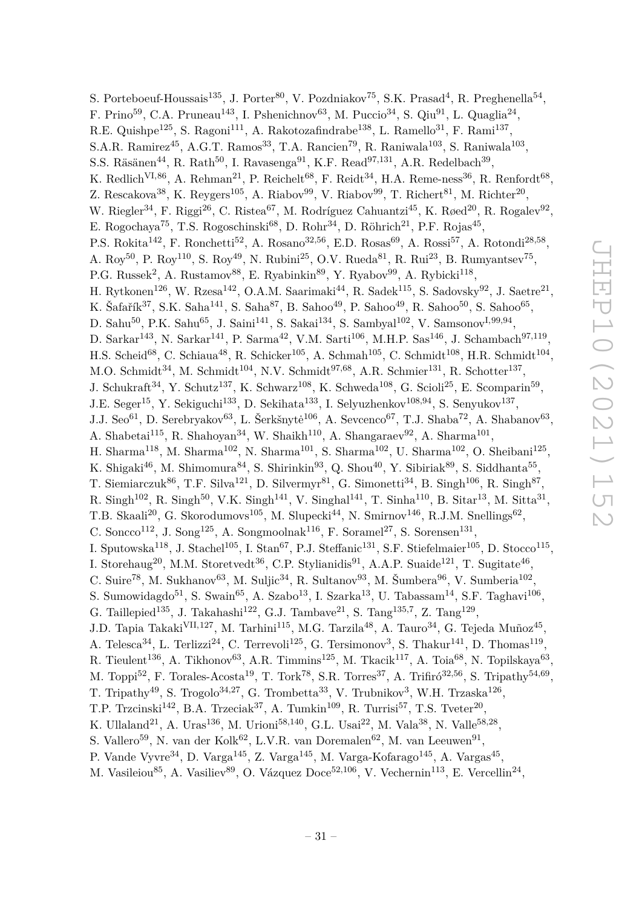S. Porteboeuf-Houssais[135], J. Porter[80], V. Pozdniakov[75], S.K. Prasad[4], R. Preghenella[54], F. Prino[59], C.A. Pruneau[143], I. Pshenichnov[63], M. Puccio[34], S. Qiu[91], L. Quaglia[24], R.E. Quishpe[125], S. Ragoni[111], A. Rakotozafindrabe[138], L. Ramello[31], F. Rami[137], S.A.R. Ramirez[45], A.G.T. Ramos[33], T.A. Rancien[79], R. Raniwala[103], S. Raniwala[103], S.S. Räsänen[44], R. Rath[50], I. Ravasenga[91], K.F. Read[97,131], A.R. Redelbach[39], K. Redlich[VI,86], A. Rehman[21], P. Reichelt[68], F. Reidt[34], H.A. Reme-ness[36], R. Renfordt[68], Z. Rescakova[38], K. Reygers[105], A. Riabov[99], V. Riabov[99], T. Richert[81], M. Richter[20], W. Riegler[34], F. Riggi[26], C. Ristea[67], M. Rodríguez Cahuantzi[45], K. Røed[20], R. Rogalev[92], E. Rogochaya[75], T.S. Rogoschinski[68], D. Rohr[34], D. Röhrich[21], P.F. Rojas[45], P.S. Rokita[142], F. Ronchetti[52], A. Rosano[32,56], E.D. Rosas[69], A. Rossi[57], A. Rotondi[28,58], A. Roy[50], P. Roy[110], S. Roy[49], N. Rubini[25], O.V. Rueda[81], R. Rui[23], B. Rumyantsev[75], P.G. Russek[2], A. Rustamov[88], E. Ryabinkin[89], Y. Ryabov[99], A. Rybicki[118], H. Rytkonen[126], W. Rzesa[142], O.A.M. Saarimaki[44], R. Sadek[115], S. Sadovsky[92], J. Saetre[21], K. Šafařík[37], S.K. Saha[141], S. Saha[87], B. Sahoo[49], P. Sahoo[49], R. Sahoo[50], S. Sahoo[65], D. Sahu[50], P.K. Sahu[65], J. Saini[141], S. Sakai[134], S. Sambyal[102], V. Samsonov[I,99,94], D. Sarkar[143], N. Sarkar[141], P. Sarma[42], V.M. Sarti[106], M.H.P. Sas[146], J. Schambach[97,119], H.S. Scheid[68], C. Schiaua[48], R. Schicker[105], A. Schmah[105], C. Schmidt[108], H.R. Schmidt[104], M.O. Schmidt[34], M. Schmidt[104], N.V. Schmidt[97,68], A.R. Schmier[131], R. Schotter[137], J. Schukraft[34], Y. Schutz[137], K. Schwarz[108], K. Schweda[108], G. Scioli[25], E. Scomparin[59], J.E. Seger[15], Y. Sekiguchi[133], D. Sekihata[133], I. Selyuzhenkov[108,94], S. Senyukov[137], J.J. Seo[61], D. Serebryakov[63], L. Šerkšnytė[106], A. Sevcenco[67], T.J. Shaba[72], A. Shabanov[63], A. Shabetai[115], R. Shahoyan[34], W. Shaikh[110], A. Shangaraev[92], A. Sharma[101], H. Sharma[118], M. Sharma[102], N. Sharma[101], S. Sharma[102], U. Sharma[102], O. Sheibani[125], K. Shigaki[46], M. Shimomura[84], S. Shirinkin[93], Q. Shou[40], Y. Sibiriak[89], S. Siddhanta[55], T. Siemiarczuk[86], T.F. Silva[121], D. Silvermyr[81], G. Simonetti[34], B. Singh[106], R. Singh[87], R. Singh[102], R. Singh[50], V.K. Singh[141], V. Singhal[141], T. Sinha[110], B. Sitar[13], M. Sitta[31], T.B. Skaali[20], G. Skorodumovs[105], M. Slupecki[44], N. Smirnov[146], R.J.M. Snellings[62], C. Soncco[112], J. Song[125], A. Songmoolnak[116], F. Soramel[27], S. Sorensen[131], I. Sputowska[118], J. Stachel[105], I. Stan[67], P.J. Steffanic[131], S.F. Stiefelmaier[105], D. Stocco[115], I. Storehaug[20], M.M. Storetvedt[36], C.P. Stylianidis[91], A.A.P. Suaide[121], T. Sugitate[46], C. Suire[78], M. Sukhanov[63], M. Suljic[34], R. Sultanov[93], M. Šumbera[96], V. Sumberia[102], S. Sumowidagdo[51], S. Swain[65], A. Szabo[13], I. Szarka[13], U. Tabassam[14], S.F. Taghavi[106], G. Taillepied[135], J. Takahashi[122], G.J. Tambave[21], S. Tang[135,7], Z. Tang[129], J.D. Tapia Takaki[VII,127], M. Tarhini[115], M.G. Tarzila[48], A. Tauro[34], G. Tejeda Muñoz[45], A. Telesca[34], L. Terlizzi[24], C. Terrevoli[125], G. Tersimonov[3], S. Thakur[141], D. Thomas[119], R. Tieulent[136], A. Tikhonov[63], A.R. Timmins[125], M. Tkacik[117], A. Toia[68], N. Topilskaya[63], M. Toppi[52], F. Torales-Acosta[19], T. Tork[78], S.R. Torres[37], A. Trifiró[32,56], S. Tripathy[54,69], T. Tripathy[49], S. Trogolo[34,27], G. Trombetta[33], V. Trubnikov[3], W.H. Trzaska[126], T.P. Trzcinski[142], B.A. Trzeciak[37], A. Tumkin[109], R. Turrisi[57], T.S. Tveter[20], K. Ullaland[21], A. Uras[136], M. Urioni[58,140], G.L. Usai[22], M. Vala[38], N. Valle[58,28], S. Vallero[59], N. van der Kolk[62], L.V.R. van Doremalen[62], M. van Leeuwen[91], P. Vande Vyvre[34], D. Varga[145], Z. Varga[145], M. Varga-Kofarago[145], A. Vargas[45], M. Vasileiou[85], A. Vasiliev[89], O. Vázquez Doce[52,106], V. Vechernin[113], E. Vercellin[24],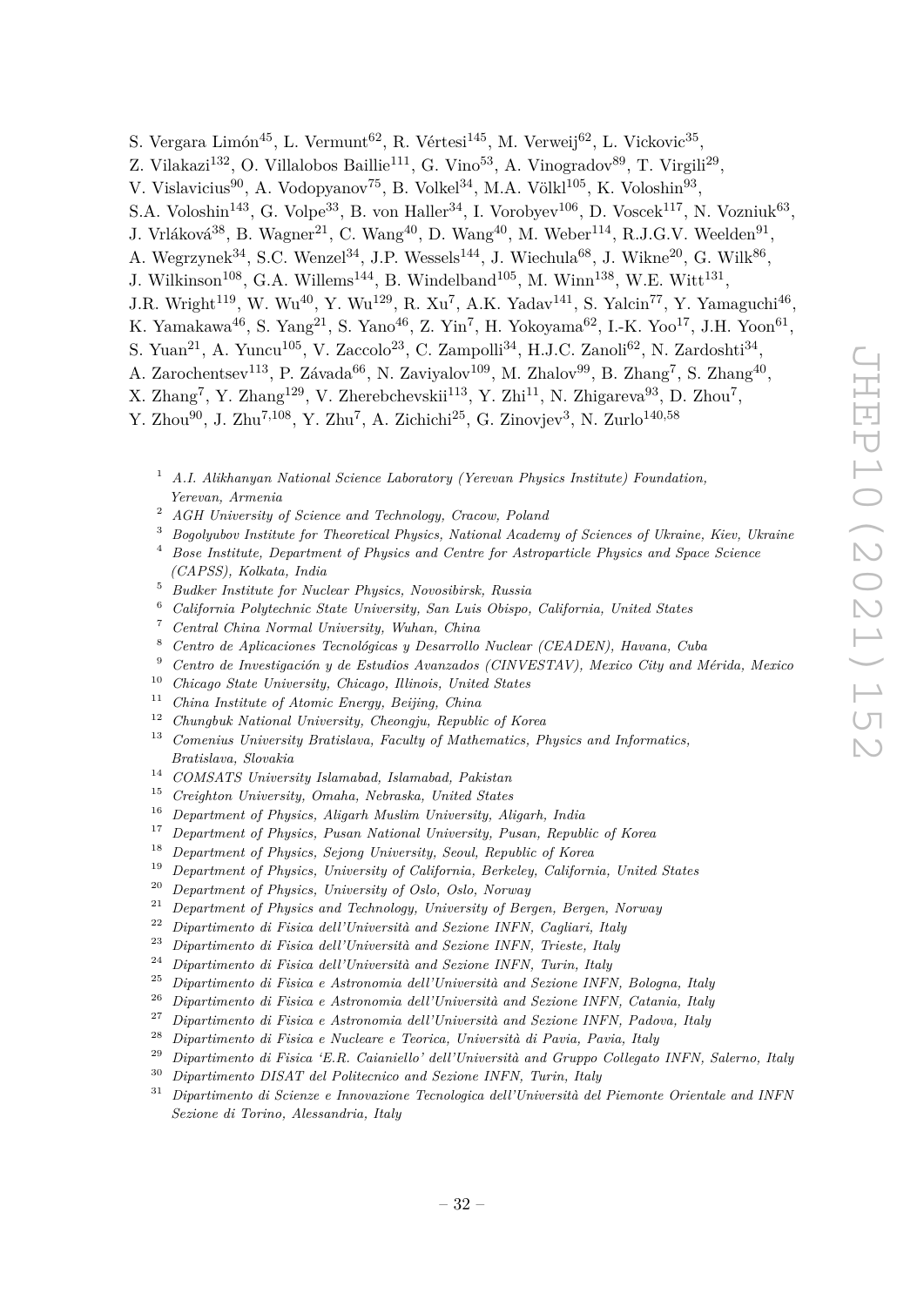S. Vergara Limón[45], L. Vermunt[62], R. Vértesi[145], M. Verweij[62], L. Vickovic[35], Z. Vilakazi[132], O. Villalobos Baillie[111], G. Vino[53], A. Vinogradov[89], T. Virgili[29], V. Vislavicius[90], A. Vodopyanov[75], B. Volkel[34], M.A. Völkl[105], K. Voloshin[93], S.A. Voloshin[143], G. Volpe[33], B. von Haller[34], I. Vorobyev[106], D. Voscek[117], N. Vozniuk[63], J. Vrláková[38], B. Wagner[21], C. Wang[40], D. Wang[40], M. Weber[114], R.J.G.V. Weelden[91], A. Wegrzynek[34], S.C. Wenzel[34], J.P. Wessels[144], J. Wiechula[68], J. Wikne[20], G. Wilk[86], J. Wilkinson[108], G.A. Willems[144], B. Windelband[105], M. Winn[138], W.E. Witt[131], J.R. Wright[119], W. Wu[40], Y. Wu[129], R. Xu[7], A.K. Yadav[141], S. Yalcin[77], Y. Yamaguchi[46], K. Yamakawa[46], S. Yang[21], S. Yano[46], Z. Yin[7], H. Yokoyama[62], I.-K. Yoo[17], J.H. Yoon[61], S. Yuan[21], A. Yuncu[105], V. Zaccolo[23], C. Zampolli[34], H.J.C. Zanoli[62], N. Zardoshti[34], A. Zarochentsev[113], P. Závada[66], N. Zaviyalov[109], M. Zhalov[99], B. Zhang[7], S. Zhang[40], X. Zhang[7], Y. Zhang[129], V. Zherebchevskii[113], Y. Zhi[11], N. Zhigareva[93], D. Zhou[7], Y. Zhou[90], J. Zhu[7,108], Y. Zhu[7], A. Zichichi[25], G. Zinovjev[3], N. Zurlo[140,58]

[1] *A.I. Alikhanyan National Science Laboratory (Yerevan Physics Institute) Foundation, Yerevan, Armenia*

[2] *AGH University of Science and Technology, Cracow, Poland*

[3] *Bogolyubov Institute for Theoretical Physics, National Academy of Sciences of Ukraine, Kiev, Ukraine*

[4] *Bose Institute, Department of Physics and Centre for Astroparticle Physics and Space Science (CAPSS), Kolkata, India*

[5] *Budker Institute for Nuclear Physics, Novosibirsk, Russia*

[6] *California Polytechnic State University, San Luis Obispo, California, United States*

[7] *Central China Normal University, Wuhan, China*

[8] *Centro de Aplicaciones Tecnológicas y Desarrollo Nuclear (CEADEN), Havana, Cuba*

[9] *Centro de Investigación y de Estudios Avanzados (CINVESTAV), Mexico City and Mérida, Mexico*

[10] *Chicago State University, Chicago, Illinois, United States*

[11] *China Institute of Atomic Energy, Beijing, China*

[12] *Chungbuk National University, Cheongju, Republic of Korea*

[13] *Comenius University Bratislava, Faculty of Mathematics, Physics and Informatics, Bratislava, Slovakia*

[14] *COMSATS University Islamabad, Islamabad, Pakistan*

[15] *Creighton University, Omaha, Nebraska, United States*

[16] *Department of Physics, Aligarh Muslim University, Aligarh, India*

[17] *Department of Physics, Pusan National University, Pusan, Republic of Korea*

[18] *Department of Physics, Sejong University, Seoul, Republic of Korea*

[19] *Department of Physics, University of California, Berkeley, California, United States*

[20] *Department of Physics, University of Oslo, Oslo, Norway*

[21] *Department of Physics and Technology, University of Bergen, Bergen, Norway*

[22] *Dipartimento di Fisica dell'Università and Sezione INFN, Cagliari, Italy*

[23] *Dipartimento di Fisica dell'Università and Sezione INFN, Trieste, Italy*

[24] *Dipartimento di Fisica dell'Università and Sezione INFN, Turin, Italy*

[25] *Dipartimento di Fisica e Astronomia dell'Università and Sezione INFN, Bologna, Italy*

[26] *Dipartimento di Fisica e Astronomia dell'Università and Sezione INFN, Catania, Italy*

[27] *Dipartimento di Fisica e Astronomia dell'Università and Sezione INFN, Padova, Italy*

[28] *Dipartimento di Fisica e Nucleare e Teorica, Università di Pavia, Pavia, Italy*

[29] *Dipartimento di Fisica 'E.R. Caianiello' dell'Università and Gruppo Collegato INFN, Salerno, Italy*

[30] *Dipartimento DISAT del Politecnico and Sezione INFN, Turin, Italy*

[31] *Dipartimento di Scienze e Innovazione Tecnologica dell'Università del Piemonte Orientale and INFN Sezione di Torino, Alessandria, Italy*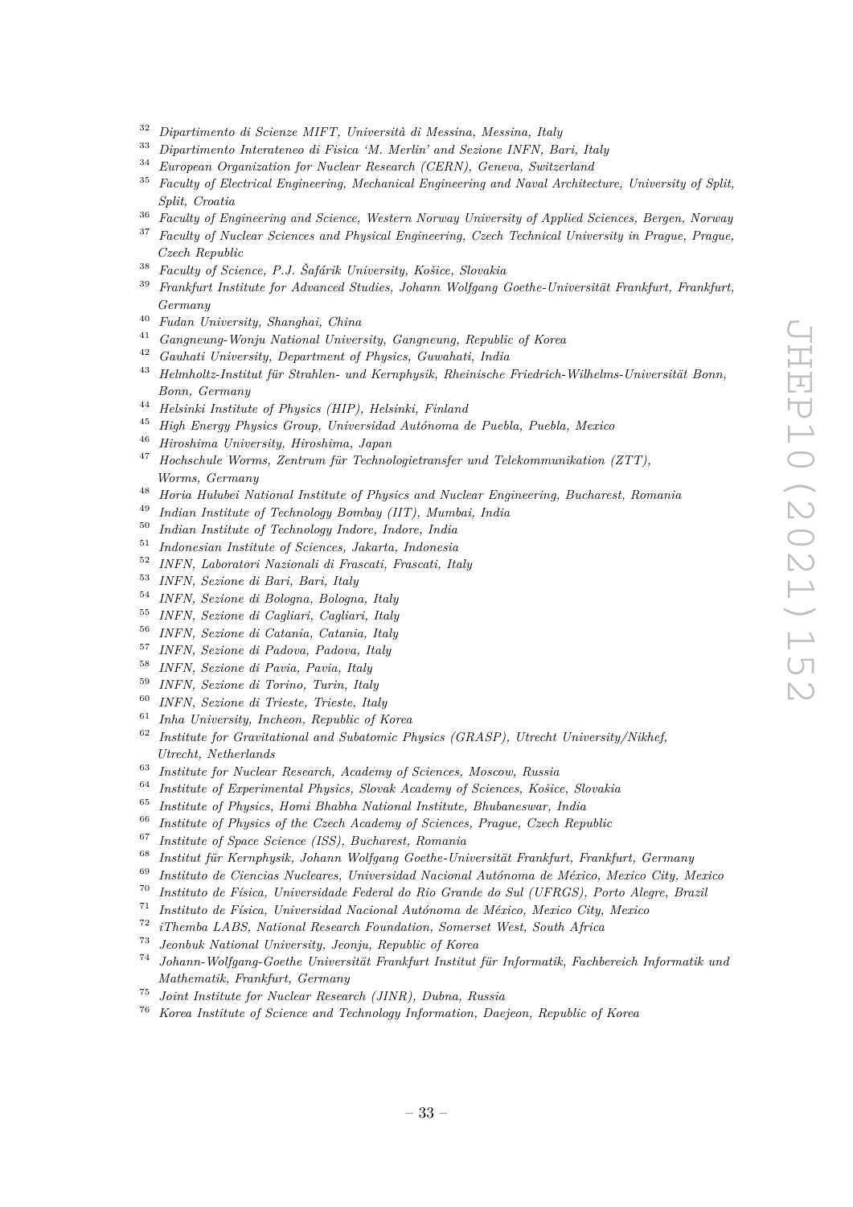[32] *Dipartimento di Scienze MIFT, Università di Messina, Messina, Italy*
[33] *Dipartimento Interateneo di Fisica 'M. Merlin' and Sezione INFN, Bari, Italy*
[34] *European Organization for Nuclear Research (CERN), Geneva, Switzerland*
[35] *Faculty of Electrical Engineering, Mechanical Engineering and Naval Architecture, University of Split, Split, Croatia*
[36] *Faculty of Engineering and Science, Western Norway University of Applied Sciences, Bergen, Norway*
[37] *Faculty of Nuclear Sciences and Physical Engineering, Czech Technical University in Prague, Prague, Czech Republic*
[38] *Faculty of Science, P.J. Šafárik University, Košice, Slovakia*
[39] *Frankfurt Institute for Advanced Studies, Johann Wolfgang Goethe-Universität Frankfurt, Frankfurt, Germany*
[40] *Fudan University, Shanghai, China*
[41] *Gangneung-Wonju National University, Gangneung, Republic of Korea*
[42] *Gauhati University, Department of Physics, Guwahati, India*
[43] *Helmholtz-Institut für Strahlen- und Kernphysik, Rheinische Friedrich-Wilhelms-Universität Bonn, Bonn, Germany*
[44] *Helsinki Institute of Physics (HIP), Helsinki, Finland*
[45] *High Energy Physics Group, Universidad Autónoma de Puebla, Puebla, Mexico*
[46] *Hiroshima University, Hiroshima, Japan*
[47] *Hochschule Worms, Zentrum für Technologietransfer und Telekommunikation (ZTT), Worms, Germany*
[48] *Horia Hulubei National Institute of Physics and Nuclear Engineering, Bucharest, Romania*
[49] *Indian Institute of Technology Bombay (IIT), Mumbai, India*
[50] *Indian Institute of Technology Indore, Indore, India*
[51] *Indonesian Institute of Sciences, Jakarta, Indonesia*
[52] *INFN, Laboratori Nazionali di Frascati, Frascati, Italy*
[53] *INFN, Sezione di Bari, Bari, Italy*
[54] *INFN, Sezione di Bologna, Bologna, Italy*
[55] *INFN, Sezione di Cagliari, Cagliari, Italy*
[56] *INFN, Sezione di Catania, Catania, Italy*
[57] *INFN, Sezione di Padova, Padova, Italy*
[58] *INFN, Sezione di Pavia, Pavia, Italy*
[59] *INFN, Sezione di Torino, Turin, Italy*
[60] *INFN, Sezione di Trieste, Trieste, Italy*
[61] *Inha University, Incheon, Republic of Korea*
[62] *Institute for Gravitational and Subatomic Physics (GRASP), Utrecht University/Nikhef, Utrecht, Netherlands*
[63] *Institute for Nuclear Research, Academy of Sciences, Moscow, Russia*
[64] *Institute of Experimental Physics, Slovak Academy of Sciences, Košice, Slovakia*
[65] *Institute of Physics, Homi Bhabha National Institute, Bhubaneswar, India*
[66] *Institute of Physics of the Czech Academy of Sciences, Prague, Czech Republic*
[67] *Institute of Space Science (ISS), Bucharest, Romania*
[68] *Institut für Kernphysik, Johann Wolfgang Goethe-Universität Frankfurt, Frankfurt, Germany*
[69] *Instituto de Ciencias Nucleares, Universidad Nacional Autónoma de México, Mexico City, Mexico*
[70] *Instituto de Física, Universidade Federal do Rio Grande do Sul (UFRGS), Porto Alegre, Brazil*
[71] *Instituto de Física, Universidad Nacional Autónoma de México, Mexico City, Mexico*
[72] *iThemba LABS, National Research Foundation, Somerset West, South Africa*
[73] *Jeonbuk National University, Jeonju, Republic of Korea*
[74] *Johann-Wolfgang-Goethe Universität Frankfurt Institut für Informatik, Fachbereich Informatik und Mathematik, Frankfurt, Germany*
[75] *Joint Institute for Nuclear Research (JINR), Dubna, Russia*
[76] *Korea Institute of Science and Technology Information, Daejeon, Republic of Korea*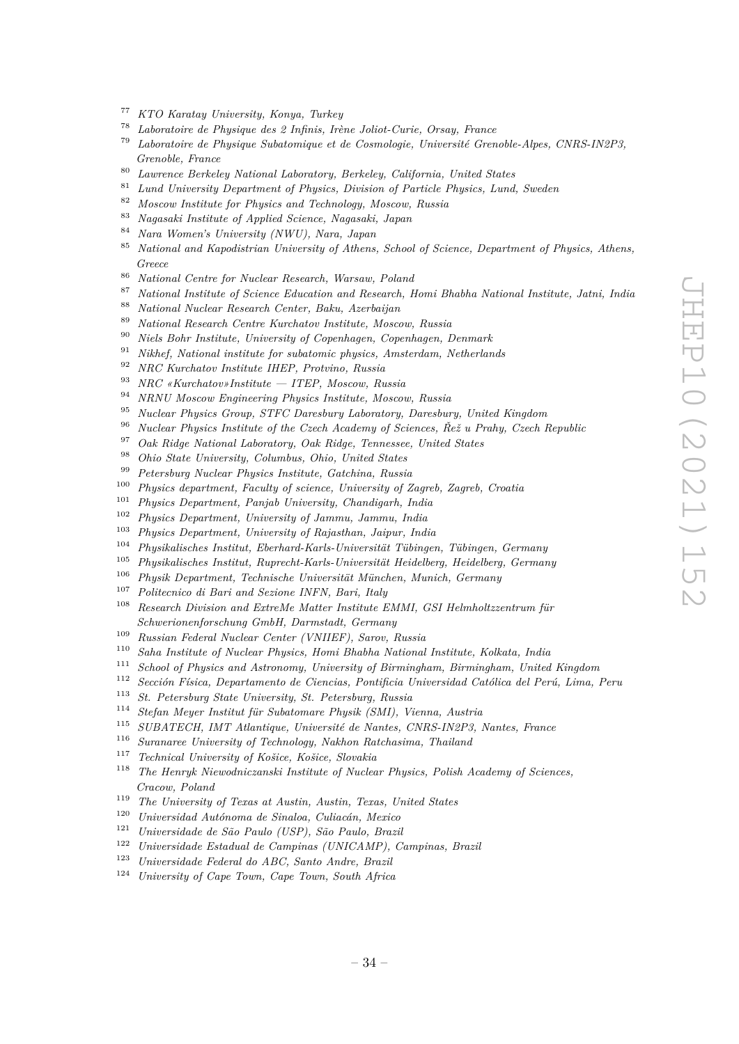[77] *KTO Karatay University, Konya, Turkey*
[78] *Laboratoire de Physique des 2 Infinis, Irène Joliot-Curie, Orsay, France*
[79] *Laboratoire de Physique Subatomique et de Cosmologie, Université Grenoble-Alpes, CNRS-IN2P3, Grenoble, France*
[80] *Lawrence Berkeley National Laboratory, Berkeley, California, United States*
[81] *Lund University Department of Physics, Division of Particle Physics, Lund, Sweden*
[82] *Moscow Institute for Physics and Technology, Moscow, Russia*
[83] *Nagasaki Institute of Applied Science, Nagasaki, Japan*
[84] *Nara Women's University (NWU), Nara, Japan*
[85] *National and Kapodistrian University of Athens, School of Science, Department of Physics, Athens, Greece*
[86] *National Centre for Nuclear Research, Warsaw, Poland*
[87] *National Institute of Science Education and Research, Homi Bhabha National Institute, Jatni, India*
[88] *National Nuclear Research Center, Baku, Azerbaijan*
[89] *National Research Centre Kurchatov Institute, Moscow, Russia*
[90] *Niels Bohr Institute, University of Copenhagen, Copenhagen, Denmark*
[91] *Nikhef, National institute for subatomic physics, Amsterdam, Netherlands*
[92] *NRC Kurchatov Institute IHEP, Protvino, Russia*
[93] *NRC «Kurchatov»Institute — ITEP, Moscow, Russia*
[94] *NRNU Moscow Engineering Physics Institute, Moscow, Russia*
[95] *Nuclear Physics Group, STFC Daresbury Laboratory, Daresbury, United Kingdom*
[96] *Nuclear Physics Institute of the Czech Academy of Sciences, Řež u Prahy, Czech Republic*
[97] *Oak Ridge National Laboratory, Oak Ridge, Tennessee, United States*
[98] *Ohio State University, Columbus, Ohio, United States*
[99] *Petersburg Nuclear Physics Institute, Gatchina, Russia*
[100] *Physics department, Faculty of science, University of Zagreb, Zagreb, Croatia*
[101] *Physics Department, Panjab University, Chandigarh, India*
[102] *Physics Department, University of Jammu, Jammu, India*
[103] *Physics Department, University of Rajasthan, Jaipur, India*
[104] *Physikalisches Institut, Eberhard-Karls-Universität Tübingen, Tübingen, Germany*
[105] *Physikalisches Institut, Ruprecht-Karls-Universität Heidelberg, Heidelberg, Germany*
[106] *Physik Department, Technische Universität München, Munich, Germany*
[107] *Politecnico di Bari and Sezione INFN, Bari, Italy*
[108] *Research Division and ExtreMe Matter Institute EMMI, GSI Helmholtzzentrum für Schwerionenforschung GmbH, Darmstadt, Germany*
[109] *Russian Federal Nuclear Center (VNIIEF), Sarov, Russia*
[110] *Saha Institute of Nuclear Physics, Homi Bhabha National Institute, Kolkata, India*
[111] *School of Physics and Astronomy, University of Birmingham, Birmingham, United Kingdom*
[112] *Sección Física, Departamento de Ciencias, Pontificia Universidad Católica del Perú, Lima, Peru*
[113] *St. Petersburg State University, St. Petersburg, Russia*
[114] *Stefan Meyer Institut für Subatomare Physik (SMI), Vienna, Austria*
[115] *SUBATECH, IMT Atlantique, Université de Nantes, CNRS-IN2P3, Nantes, France*
[116] *Suranaree University of Technology, Nakhon Ratchasima, Thailand*
[117] *Technical University of Košice, Košice, Slovakia*
[118] *The Henryk Niewodniczanski Institute of Nuclear Physics, Polish Academy of Sciences, Cracow, Poland*
[119] *The University of Texas at Austin, Austin, Texas, United States*
[120] *Universidad Autónoma de Sinaloa, Culiacán, Mexico*
[121] *Universidade de São Paulo (USP), São Paulo, Brazil*
[122] *Universidade Estadual de Campinas (UNICAMP), Campinas, Brazil*
[123] *Universidade Federal do ABC, Santo Andre, Brazil*
[124] *University of Cape Town, Cape Town, South Africa*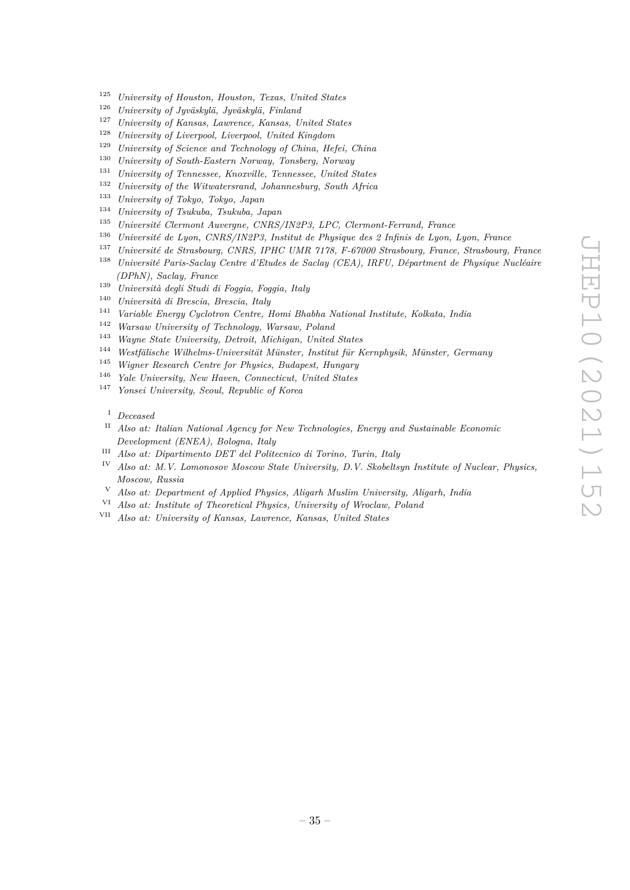[125] *University of Houston, Houston, Texas, United States*  
[126] *University of Jyväskylä, Jyväskylä, Finland*  
[127] *University of Kansas, Lawrence, Kansas, United States*  
[128] *University of Liverpool, Liverpool, United Kingdom*  
[129] *University of Science and Technology of China, Hefei, China*  
[130] *University of South-Eastern Norway, Tonsberg, Norway*  
[131] *University of Tennessee, Knoxville, Tennessee, United States*  
[132] *University of the Witwatersrand, Johannesburg, South Africa*  
[133] *University of Tokyo, Tokyo, Japan*  
[134] *University of Tsukuba, Tsukuba, Japan*  
[135] *Université Clermont Auvergne, CNRS/IN2P3, LPC, Clermont-Ferrand, France*  
[136] *Université de Lyon, CNRS/IN2P3, Institut de Physique des 2 Infinis de Lyon, Lyon, France*  
[137] *Université de Strasbourg, CNRS, IPHC UMR 7178, F-67000 Strasbourg, France, Strasbourg, France*  
[138] *Université Paris-Saclay Centre d'Etudes de Saclay (CEA), IRFU, Départment de Physique Nucléaire (DPhN), Saclay, France*  
[139] *Università degli Studi di Foggia, Foggia, Italy*  
[140] *Università di Brescia, Brescia, Italy*  
[141] *Variable Energy Cyclotron Centre, Homi Bhabha National Institute, Kolkata, India*  
[142] *Warsaw University of Technology, Warsaw, Poland*  
[143] *Wayne State University, Detroit, Michigan, United States*  
[144] *Westfälische Wilhelms-Universität Münster, Institut für Kernphysik, Münster, Germany*  
[145] *Wigner Research Centre for Physics, Budapest, Hungary*  
[146] *Yale University, New Haven, Connecticut, United States*  
[147] *Yonsei University, Seoul, Republic of Korea*

[I] *Deceased*  
[II] *Also at: Italian National Agency for New Technologies, Energy and Sustainable Economic Development (ENEA), Bologna, Italy*  
[III] *Also at: Dipartimento DET del Politecnico di Torino, Turin, Italy*  
[IV] *Also at: M.V. Lomonosov Moscow State University, D.V. Skobeltsyn Institute of Nuclear, Physics, Moscow, Russia*  
[V] *Also at: Department of Applied Physics, Aligarh Muslim University, Aligarh, India*  
[VI] *Also at: Institute of Theoretical Physics, University of Wroclaw, Poland*  
[VII] *Also at: University of Kansas, Lawrence, Kansas, United States*